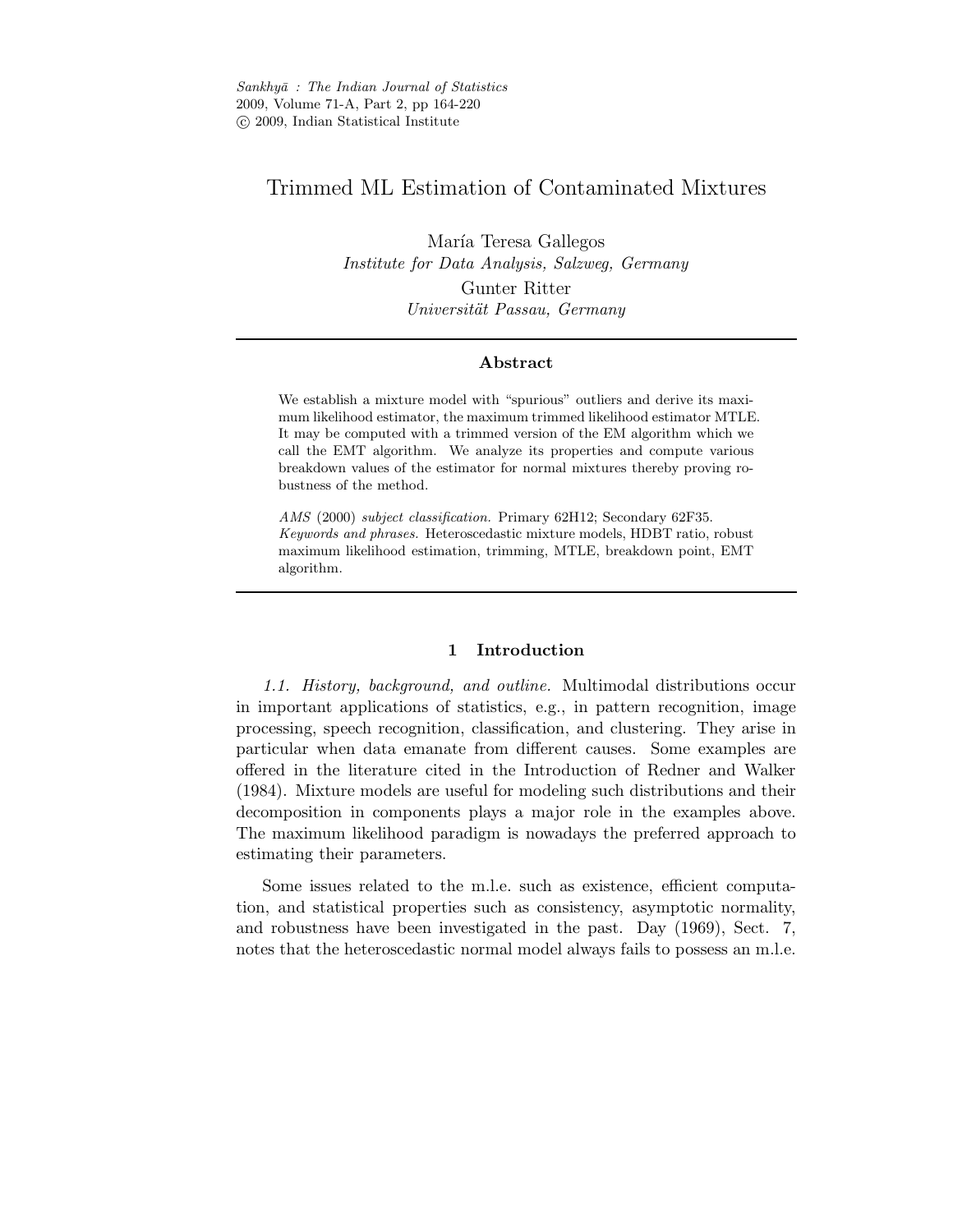# Trimmed ML Estimation of Contaminated Mixtures

María Teresa Gallegos
*Institute for Data Analysis, Salzweg, Germany*

Gunter Ritter
*Universität Passau, Germany*

---

### Abstract

We establish a mixture model with "spurious" outliers and derive its maximum likelihood estimator, the maximum trimmed likelihood estimator MTLE. It may be computed with a trimmed version of the EM algorithm which we call the EMT algorithm. We analyze its properties and compute various breakdown values of the estimator for normal mixtures thereby proving robustness of the method.

*AMS* (2000) *subject classification.* Primary 62H12; Secondary 62F35.
*Keywords and phrases.* Heteroscedastic mixture models, HDBT ratio, robust maximum likelihood estimation, trimming, MTLE, breakdown point, EMT algorithm.

---

## 1 Introduction

*1.1. History, background, and outline.* Multimodal distributions occur in important applications of statistics, e.g., in pattern recognition, image processing, speech recognition, classification, and clustering. They arise in particular when data emanate from different causes. Some examples are offered in the literature cited in the Introduction of Redner and Walker (1984). Mixture models are useful for modeling such distributions and their decomposition in components plays a major role in the examples above. The maximum likelihood paradigm is nowadays the preferred approach to estimating their parameters.

Some issues related to the m.l.e. such as existence, efficient computation, and statistical properties such as consistency, asymptotic normality, and robustness have been investigated in the past. Day (1969), Sect. 7, notes that the heteroscedastic normal model always fails to possess an m.l.e.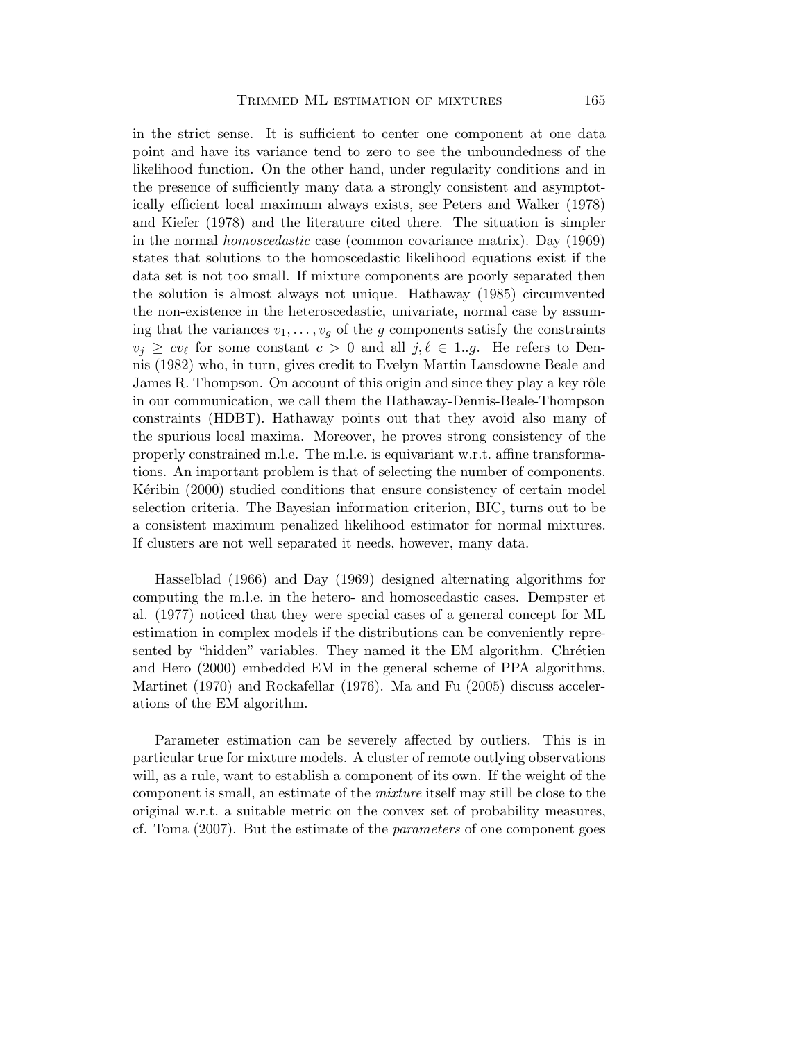in the strict sense. It is sufficient to center one component at one data point and have its variance tend to zero to see the unboundedness of the likelihood function. On the other hand, under regularity conditions and in the presence of sufficiently many data a strongly consistent and asymptotically efficient local maximum always exists, see Peters and Walker (1978) and Kiefer (1978) and the literature cited there. The situation is simpler in the normal *homoscedastic* case (common covariance matrix). Day (1969) states that solutions to the homoscedastic likelihood equations exist if the data set is not too small. If mixture components are poorly separated then the solution is almost always not unique. Hathaway (1985) circumvented the non-existence in the heteroscedastic, univariate, normal case by assuming that the variances $v_1, \ldots, v_g$ of the $g$ components satisfy the constraints $v_j \geq c v_\ell$ for some constant $c > 0$ and all $j, \ell \in 1..g$. He refers to Dennis (1982) who, in turn, gives credit to Evelyn Martin Lansdowne Beale and James R. Thompson. On account of this origin and since they play a key rôle in our communication, we call them the Hathaway-Dennis-Beale-Thompson constraints (HDBT). Hathaway points out that they avoid also many of the spurious local maxima. Moreover, he proves strong consistency of the properly constrained m.l.e. The m.l.e. is equivariant w.r.t. affine transformations. An important problem is that of selecting the number of components. Kéribin (2000) studied conditions that ensure consistency of certain model selection criteria. The Bayesian information criterion, BIC, turns out to be a consistent maximum penalized likelihood estimator for normal mixtures. If clusters are not well separated it needs, however, many data.

Hasselblad (1966) and Day (1969) designed alternating algorithms for computing the m.l.e. in the hetero- and homoscedastic cases. Dempster et al. (1977) noticed that they were special cases of a general concept for ML estimation in complex models if the distributions can be conveniently represented by "hidden" variables. They named it the EM algorithm. Chrétien and Hero (2000) embedded EM in the general scheme of PPA algorithms, Martinet (1970) and Rockafellar (1976). Ma and Fu (2005) discuss accelerations of the EM algorithm.

Parameter estimation can be severely affected by outliers. This is in particular true for mixture models. A cluster of remote outlying observations will, as a rule, want to establish a component of its own. If the weight of the component is small, an estimate of the *mixture* itself may still be close to the original w.r.t. a suitable metric on the convex set of probability measures, cf. Toma (2007). But the estimate of the *parameters* of one component goes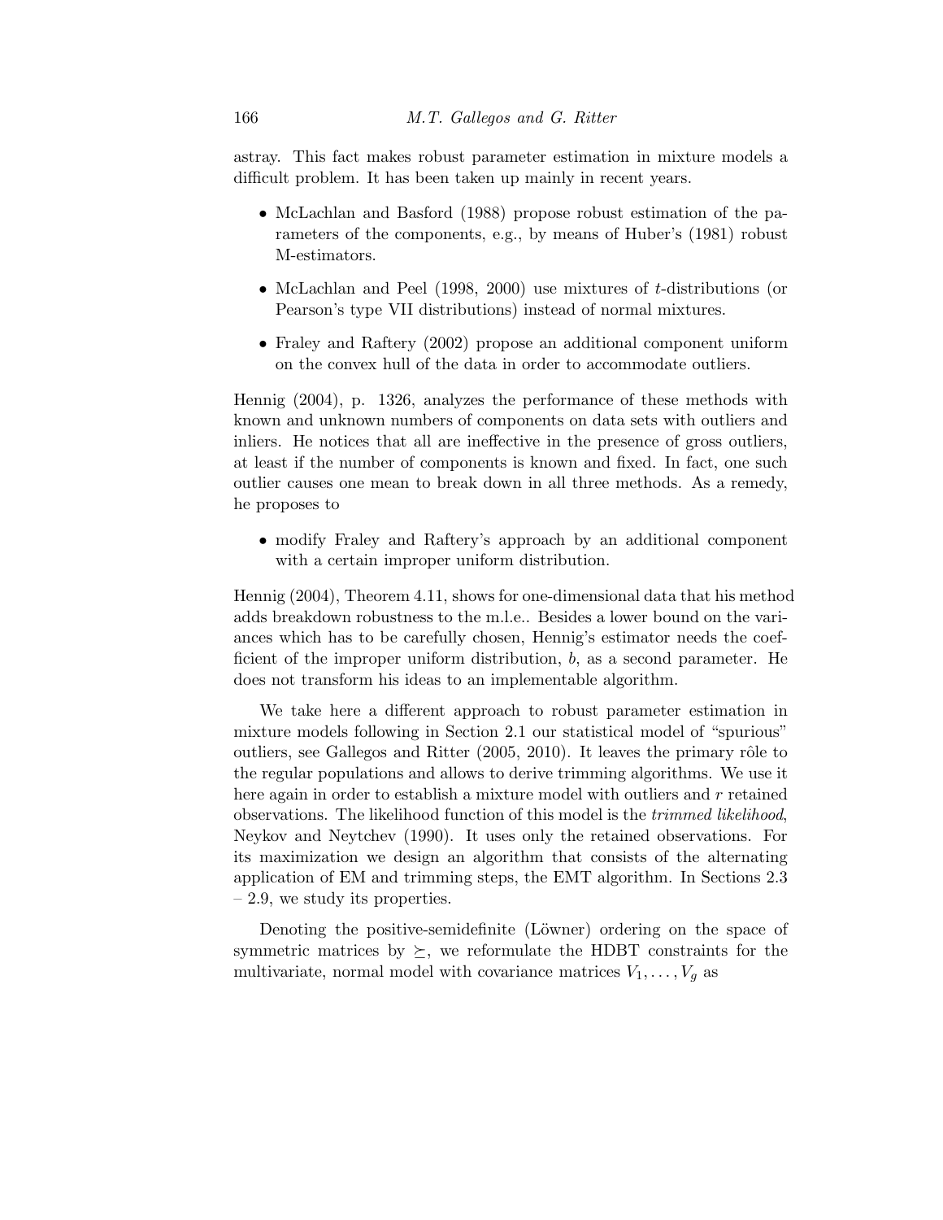astray. This fact makes robust parameter estimation in mixture models a difficult problem. It has been taken up mainly in recent years.

- McLachlan and Basford (1988) propose robust estimation of the parameters of the components, e.g., by means of Huber's (1981) robust M-estimators.
- McLachlan and Peel (1998, 2000) use mixtures of $t$-distributions (or Pearson's type VII distributions) instead of normal mixtures.
- Fraley and Raftery (2002) propose an additional component uniform on the convex hull of the data in order to accommodate outliers.

Hennig (2004), p. 1326, analyzes the performance of these methods with known and unknown numbers of components on data sets with outliers and inliers. He notices that all are ineffective in the presence of gross outliers, at least if the number of components is known and fixed. In fact, one such outlier causes one mean to break down in all three methods. As a remedy, he proposes to

- modify Fraley and Raftery's approach by an additional component with a certain improper uniform distribution.

Hennig (2004), Theorem 4.11, shows for one-dimensional data that his method adds breakdown robustness to the m.l.e.. Besides a lower bound on the variances which has to be carefully chosen, Hennig's estimator needs the coefficient of the improper uniform distribution, $b$, as a second parameter. He does not transform his ideas to an implementable algorithm.

We take here a different approach to robust parameter estimation in mixture models following in Section 2.1 our statistical model of "spurious" outliers, see Gallegos and Ritter (2005, 2010). It leaves the primary rôle to the regular populations and allows to derive trimming algorithms. We use it here again in order to establish a mixture model with outliers and $r$ retained observations. The likelihood function of this model is the *trimmed likelihood*, Neykov and Neytchev (1990). It uses only the retained observations. For its maximization we design an algorithm that consists of the alternating application of EM and trimming steps, the EMT algorithm. In Sections 2.3 – 2.9, we study its properties.

Denoting the positive-semidefinite (Löwner) ordering on the space of symmetric matrices by $\succeq$, we reformulate the HDBT constraints for the multivariate, normal model with covariance matrices $V_1, \dots, V_g$ as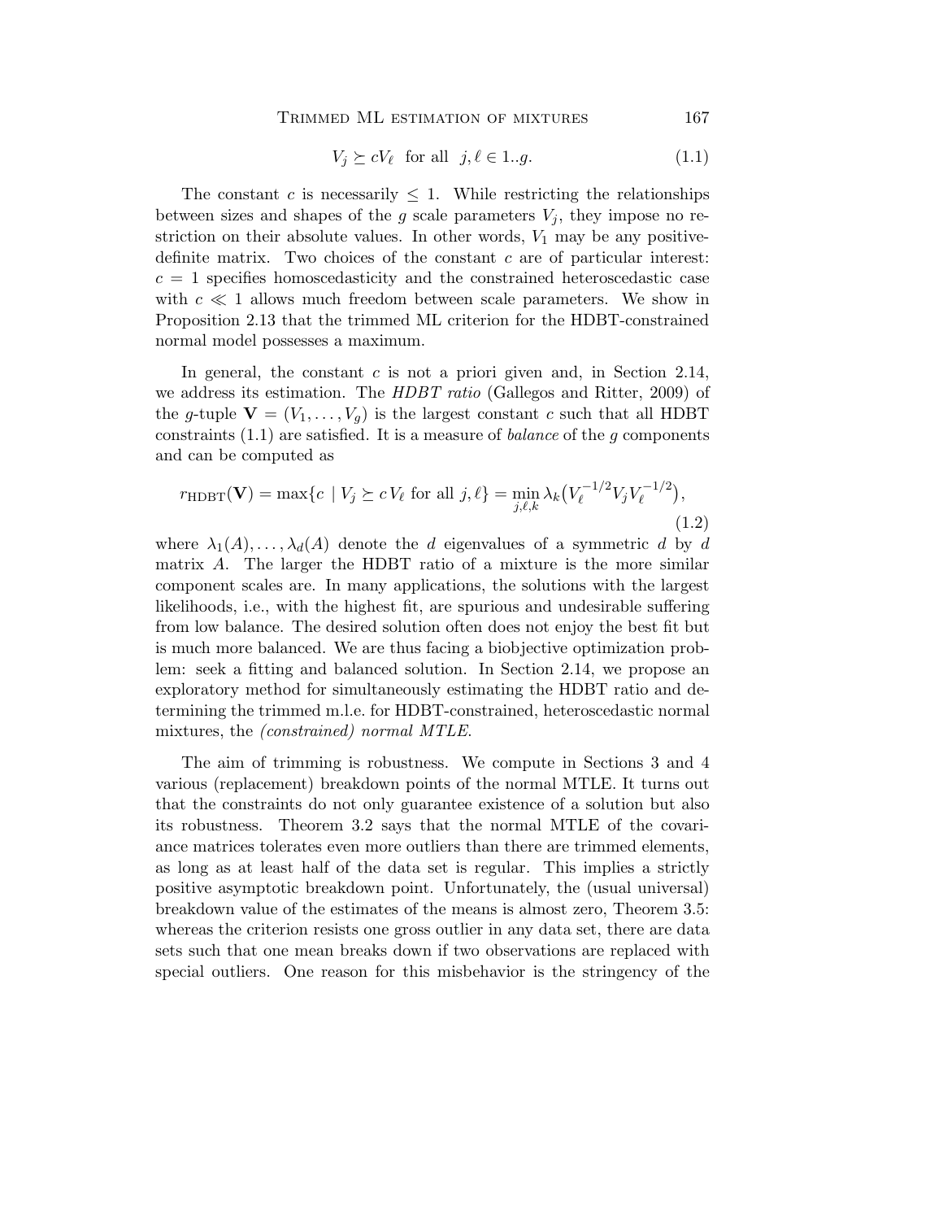$$V_j \succeq cV_\ell \quad \text{for all} \quad j, \ell \in 1..g. \tag{1.1}$$

The constant $c$ is necessarily $\leq 1$. While restricting the relationships between sizes and shapes of the $g$ scale parameters $V_j$, they impose no restriction on their absolute values. In other words, $V_1$ may be any positive-definite matrix. Two choices of the constant $c$ are of particular interest: $c = 1$ specifies homoscedasticity and the constrained heteroscedastic case with $c \ll 1$ allows much freedom between scale parameters. We show in Proposition 2.13 that the trimmed ML criterion for the HDBT-constrained normal model possesses a maximum.

In general, the constant $c$ is not a priori given and, in Section 2.14, we address its estimation. The *HDBT ratio* (Gallegos and Ritter, 2009) of the $g$-tuple $\mathbf{V} = (V_1, \ldots, V_g)$ is the largest constant $c$ such that all HDBT constraints (1.1) are satisfied. It is a measure of *balance* of the $g$ components and can be computed as

$$r_{\mathrm{HDBT}}(\mathbf{V}) = \max\{c \mid V_j \succeq c\, V_\ell \text{ for all } j, \ell\} = \min_{j,\ell,k} \lambda_k\big(V_\ell^{-1/2} V_j V_\ell^{-1/2}\big), \tag{1.2}$$

where $\lambda_1(A), \ldots, \lambda_d(A)$ denote the $d$ eigenvalues of a symmetric $d$ by $d$ matrix $A$. The larger the HDBT ratio of a mixture is the more similar component scales are. In many applications, the solutions with the largest likelihoods, i.e., with the highest fit, are spurious and undesirable suffering from low balance. The desired solution often does not enjoy the best fit but is much more balanced. We are thus facing a biobjective optimization problem: seek a fitting and balanced solution. In Section 2.14, we propose an exploratory method for simultaneously estimating the HDBT ratio and determining the trimmed m.l.e. for HDBT-constrained, heteroscedastic normal mixtures, the *(constrained) normal MTLE*.

The aim of trimming is robustness. We compute in Sections 3 and 4 various (replacement) breakdown points of the normal MTLE. It turns out that the constraints do not only guarantee existence of a solution but also its robustness. Theorem 3.2 says that the normal MTLE of the covariance matrices tolerates even more outliers than there are trimmed elements, as long as at least half of the data set is regular. This implies a strictly positive asymptotic breakdown point. Unfortunately, the (usual universal) breakdown value of the estimates of the means is almost zero, Theorem 3.5: whereas the criterion resists one gross outlier in any data set, there are data sets such that one mean breaks down if two observations are replaced with special outliers. One reason for this misbehavior is the stringency of the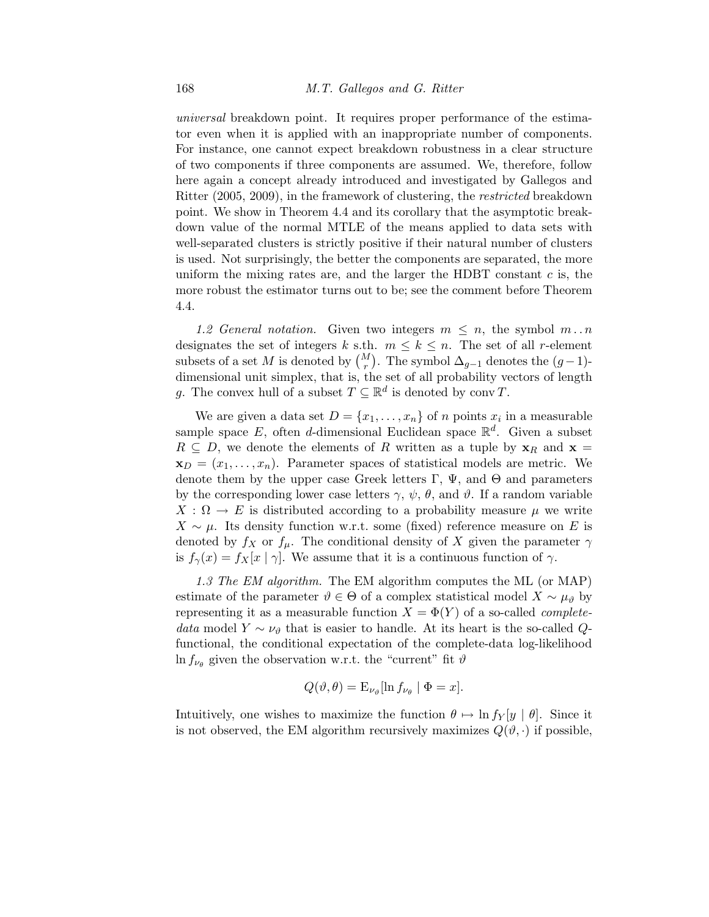*universal* breakdown point. It requires proper performance of the estimator even when it is applied with an inappropriate number of components. For instance, one cannot expect breakdown robustness in a clear structure of two components if three components are assumed. We, therefore, follow here again a concept already introduced and investigated by Gallegos and Ritter (2005, 2009), in the framework of clustering, the *restricted* breakdown point. We show in Theorem 4.4 and its corollary that the asymptotic breakdown value of the normal MTLE of the means applied to data sets with well-separated clusters is strictly positive if their natural number of clusters is used. Not surprisingly, the better the components are separated, the more uniform the mixing rates are, and the larger the HDBT constant $c$ is, the more robust the estimator turns out to be; see the comment before Theorem 4.4.

*1.2 General notation.* Given two integers $m \le n$, the symbol $m\,..\,n$ designates the set of integers $k$ s.th. $m \le k \le n$. The set of all $r$-element subsets of a set $M$ is denoted by $\binom{M}{r}$. The symbol $\Delta_{g-1}$ denotes the $(g-1)$-dimensional unit simplex, that is, the set of all probability vectors of length $g$. The convex hull of a subset $T \subseteq \mathbb{R}^d$ is denoted by $\operatorname{conv} T$.

We are given a data set $D = \{x_1, \ldots, x_n\}$ of $n$ points $x_i$ in a measurable sample space $E$, often $d$-dimensional Euclidean space $\mathbb{R}^d$. Given a subset $R \subseteq D$, we denote the elements of $R$ written as a tuple by $\mathbf{x}_R$ and $\mathbf{x} = \mathbf{x}_D = (x_1, \ldots, x_n)$. Parameter spaces of statistical models are metric. We denote them by the upper case Greek letters $\Gamma$, $\Psi$, and $\Theta$ and parameters by the corresponding lower case letters $\gamma$, $\psi$, $\theta$, and $\vartheta$. If a random variable $X : \Omega \to E$ is distributed according to a probability measure $\mu$ we write $X \sim \mu$. Its density function w.r.t. some (fixed) reference measure on $E$ is denoted by $f_X$ or $f_\mu$. The conditional density of $X$ given the parameter $\gamma$ is $f_\gamma(x) = f_X[x \mid \gamma]$. We assume that it is a continuous function of $\gamma$.

*1.3 The EM algorithm.* The EM algorithm computes the ML (or MAP) estimate of the parameter $\vartheta \in \Theta$ of a complex statistical model $X \sim \mu_\vartheta$ by representing it as a measurable function $X = \Phi(Y)$ of a so-called *complete-data* model $Y \sim \nu_\vartheta$ that is easier to handle. At its heart is the so-called $Q$-functional, the conditional expectation of the complete-data log-likelihood $\ln f_{\nu_\theta}$ given the observation w.r.t. the "current" fit $\vartheta$

$$Q(\vartheta, \theta) = \mathrm{E}_{\nu_\vartheta}[\ln f_{\nu_\theta} \mid \Phi = x].$$

Intuitively, one wishes to maximize the function $\theta \mapsto \ln f_Y[y \mid \theta]$. Since it is not observed, the EM algorithm recursively maximizes $Q(\vartheta, \cdot)$ if possible,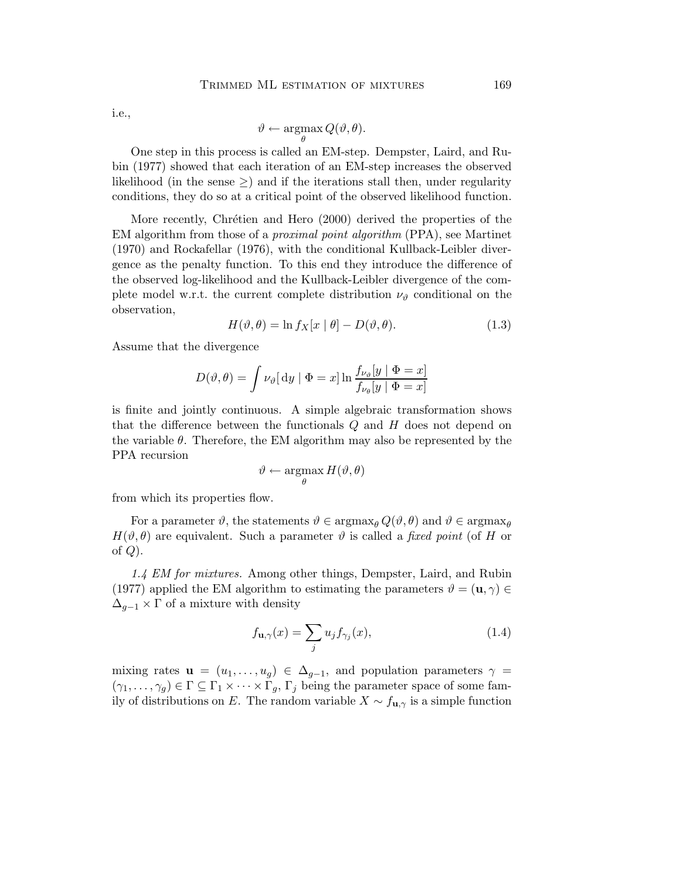i.e.,

$$\vartheta \leftarrow \operatorname*{argmax}_{\theta} Q(\vartheta, \theta).$$

One step in this process is called an EM-step. Dempster, Laird, and Rubin (1977) showed that each iteration of an EM-step increases the observed likelihood (in the sense $\geq$) and if the iterations stall then, under regularity conditions, they do so at a critical point of the observed likelihood function.

More recently, Chrétien and Hero (2000) derived the properties of the EM algorithm from those of a *proximal point algorithm* (PPA), see Martinet (1970) and Rockafellar (1976), with the conditional Kullback-Leibler divergence as the penalty function. To this end they introduce the difference of the observed log-likelihood and the Kullback-Leibler divergence of the complete model w.r.t. the current complete distribution $\nu_\vartheta$ conditional on the observation,

$$H(\vartheta, \theta) = \ln f_X[x \mid \theta] - D(\vartheta, \theta). \tag{1.3}$$

Assume that the divergence

$$D(\vartheta, \theta) = \int \nu_\vartheta[\,\mathrm{d}y \mid \Phi = x] \ln \frac{f_{\nu_\vartheta}[y \mid \Phi = x]}{f_{\nu_\theta}[y \mid \Phi = x]}$$

is finite and jointly continuous. A simple algebraic transformation shows that the difference between the functionals $Q$ and $H$ does not depend on the variable $\theta$. Therefore, the EM algorithm may also be represented by the PPA recursion

$$\vartheta \leftarrow \operatorname*{argmax}_{\theta} H(\vartheta, \theta)$$

from which its properties flow.

For a parameter $\vartheta$, the statements $\vartheta \in \operatorname{argmax}_\theta Q(\vartheta, \theta)$ and $\vartheta \in \operatorname{argmax}_\theta H(\vartheta, \theta)$ are equivalent. Such a parameter $\vartheta$ is called a *fixed point* (of $H$ or of $Q$).

*1.4 EM for mixtures.* Among other things, Dempster, Laird, and Rubin (1977) applied the EM algorithm to estimating the parameters $\vartheta = (\mathbf{u}, \gamma) \in \Delta_{g-1} \times \Gamma$ of a mixture with density

$$f_{\mathbf{u},\gamma}(x) = \sum_j u_j f_{\gamma_j}(x), \tag{1.4}$$

mixing rates $\mathbf{u} = (u_1, \ldots, u_g) \in \Delta_{g-1}$, and population parameters $\gamma = (\gamma_1, \ldots, \gamma_g) \in \Gamma \subseteq \Gamma_1 \times \cdots \times \Gamma_g$, $\Gamma_j$ being the parameter space of some family of distributions on $E$. The random variable $X \sim f_{\mathbf{u},\gamma}$ is a simple function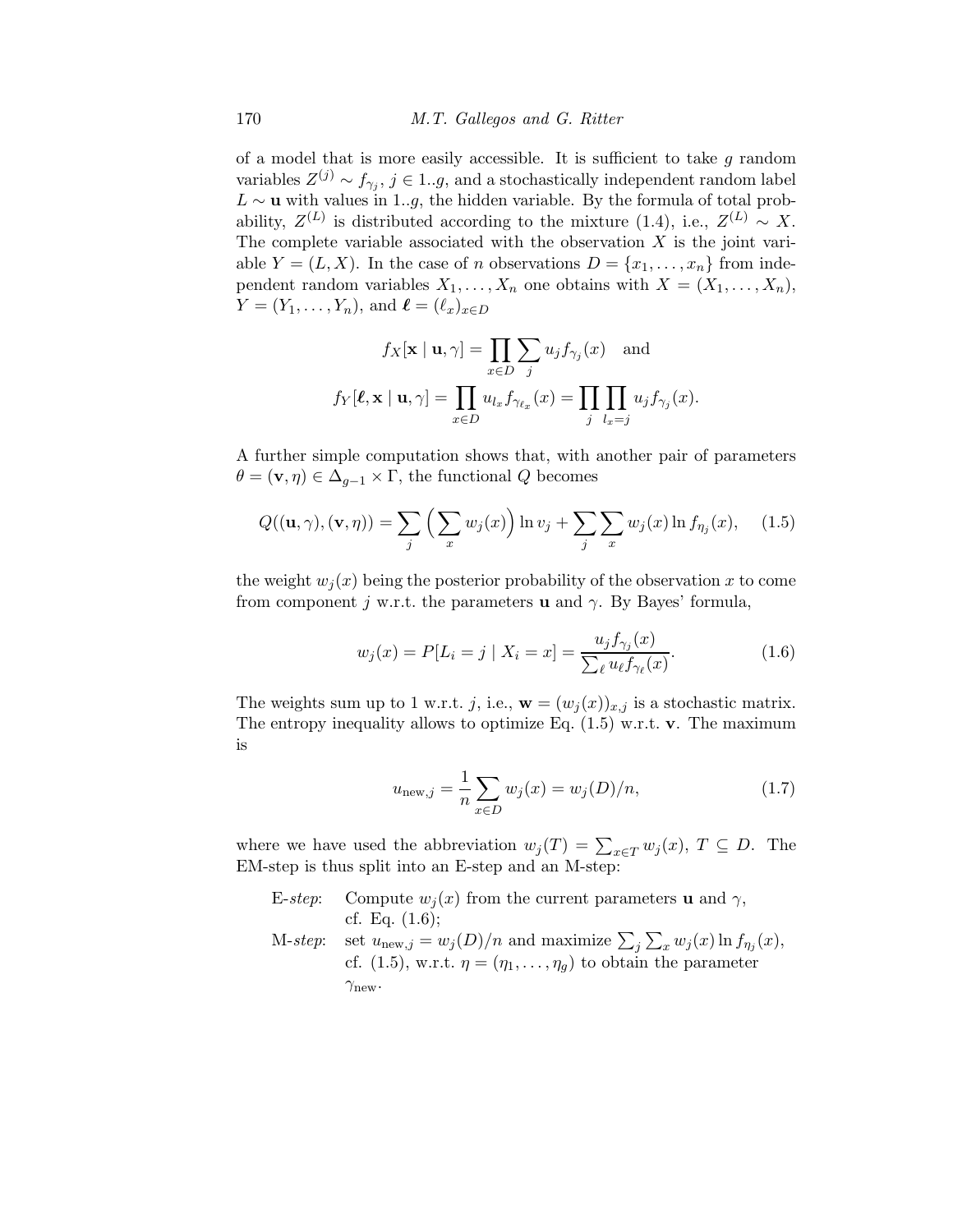of a model that is more easily accessible. It is sufficient to take $g$ random variables $Z^{(j)} \sim f_{\gamma_j}$, $j \in 1..g$, and a stochastically independent random label $L \sim \mathbf{u}$ with values in $1..g$, the hidden variable. By the formula of total probability, $Z^{(L)}$ is distributed according to the mixture (1.4), i.e., $Z^{(L)} \sim X$. The complete variable associated with the observation $X$ is the joint variable $Y = (L, X)$. In the case of $n$ observations $D = \{x_1, \ldots, x_n\}$ from independent random variables $X_1, \ldots, X_n$ one obtains with $X = (X_1, \ldots, X_n)$, $Y = (Y_1, \ldots, Y_n)$, and $\boldsymbol{\ell} = (\ell_x)_{x \in D}$

$$f_X[\mathbf{x} \mid \mathbf{u}, \gamma] = \prod_{x \in D} \sum_j u_j f_{\gamma_j}(x) \quad \text{and}$$

$$f_Y[\boldsymbol{\ell}, \mathbf{x} \mid \mathbf{u}, \gamma] = \prod_{x \in D} u_{l_x} f_{\gamma_{\ell_x}}(x) = \prod_j \prod_{l_x = j} u_j f_{\gamma_j}(x).$$

A further simple computation shows that, with another pair of parameters $\theta = (\mathbf{v}, \eta) \in \Delta_{g-1} \times \Gamma$, the functional $Q$ becomes

$$Q((\mathbf{u}, \gamma), (\mathbf{v}, \eta)) = \sum_j \Big( \sum_x w_j(x) \Big) \ln v_j + \sum_j \sum_x w_j(x) \ln f_{\eta_j}(x), \qquad (1.5)$$

the weight $w_j(x)$ being the posterior probability of the observation $x$ to come from component $j$ w.r.t. the parameters $\mathbf{u}$ and $\gamma$. By Bayes' formula,

$$w_j(x) = P[L_i = j \mid X_i = x] = \frac{u_j f_{\gamma_j}(x)}{\sum_\ell u_\ell f_{\gamma_\ell}(x)}. \qquad (1.6)$$

The weights sum up to 1 w.r.t. $j$, i.e., $\mathbf{w} = (w_j(x))_{x,j}$ is a stochastic matrix. The entropy inequality allows to optimize Eq. (1.5) w.r.t. $\mathbf{v}$. The maximum is

$$u_{\text{new},j} = \frac{1}{n} \sum_{x \in D} w_j(x) = w_j(D)/n, \qquad (1.7)$$

where we have used the abbreviation $w_j(T) = \sum_{x \in T} w_j(x)$, $T \subseteq D$. The EM-step is thus split into an E-step and an M-step:

- *E-step*: Compute $w_j(x)$ from the current parameters $\mathbf{u}$ and $\gamma$, cf. Eq. (1.6);
- *M-step*: set $u_{\text{new},j} = w_j(D)/n$ and maximize $\sum_j \sum_x w_j(x) \ln f_{\eta_j}(x)$, cf. (1.5), w.r.t. $\eta = (\eta_1, \ldots, \eta_g)$ to obtain the parameter $\gamma_{\text{new}}$.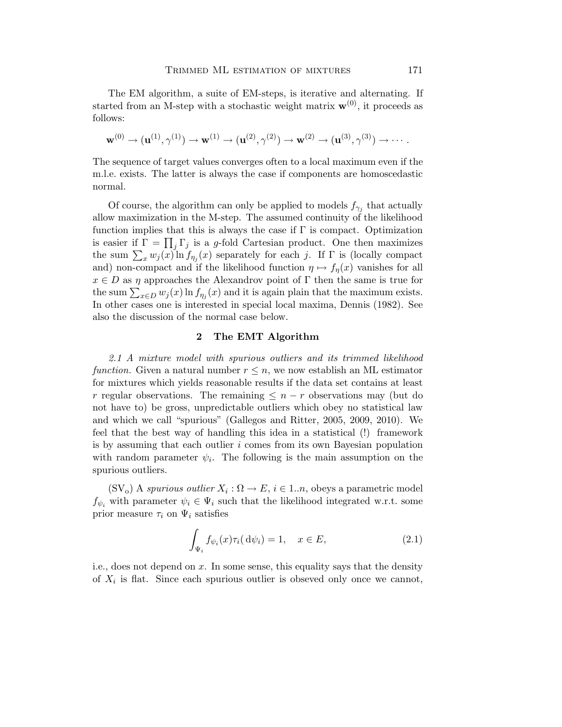The EM algorithm, a suite of EM-steps, is iterative and alternating. If started from an M-step with a stochastic weight matrix $\mathbf{w}^{(0)}$, it proceeds as follows:

$$\mathbf{w}^{(0)} \to (\mathbf{u}^{(1)}, \gamma^{(1)}) \to \mathbf{w}^{(1)} \to (\mathbf{u}^{(2)}, \gamma^{(2)}) \to \mathbf{w}^{(2)} \to (\mathbf{u}^{(3)}, \gamma^{(3)}) \to \cdots .$$

The sequence of target values converges often to a local maximum even if the m.l.e. exists. The latter is always the case if components are homoscedastic normal.

Of course, the algorithm can only be applied to models $f_{\gamma_j}$ that actually allow maximization in the M-step. The assumed continuity of the likelihood function implies that this is always the case if $\Gamma$ is compact. Optimization is easier if $\Gamma = \prod_j \Gamma_j$ is a $g$-fold Cartesian product. One then maximizes the sum $\sum_x w_j(x) \ln f_{\eta_j}(x)$ separately for each $j$. If $\Gamma$ is (locally compact and) non-compact and if the likelihood function $\eta \mapsto f_\eta(x)$ vanishes for all $x \in D$ as $\eta$ approaches the Alexandrov point of $\Gamma$ then the same is true for the sum $\sum_{x \in D} w_j(x) \ln f_{\eta_j}(x)$ and it is again plain that the maximum exists. In other cases one is interested in special local maxima, Dennis (1982). See also the discussion of the normal case below.

## 2 The EMT Algorithm

*2.1 A mixture model with spurious outliers and its trimmed likelihood function.* Given a natural number $r \le n$, we now establish an ML estimator for mixtures which yields reasonable results if the data set contains at least $r$ regular observations. The remaining $\le n - r$ observations may (but do not have to) be gross, unpredictable outliers which obey no statistical law and which we call "spurious" (Gallegos and Ritter, 2005, 2009, 2010). We feel that the best way of handling this idea in a statistical (!) framework is by assuming that each outlier $i$ comes from its own Bayesian population with random parameter $\psi_i$. The following is the main assumption on the spurious outliers.

($\mathrm{SV_o}$) A *spurious outlier* $X_i : \Omega \to E$, $i \in 1..n$, obeys a parametric model $f_{\psi_i}$ with parameter $\psi_i \in \Psi_i$ such that the likelihood integrated w.r.t. some prior measure $\tau_i$ on $\Psi_i$ satisfies

$$\int_{\Psi_i} f_{\psi_i}(x) \tau_i(\,\mathrm{d}\psi_i) = 1, \quad x \in E, \tag{2.1}$$

i.e., does not depend on $x$. In some sense, this equality says that the density of $X_i$ is flat. Since each spurious outlier is obseved only once we cannot,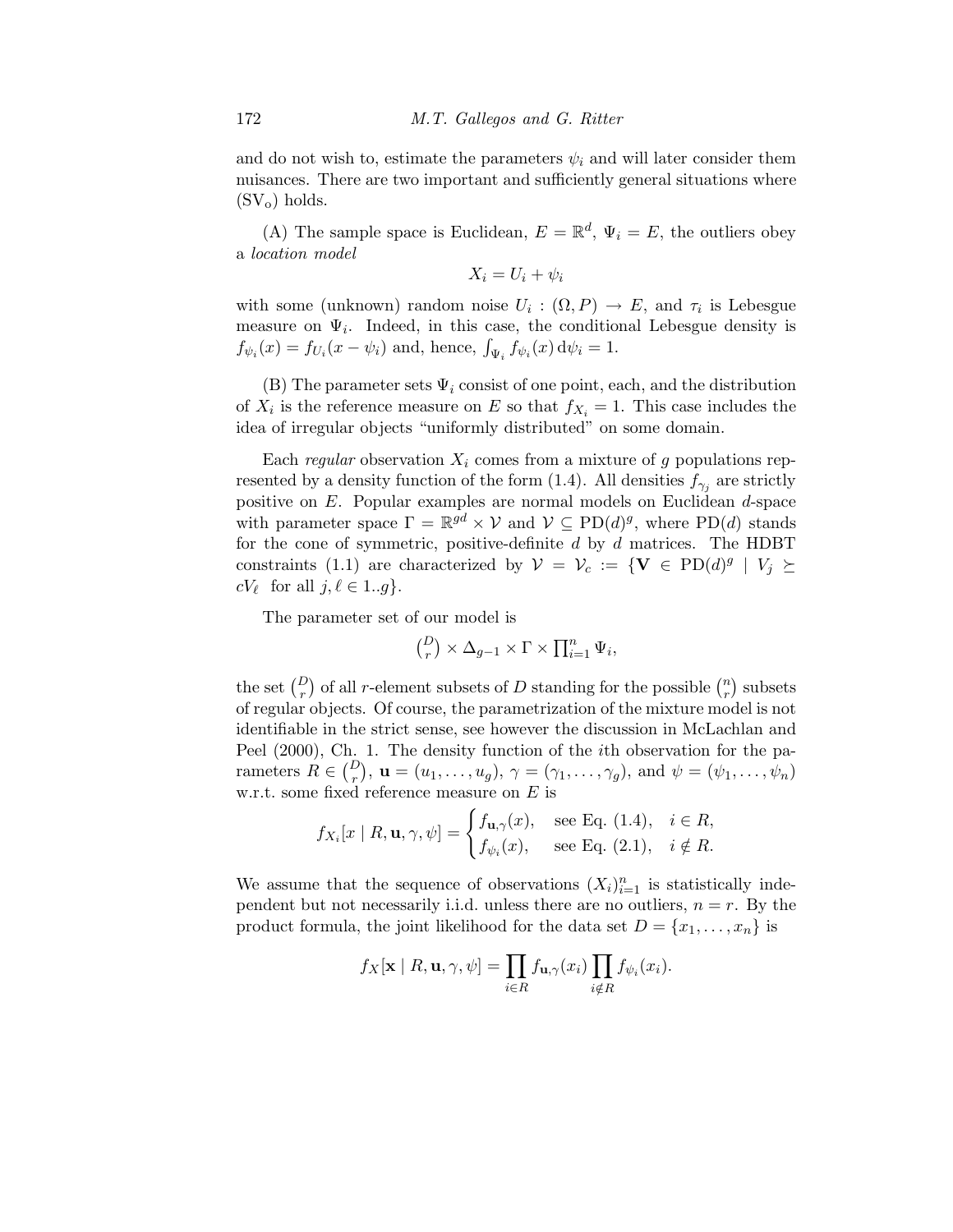and do not wish to, estimate the parameters $\psi_i$ and will later consider them nuisances. There are two important and sufficiently general situations where $(\mathrm{SV_o})$ holds.

(A) The sample space is Euclidean, $E = \mathbb{R}^d$, $\Psi_i = E$, the outliers obey a *location model*

$$X_i = U_i + \psi_i$$

with some (unknown) random noise $U_i : (\Omega, P) \to E$, and $\tau_i$ is Lebesgue measure on $\Psi_i$. Indeed, in this case, the conditional Lebesgue density is $f_{\psi_i}(x) = f_{U_i}(x - \psi_i)$ and, hence, $\int_{\Psi_i} f_{\psi_i}(x)\, \mathrm{d}\psi_i = 1$.

(B) The parameter sets $\Psi_i$ consist of one point, each, and the distribution of $X_i$ is the reference measure on $E$ so that $f_{X_i} = 1$. This case includes the idea of irregular objects "uniformly distributed" on some domain.

Each *regular* observation $X_i$ comes from a mixture of $g$ populations represented by a density function of the form (1.4). All densities $f_{\gamma_j}$ are strictly positive on $E$. Popular examples are normal models on Euclidean $d$-space with parameter space $\Gamma = \mathbb{R}^{gd} \times \mathcal{V}$ and $\mathcal{V} \subseteq \mathrm{PD}(d)^g$, where $\mathrm{PD}(d)$ stands for the cone of symmetric, positive-definite $d$ by $d$ matrices. The HDBT constraints (1.1) are characterized by $\mathcal{V} = \mathcal{V}_c := \{\mathbf{V} \in \mathrm{PD}(d)^g \mid V_j \succeq cV_\ell \text{ for all } j, \ell \in 1..g\}$.

The parameter set of our model is

$$\tbinom{D}{r} \times \Delta_{g-1} \times \Gamma \times \textstyle\prod_{i=1}^n \Psi_i,$$

the set $\binom{D}{r}$ of all $r$-element subsets of $D$ standing for the possible $\binom{n}{r}$ subsets of regular objects. Of course, the parametrization of the mixture model is not identifiable in the strict sense, see however the discussion in McLachlan and Peel (2000), Ch. 1. The density function of the $i$th observation for the parameters $R \in \binom{D}{r}$, $\mathbf{u} = (u_1, \ldots, u_g)$, $\gamma = (\gamma_1, \ldots, \gamma_g)$, and $\psi = (\psi_1, \ldots, \psi_n)$ w.r.t. some fixed reference measure on $E$ is

$$f_{X_i}[x \mid R, \mathbf{u}, \gamma, \psi] = \begin{cases} f_{\mathbf{u},\gamma}(x), & \text{see Eq. (1.4)}, \quad i \in R, \\ f_{\psi_i}(x), & \text{see Eq. (2.1)}, \quad i \notin R. \end{cases}$$

We assume that the sequence of observations $(X_i)_{i=1}^n$ is statistically independent but not necessarily i.i.d. unless there are no outliers, $n = r$. By the product formula, the joint likelihood for the data set $D = \{x_1, \ldots, x_n\}$ is

$$f_X[\mathbf{x} \mid R, \mathbf{u}, \gamma, \psi] = \prod_{i \in R} f_{\mathbf{u},\gamma}(x_i) \prod_{i \notin R} f_{\psi_i}(x_i).$$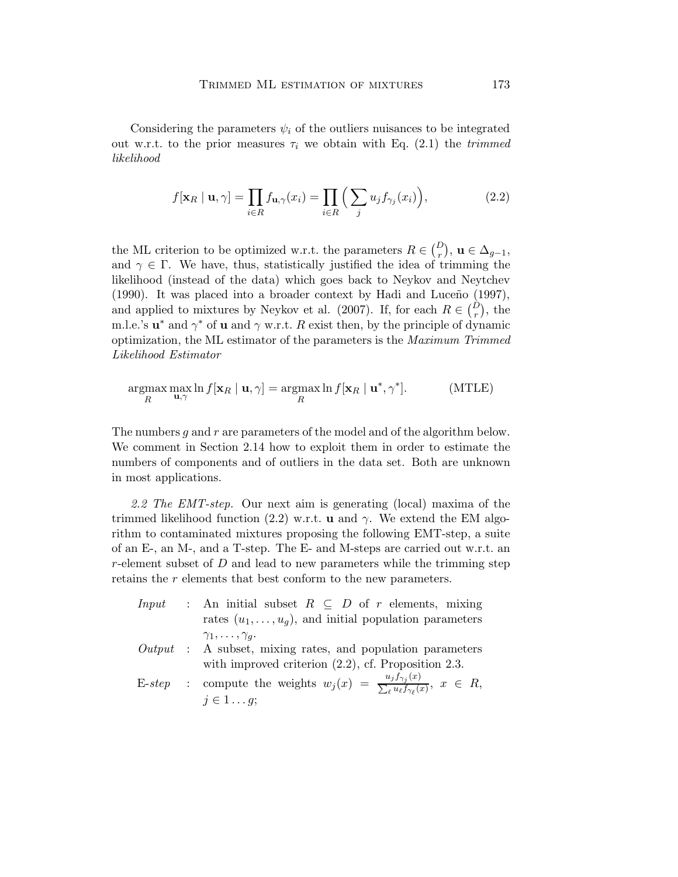Considering the parameters $\psi_i$ of the outliers nuisances to be integrated out w.r.t. to the prior measures $\tau_i$ we obtain with Eq. (2.1) the *trimmed likelihood*

$$f[\mathbf{x}_R \mid \mathbf{u}, \gamma] = \prod_{i \in R} f_{\mathbf{u},\gamma}(x_i) = \prod_{i \in R} \Big( \sum_j u_j f_{\gamma_j}(x_i) \Big), \tag{2.2}$$

the ML criterion to be optimized w.r.t. the parameters $R \in \binom{D}{r}$, $\mathbf{u} \in \Delta_{g-1}$, and $\gamma \in \Gamma$. We have, thus, statistically justified the idea of trimming the likelihood (instead of the data) which goes back to Neykov and Neytchev (1990). It was placed into a broader context by Hadi and Luceño (1997), and applied to mixtures by Neykov et al. (2007). If, for each $R \in \binom{D}{r}$, the m.l.e.'s $\mathbf{u}^*$ and $\gamma^*$ of $\mathbf{u}$ and $\gamma$ w.r.t. $R$ exist then, by the principle of dynamic optimization, the ML estimator of the parameters is the *Maximum Trimmed Likelihood Estimator*

$$\operatorname*{argmax}_R \max_{\mathbf{u},\gamma} \ln f[\mathbf{x}_R \mid \mathbf{u}, \gamma] = \operatorname*{argmax}_R \ln f[\mathbf{x}_R \mid \mathbf{u}^*, \gamma^*]. \tag{MTLE}$$

The numbers $g$ and $r$ are parameters of the model and of the algorithm below. We comment in Section 2.14 how to exploit them in order to estimate the numbers of components and of outliers in the data set. Both are unknown in most applications.

*2.2 The EMT-step.* Our next aim is generating (local) maxima of the trimmed likelihood function (2.2) w.r.t. $\mathbf{u}$ and $\gamma$. We extend the EM algorithm to contaminated mixtures proposing the following EMT-step, a suite of an E-, an M-, and a T-step. The E- and M-steps are carried out w.r.t. an $r$-element subset of $D$ and lead to new parameters while the trimming step retains the $r$ elements that best conform to the new parameters.

*Input* : An initial subset $R \subseteq D$ of $r$ elements, mixing rates $(u_1, \ldots, u_g)$, and initial population parameters $\gamma_1, \ldots, \gamma_g$.

*Output* : A subset, mixing rates, and population parameters with improved criterion (2.2), cf. Proposition 2.3.

E-*step* : compute the weights $w_j(x) = \frac{u_j f_{\gamma_j}(x)}{\sum_\ell u_\ell f_{\gamma_\ell}(x)}$, $x \in R$, $j \in 1 \ldots g$;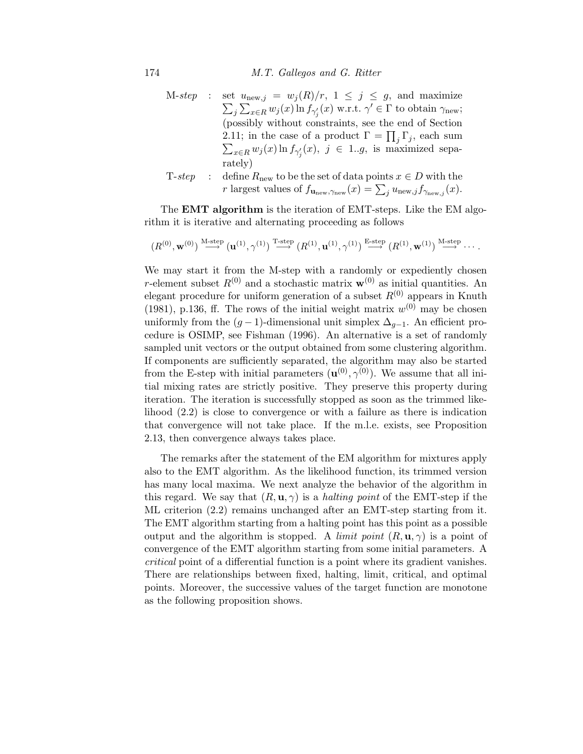M-*step* : set $u_{\text{new},j} = w_j(R)/r$, $1 \le j \le g$, and maximize $\sum_j \sum_{x \in R} w_j(x) \ln f_{\gamma'_j}(x)$ w.r.t. $\gamma' \in \Gamma$ to obtain $\gamma_{\text{new}}$; (possibly without constraints, see the end of Section 2.11; in the case of a product $\Gamma = \prod_j \Gamma_j$, each sum $\sum_{x \in R} w_j(x) \ln f_{\gamma'_j}(x)$, $j \in 1..g$, is maximized separately)

T-*step* : define $R_{\text{new}}$ to be the set of data points $x \in D$ with the $r$ largest values of $f_{\mathbf{u}_{\text{new}},\gamma_{\text{new}}}(x) = \sum_j u_{\text{new},j} f_{\gamma_{\text{new},j}}(x)$.

The **EMT algorithm** is the iteration of EMT-steps. Like the EM algorithm it is iterative and alternating proceeding as follows

$$(R^{(0)}, \mathbf{w}^{(0)}) \xrightarrow{\text{M-step}} (\mathbf{u}^{(1)}, \gamma^{(1)}) \xrightarrow{\text{T-step}} (R^{(1)}, \mathbf{u}^{(1)}, \gamma^{(1)}) \xrightarrow{\text{E-step}} (R^{(1)}, \mathbf{w}^{(1)}) \xrightarrow{\text{M-step}} \cdots .$$

We may start it from the M-step with a randomly or expediently chosen $r$-element subset $R^{(0)}$ and a stochastic matrix $\mathbf{w}^{(0)}$ as initial quantities. An elegant procedure for uniform generation of a subset $R^{(0)}$ appears in Knuth (1981), p.136, ff. The rows of the initial weight matrix $w^{(0)}$ may be chosen uniformly from the $(g-1)$-dimensional unit simplex $\Delta_{g-1}$. An efficient procedure is OSIMP, see Fishman (1996). An alternative is a set of randomly sampled unit vectors or the output obtained from some clustering algorithm. If components are sufficiently separated, the algorithm may also be started from the E-step with initial parameters $(\mathbf{u}^{(0)}, \gamma^{(0)})$. We assume that all initial mixing rates are strictly positive. They preserve this property during iteration. The iteration is successfully stopped as soon as the trimmed likelihood (2.2) is close to convergence or with a failure as there is indication that convergence will not take place. If the m.l.e. exists, see Proposition 2.13, then convergence always takes place.

The remarks after the statement of the EM algorithm for mixtures apply also to the EMT algorithm. As the likelihood function, its trimmed version has many local maxima. We next analyze the behavior of the algorithm in this regard. We say that $(R, \mathbf{u}, \gamma)$ is a *halting point* of the EMT-step if the ML criterion (2.2) remains unchanged after an EMT-step starting from it. The EMT algorithm starting from a halting point has this point as a possible output and the algorithm is stopped. A *limit point* $(R, \mathbf{u}, \gamma)$ is a point of convergence of the EMT algorithm starting from some initial parameters. A *critical* point of a differential function is a point where its gradient vanishes. There are relationships between fixed, halting, limit, critical, and optimal points. Moreover, the successive values of the target function are monotone as the following proposition shows.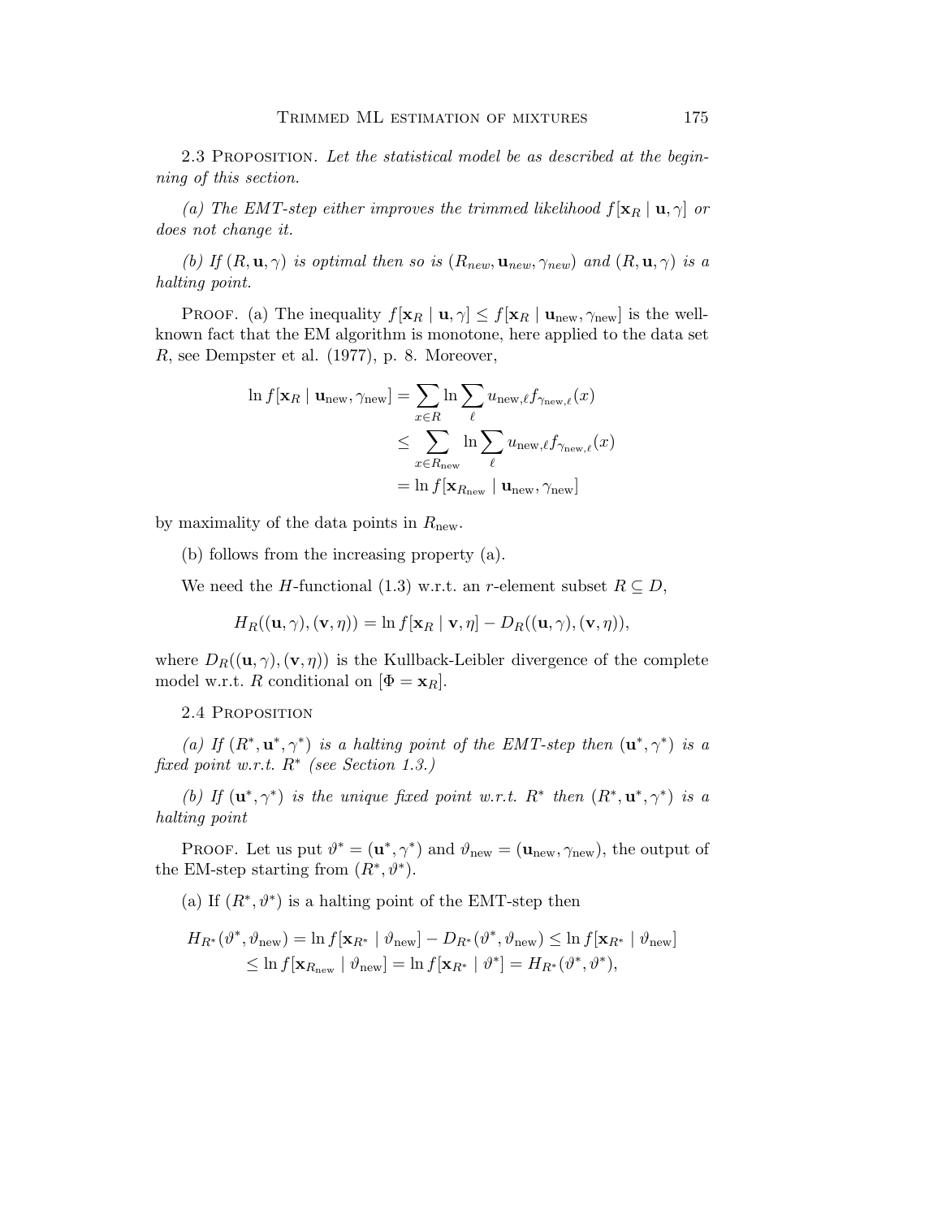2.3 PROPOSITION. *Let the statistical model be as described at the beginning of this section.*

*(a) The EMT-step either improves the trimmed likelihood $f[\mathbf{x}_R \mid \mathbf{u}, \gamma]$ or does not change it.*

*(b) If $(R, \mathbf{u}, \gamma)$ is optimal then so is $(R_{new}, \mathbf{u}_{new}, \gamma_{new})$ and $(R, \mathbf{u}, \gamma)$ is a halting point.*

PROOF. (a) The inequality $f[\mathbf{x}_R \mid \mathbf{u}, \gamma] \le f[\mathbf{x}_R \mid \mathbf{u}_{\text{new}}, \gamma_{\text{new}}]$ is the well-known fact that the EM algorithm is monotone, here applied to the data set $R$, see Dempster et al. (1977), p. 8. Moreover,

$$
\begin{aligned}
\ln f[\mathbf{x}_R \mid \mathbf{u}_{\text{new}}, \gamma_{\text{new}}] &= \sum_{x \in R} \ln \sum_{\ell} u_{\text{new},\ell} f_{\gamma_{\text{new},\ell}}(x) \\
&\le \sum_{x \in R_{\text{new}}} \ln \sum_{\ell} u_{\text{new},\ell} f_{\gamma_{\text{new},\ell}}(x) \\
&= \ln f[\mathbf{x}_{R_{\text{new}}} \mid \mathbf{u}_{\text{new}}, \gamma_{\text{new}}]
\end{aligned}
$$

by maximality of the data points in $R_{\text{new}}$.

(b) follows from the increasing property (a).

We need the $H$-functional (1.3) w.r.t. an $r$-element subset $R \subseteq D$,

$$
H_R((\mathbf{u}, \gamma), (\mathbf{v}, \eta)) = \ln f[\mathbf{x}_R \mid \mathbf{v}, \eta] - D_R((\mathbf{u}, \gamma), (\mathbf{v}, \eta)),
$$

where $D_R((\mathbf{u}, \gamma), (\mathbf{v}, \eta))$ is the Kullback-Leibler divergence of the complete model w.r.t. $R$ conditional on $[\Phi = \mathbf{x}_R]$.

2.4 PROPOSITION

*(a) If $(R^*, \mathbf{u}^*, \gamma^*)$ is a halting point of the EMT-step then $(\mathbf{u}^*, \gamma^*)$ is a fixed point w.r.t. $R^*$ (see Section 1.3.)*

*(b) If $(\mathbf{u}^*, \gamma^*)$ is the unique fixed point w.r.t. $R^*$ then $(R^*, \mathbf{u}^*, \gamma^*)$ is a halting point*

PROOF. Let us put $\vartheta^* = (\mathbf{u}^*, \gamma^*)$ and $\vartheta_{\text{new}} = (\mathbf{u}_{\text{new}}, \gamma_{\text{new}})$, the output of the EM-step starting from $(R^*, \vartheta^*)$.

(a) If $(R^*, \vartheta^*)$ is a halting point of the EMT-step then

$$
\begin{aligned}
H_{R^*}(\vartheta^*, \vartheta_{\text{new}}) &= \ln f[\mathbf{x}_{R^*} \mid \vartheta_{\text{new}}] - D_{R^*}(\vartheta^*, \vartheta_{\text{new}}) \le \ln f[\mathbf{x}_{R^*} \mid \vartheta_{\text{new}}] \\
&\le \ln f[\mathbf{x}_{R_{\text{new}}} \mid \vartheta_{\text{new}}] = \ln f[\mathbf{x}_{R^*} \mid \vartheta^*] = H_{R^*}(\vartheta^*, \vartheta^*),
\end{aligned}
$$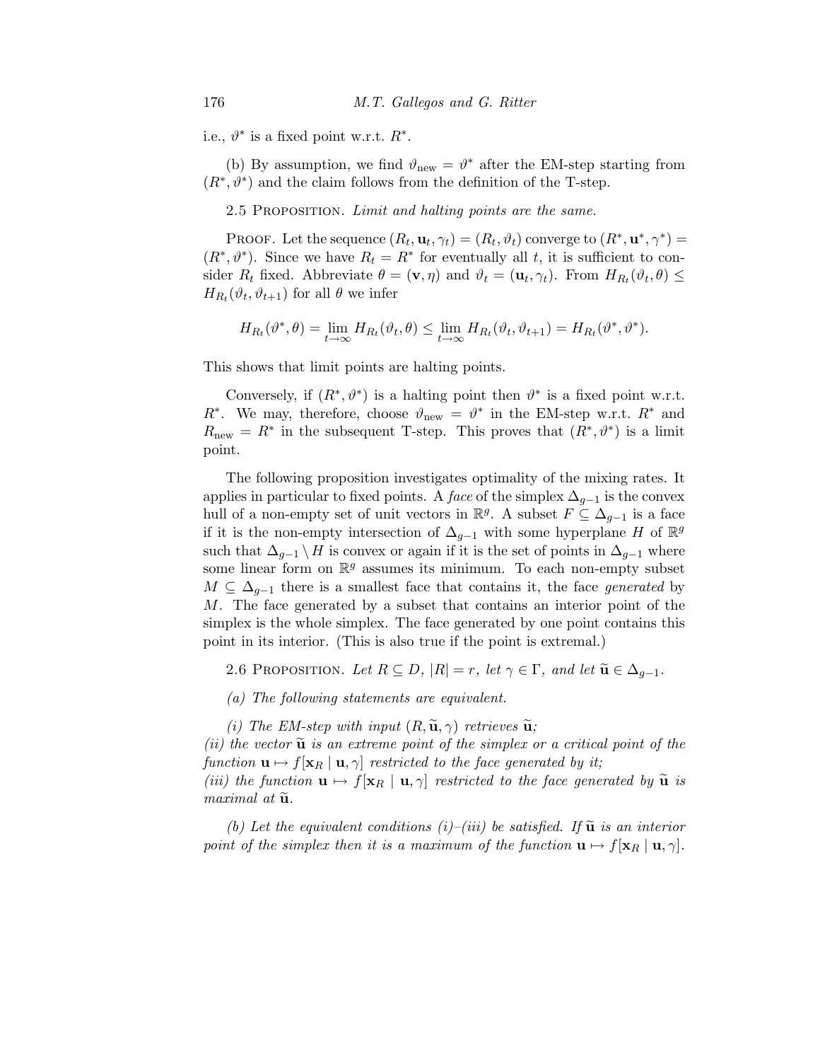i.e., $\vartheta^*$ is a fixed point w.r.t. $R^*$.

(b) By assumption, we find $\vartheta_{\text{new}} = \vartheta^*$ after the EM-step starting from $(R^*, \vartheta^*)$ and the claim follows from the definition of the T-step.

2.5 Proposition. *Limit and halting points are the same.*

Proof. Let the sequence $(R_t, \mathbf{u}_t, \gamma_t) = (R_t, \vartheta_t)$ converge to $(R^*, \mathbf{u}^*, \gamma^*) = (R^*, \vartheta^*)$. Since we have $R_t = R^*$ for eventually all $t$, it is sufficient to consider $R_t$ fixed. Abbreviate $\theta = (\mathbf{v}, \eta)$ and $\vartheta_t = (\mathbf{u}_t, \gamma_t)$. From $H_{R_t}(\vartheta_t, \theta) \leq H_{R_t}(\vartheta_t, \vartheta_{t+1})$ for all $\theta$ we infer

$$H_{R_t}(\vartheta^*, \theta) = \lim_{t\to\infty} H_{R_t}(\vartheta_t, \theta) \leq \lim_{t\to\infty} H_{R_t}(\vartheta_t, \vartheta_{t+1}) = H_{R_t}(\vartheta^*, \vartheta^*).$$

This shows that limit points are halting points.

Conversely, if $(R^*, \vartheta^*)$ is a halting point then $\vartheta^*$ is a fixed point w.r.t. $R^*$. We may, therefore, choose $\vartheta_{\text{new}} = \vartheta^*$ in the EM-step w.r.t. $R^*$ and $R_{\text{new}} = R^*$ in the subsequent T-step. This proves that $(R^*, \vartheta^*)$ is a limit point.

The following proposition investigates optimality of the mixing rates. It applies in particular to fixed points. A *face* of the simplex $\Delta_{g-1}$ is the convex hull of a non-empty set of unit vectors in $\mathbb{R}^g$. A subset $F \subseteq \Delta_{g-1}$ is a face if it is the non-empty intersection of $\Delta_{g-1}$ with some hyperplane $H$ of $\mathbb{R}^g$ such that $\Delta_{g-1} \setminus H$ is convex or again if it is the set of points in $\Delta_{g-1}$ where some linear form on $\mathbb{R}^g$ assumes its minimum. To each non-empty subset $M \subseteq \Delta_{g-1}$ there is a smallest face that contains it, the face *generated* by $M$. The face generated by a subset that contains an interior point of the simplex is the whole simplex. The face generated by one point contains this point in its interior. (This is also true if the point is extremal.)

2.6 Proposition. *Let $R \subseteq D$, $|R| = r$, let $\gamma \in \Gamma$, and let $\widetilde{\mathbf{u}} \in \Delta_{g-1}$.*

*(a) The following statements are equivalent.*

*(i) The EM-step with input $(R, \widetilde{\mathbf{u}}, \gamma)$ retrieves $\widetilde{\mathbf{u}}$;*
*(ii) the vector $\widetilde{\mathbf{u}}$ is an extreme point of the simplex or a critical point of the function $\mathbf{u} \mapsto f[\mathbf{x}_R \mid \mathbf{u}, \gamma]$ restricted to the face generated by it;*
*(iii) the function $\mathbf{u} \mapsto f[\mathbf{x}_R \mid \mathbf{u}, \gamma]$ restricted to the face generated by $\widetilde{\mathbf{u}}$ is maximal at $\widetilde{\mathbf{u}}$.*

*(b) Let the equivalent conditions (i)–(iii) be satisfied. If $\widetilde{\mathbf{u}}$ is an interior point of the simplex then it is a maximum of the function $\mathbf{u} \mapsto f[\mathbf{x}_R \mid \mathbf{u}, \gamma]$.*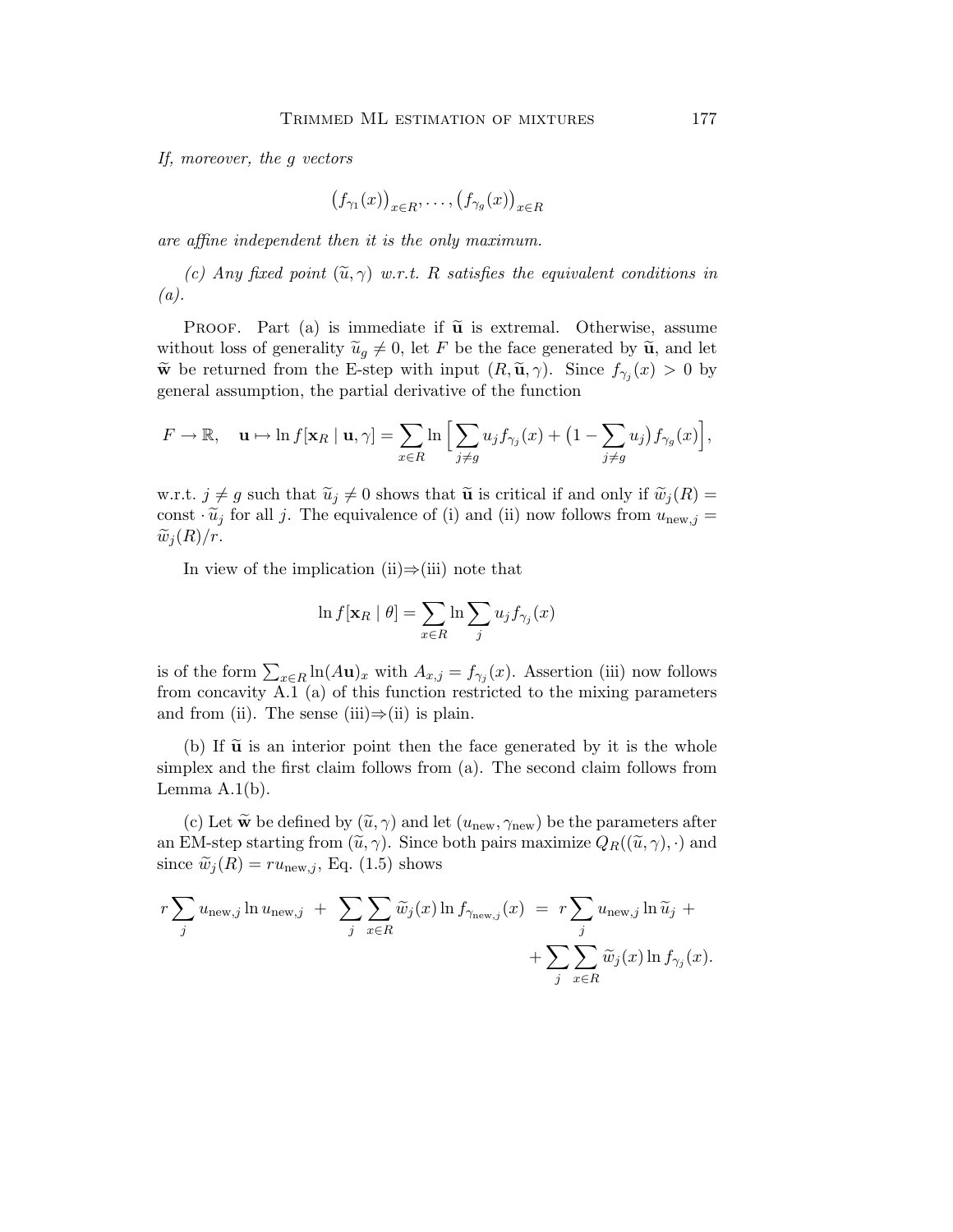*If, moreover, the $g$ vectors*

$$\big(f_{\gamma_1}(x)\big)_{x\in R}, \ldots, \big(f_{\gamma_g}(x)\big)_{x\in R}$$

*are affine independent then it is the only maximum.*

*(c) Any fixed point $(\widetilde{u}, \gamma)$ w.r.t. $R$ satisfies the equivalent conditions in (a).*

Proof. Part (a) is immediate if $\widetilde{\mathbf{u}}$ is extremal. Otherwise, assume without loss of generality $\widetilde{u}_g \neq 0$, let $F$ be the face generated by $\widetilde{\mathbf{u}}$, and let $\widetilde{\mathbf{w}}$ be returned from the E-step with input $(R, \widetilde{\mathbf{u}}, \gamma)$. Since $f_{\gamma_j}(x) > 0$ by general assumption, the partial derivative of the function

$$F \to \mathbb{R}, \quad \mathbf{u} \mapsto \ln f[\mathbf{x}_R \mid \mathbf{u}, \gamma] = \sum_{x\in R} \ln \Big[\sum_{j\neq g} u_j f_{\gamma_j}(x) + \big(1 - \sum_{j\neq g} u_j\big) f_{\gamma_g}(x)\Big],$$

w.r.t. $j \neq g$ such that $\widetilde{u}_j \neq 0$ shows that $\widetilde{\mathbf{u}}$ is critical if and only if $\widetilde{w}_j(R) = \text{const} \cdot \widetilde{u}_j$ for all $j$. The equivalence of (i) and (ii) now follows from $u_{\text{new},j} = \widetilde{w}_j(R)/r$.

In view of the implication (ii)⇒(iii) note that

$$\ln f[\mathbf{x}_R \mid \theta] = \sum_{x\in R} \ln \sum_j u_j f_{\gamma_j}(x)$$

is of the form $\sum_{x\in R} \ln(A\mathbf{u})_x$ with $A_{x,j} = f_{\gamma_j}(x)$. Assertion (iii) now follows from concavity A.1 (a) of this function restricted to the mixing parameters and from (ii). The sense (iii)⇒(ii) is plain.

(b) If $\widetilde{\mathbf{u}}$ is an interior point then the face generated by it is the whole simplex and the first claim follows from (a). The second claim follows from Lemma A.1(b).

(c) Let $\widetilde{\mathbf{w}}$ be defined by $(\widetilde{u}, \gamma)$ and let $(u_{\text{new}}, \gamma_{\text{new}})$ be the parameters after an EM-step starting from $(\widetilde{u}, \gamma)$. Since both pairs maximize $Q_R((\widetilde{u}, \gamma), \cdot)$ and since $\widetilde{w}_j(R) = r u_{\text{new},j}$, Eq. (1.5) shows

$$r \sum_j u_{\text{new},j} \ln u_{\text{new},j} \;+\; \sum_j \sum_{x\in R} \widetilde{w}_j(x) \ln f_{\gamma_{\text{new},j}}(x) \;=\; r \sum_j u_{\text{new},j} \ln \widetilde{u}_j \;+ \\ + \sum_j \sum_{x\in R} \widetilde{w}_j(x) \ln f_{\gamma_j}(x).$$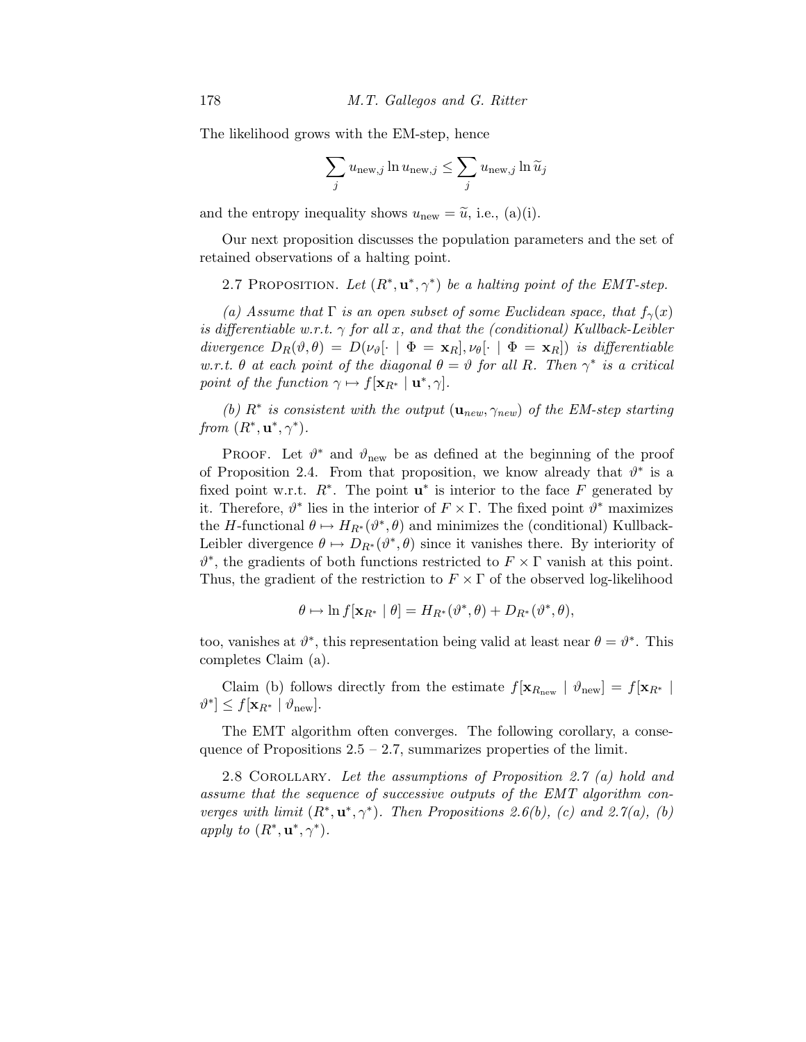The likelihood grows with the EM-step, hence

$$\sum_j u_{\text{new},j} \ln u_{\text{new},j} \le \sum_j u_{\text{new},j} \ln \widetilde{u}_j$$

and the entropy inequality shows $u_{\text{new}} = \widetilde{u}$, i.e., (a)(i).

Our next proposition discusses the population parameters and the set of retained observations of a halting point.

2.7 Proposition. *Let $(R^*, \mathbf{u}^*, \gamma^*)$ be a halting point of the EMT-step.*

*(a) Assume that $\Gamma$ is an open subset of some Euclidean space, that $f_\gamma(x)$ is differentiable w.r.t. $\gamma$ for all $x$, and that the (conditional) Kullback-Leibler divergence $D_R(\vartheta, \theta) = D(\nu_\vartheta[\cdot \mid \Phi = \mathbf{x}_R], \nu_\theta[\cdot \mid \Phi = \mathbf{x}_R])$ is differentiable w.r.t. $\theta$ at each point of the diagonal $\theta = \vartheta$ for all $R$. Then $\gamma^*$ is a critical point of the function $\gamma \mapsto f[\mathbf{x}_{R^*} \mid \mathbf{u}^*, \gamma]$.*

*(b) $R^*$ is consistent with the output $(\mathbf{u}_{new}, \gamma_{new})$ of the EM-step starting from $(R^*, \mathbf{u}^*, \gamma^*)$.*

Proof. Let $\vartheta^*$ and $\vartheta_{\text{new}}$ be as defined at the beginning of the proof of Proposition 2.4. From that proposition, we know already that $\vartheta^*$ is a fixed point w.r.t. $R^*$. The point $\mathbf{u}^*$ is interior to the face $F$ generated by it. Therefore, $\vartheta^*$ lies in the interior of $F \times \Gamma$. The fixed point $\vartheta^*$ maximizes the $H$-functional $\theta \mapsto H_{R^*}(\vartheta^*, \theta)$ and minimizes the (conditional) Kullback-Leibler divergence $\theta \mapsto D_{R^*}(\vartheta^*, \theta)$ since it vanishes there. By interiority of $\vartheta^*$, the gradients of both functions restricted to $F \times \Gamma$ vanish at this point. Thus, the gradient of the restriction to $F \times \Gamma$ of the observed log-likelihood

$$\theta \mapsto \ln f[\mathbf{x}_{R^*} \mid \theta] = H_{R^*}(\vartheta^*, \theta) + D_{R^*}(\vartheta^*, \theta),$$

too, vanishes at $\vartheta^*$, this representation being valid at least near $\theta = \vartheta^*$. This completes Claim (a).

Claim (b) follows directly from the estimate $f[\mathbf{x}_{R_{\text{new}}} \mid \vartheta_{\text{new}}] = f[\mathbf{x}_{R^*} \mid \vartheta^*] \le f[\mathbf{x}_{R^*} \mid \vartheta_{\text{new}}]$.

The EMT algorithm often converges. The following corollary, a consequence of Propositions 2.5 – 2.7, summarizes properties of the limit.

2.8 Corollary. *Let the assumptions of Proposition 2.7 (a) hold and assume that the sequence of successive outputs of the EMT algorithm converges with limit $(R^*, \mathbf{u}^*, \gamma^*)$. Then Propositions 2.6(b), (c) and 2.7(a), (b) apply to $(R^*, \mathbf{u}^*, \gamma^*)$.*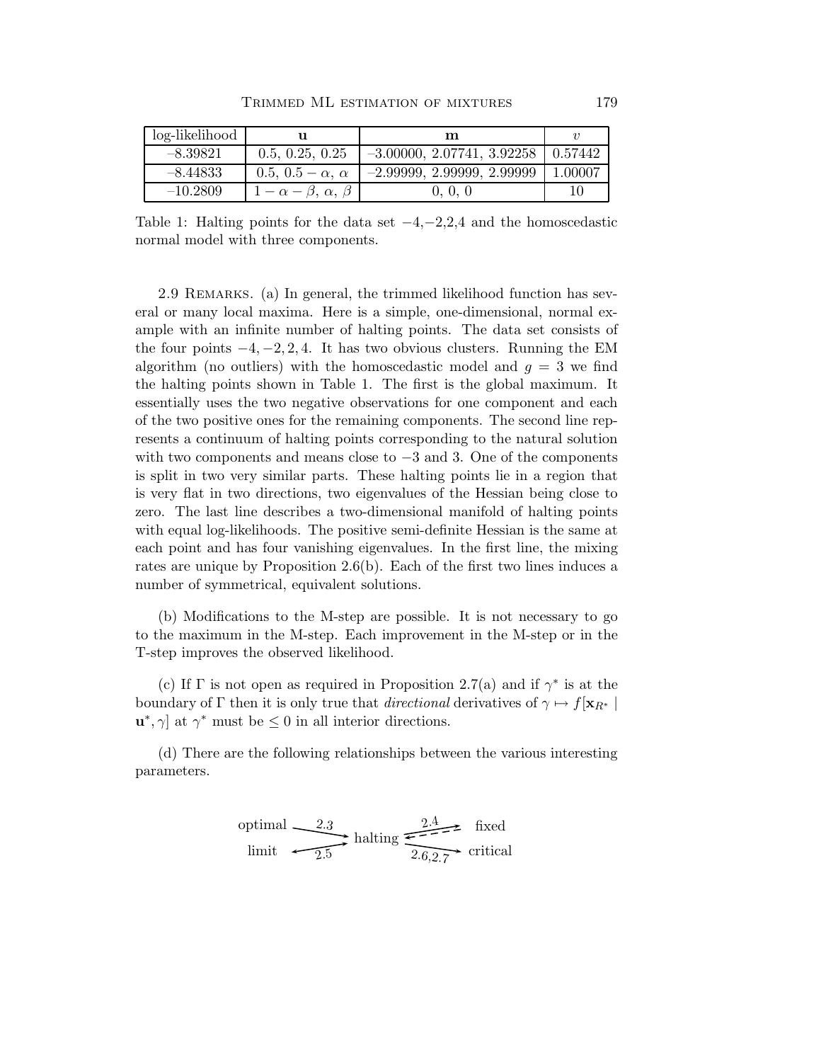| log-likelihood | $\mathbf{u}$ | $\mathbf{m}$ | $v$ |
|---|---|---|---|
| $-8.39821$ | $0.5, 0.25, 0.25$ | $-3.00000, 2.07741, 3.92258$ | $0.57442$ |
| $-8.44833$ | $0.5, 0.5-\alpha, \alpha$ | $-2.99999, 2.99999, 2.99999$ | $1.00007$ |
| $-10.2809$ | $1-\alpha-\beta, \alpha, \beta$ | $0, 0, 0$ | $10$ |

Table 1: Halting points for the data set $-4, -2, 2, 4$ and the homoscedastic normal model with three components.

2.9 Remarks. (a) In general, the trimmed likelihood function has several or many local maxima. Here is a simple, one-dimensional, normal example with an infinite number of halting points. The data set consists of the four points $-4, -2, 2, 4$. It has two obvious clusters. Running the EM algorithm (no outliers) with the homoscedastic model and $g = 3$ we find the halting points shown in Table 1. The first is the global maximum. It essentially uses the two negative observations for one component and each of the two positive ones for the remaining components. The second line represents a continuum of halting points corresponding to the natural solution with two components and means close to $-3$ and 3. One of the components is split in two very similar parts. These halting points lie in a region that is very flat in two directions, two eigenvalues of the Hessian being close to zero. The last line describes a two-dimensional manifold of halting points with equal log-likelihoods. The positive semi-definite Hessian is the same at each point and has four vanishing eigenvalues. In the first line, the mixing rates are unique by Proposition 2.6(b). Each of the first two lines induces a number of symmetrical, equivalent solutions.

(b) Modifications to the M-step are possible. It is not necessary to go to the maximum in the M-step. Each improvement in the M-step or in the T-step improves the observed likelihood.

(c) If $\Gamma$ is not open as required in Proposition 2.7(a) and if $\gamma^*$ is at the boundary of $\Gamma$ then it is only true that *directional* derivatives of $\gamma \mapsto f[\mathbf{x}_{R^*} \mid \mathbf{u}^*, \gamma]$ at $\gamma^*$ must be $\leq 0$ in all interior directions.

(d) There are the following relationships between the various interesting parameters.

$$
\begin{array}{ccccc}
\text{optimal} & \xrightarrow{2.3} & & \xrightarrow{2.4} & \text{fixed} \\
 & & \text{halting} & \dashleftarrow & \\
\text{limit} & \xleftrightarrow{2.5} & & \xrightarrow{2.6, 2.7} & \text{critical}
\end{array}
$$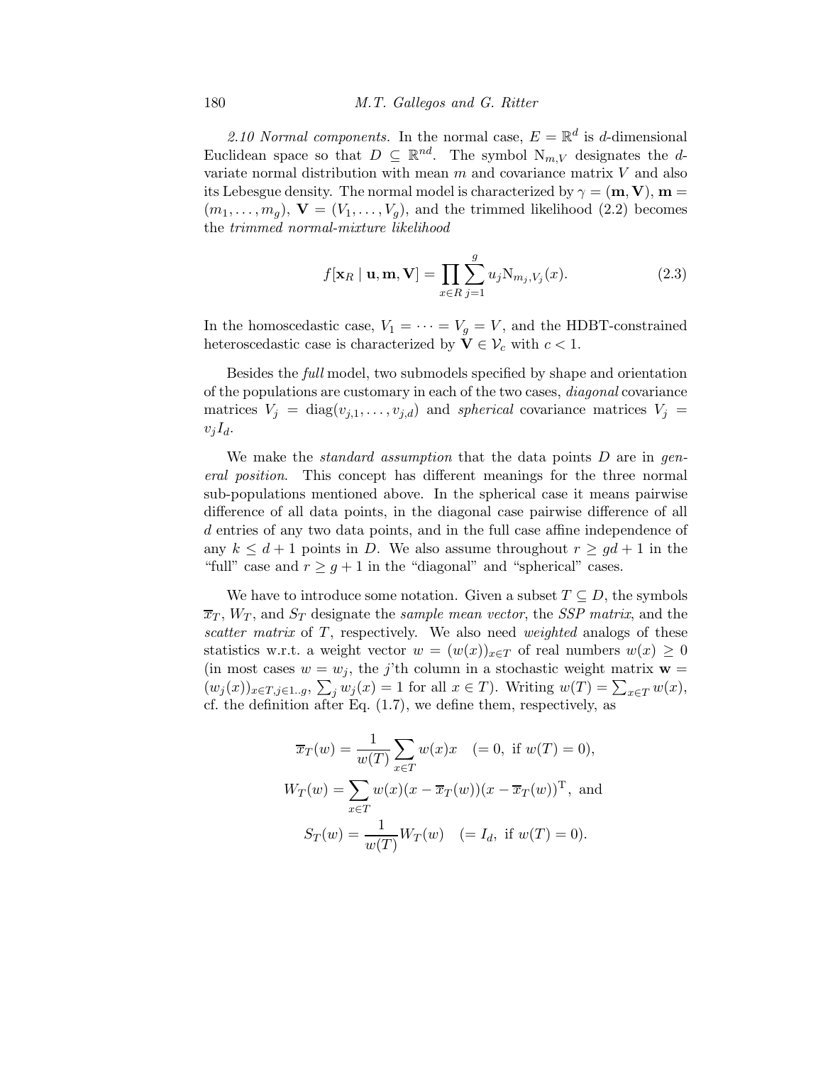*2.10 Normal components.* In the normal case, $E = \mathbb{R}^d$ is $d$-dimensional Euclidean space so that $D \subseteq \mathbb{R}^{nd}$. The symbol $\mathrm{N}_{m,V}$ designates the $d$-variate normal distribution with mean $m$ and covariance matrix $V$ and also its Lebesgue density. The normal model is characterized by $\gamma = (\mathbf{m}, \mathbf{V})$, $\mathbf{m} = (m_1, \ldots, m_g)$, $\mathbf{V} = (V_1, \ldots, V_g)$, and the trimmed likelihood (2.2) becomes the *trimmed normal-mixture likelihood*

$$f[\mathbf{x}_R \mid \mathbf{u}, \mathbf{m}, \mathbf{V}] = \prod_{x \in R} \sum_{j=1}^{g} u_j \mathrm{N}_{m_j, V_j}(x). \tag{2.3}$$

In the homoscedastic case, $V_1 = \cdots = V_g = V$, and the HDBT-constrained heteroscedastic case is characterized by $\mathbf{V} \in \mathcal{V}_c$ with $c < 1$.

Besides the *full* model, two submodels specified by shape and orientation of the populations are customary in each of the two cases, *diagonal* covariance matrices $V_j = \mathrm{diag}(v_{j,1}, \ldots, v_{j,d})$ and *spherical* covariance matrices $V_j = v_j I_d$.

We make the *standard assumption* that the data points $D$ are in *general position*. This concept has different meanings for the three normal sub-populations mentioned above. In the spherical case it means pairwise difference of all data points, in the diagonal case pairwise difference of all $d$ entries of any two data points, and in the full case affine independence of any $k \leq d+1$ points in $D$. We also assume throughout $r \geq gd + 1$ in the "full" case and $r \geq g + 1$ in the "diagonal" and "spherical" cases.

We have to introduce some notation. Given a subset $T \subseteq D$, the symbols $\overline{x}_T$, $W_T$, and $S_T$ designate the *sample mean vector*, the *SSP matrix*, and the *scatter matrix* of $T$, respectively. We also need *weighted* analogs of these statistics w.r.t. a weight vector $w = (w(x))_{x \in T}$ of real numbers $w(x) \geq 0$ (in most cases $w = w_j$, the $j$'th column in a stochastic weight matrix $\mathbf{w} = (w_j(x))_{x \in T, j \in 1..g}$, $\sum_j w_j(x) = 1$ for all $x \in T$). Writing $w(T) = \sum_{x \in T} w(x)$, cf. the definition after Eq. (1.7), we define them, respectively, as

$$\overline{x}_T(w) = \frac{1}{w(T)} \sum_{x \in T} w(x) x \quad (= 0, \text{ if } w(T) = 0),$$

$$W_T(w) = \sum_{x \in T} w(x)(x - \overline{x}_T(w))(x - \overline{x}_T(w))^{\mathrm{T}}, \text{ and}$$

$$S_T(w) = \frac{1}{w(T)} W_T(w) \quad (= I_d, \text{ if } w(T) = 0).$$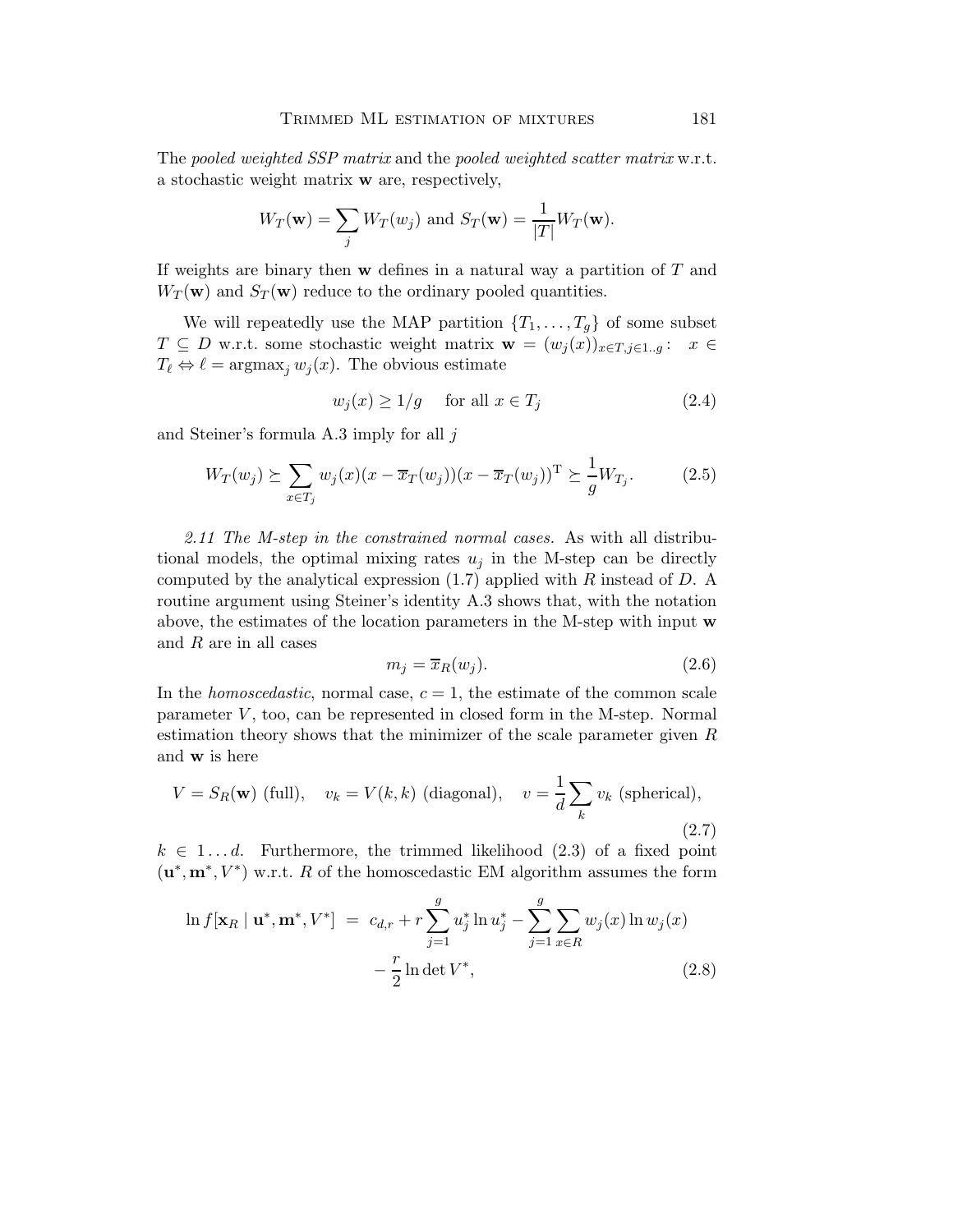The *pooled weighted SSP matrix* and the *pooled weighted scatter matrix* w.r.t. a stochastic weight matrix $\mathbf{w}$ are, respectively,

$$W_T(\mathbf{w}) = \sum_j W_T(w_j) \text{ and } S_T(\mathbf{w}) = \frac{1}{|T|} W_T(\mathbf{w}).$$

If weights are binary then $\mathbf{w}$ defines in a natural way a partition of $T$ and $W_T(\mathbf{w})$ and $S_T(\mathbf{w})$ reduce to the ordinary pooled quantities.

We will repeatedly use the MAP partition $\{T_1, \ldots, T_g\}$ of some subset $T \subseteq D$ w.r.t. some stochastic weight matrix $\mathbf{w} = (w_j(x))_{x \in T, j \in 1..g}$: $x \in T_\ell \Leftrightarrow \ell = \text{argmax}_j\, w_j(x)$. The obvious estimate

$$w_j(x) \geq 1/g \quad \text{ for all } x \in T_j \tag{2.4}$$

and Steiner's formula A.3 imply for all $j$

$$W_T(w_j) \succeq \sum_{x \in T_j} w_j(x)(x - \overline{x}_T(w_j))(x - \overline{x}_T(w_j))^{\mathrm{T}} \succeq \frac{1}{g} W_{T_j}. \tag{2.5}$$

*2.11 The M-step in the constrained normal cases.* As with all distributional models, the optimal mixing rates $u_j$ in the M-step can be directly computed by the analytical expression (1.7) applied with $R$ instead of $D$. A routine argument using Steiner's identity A.3 shows that, with the notation above, the estimates of the location parameters in the M-step with input $\mathbf{w}$ and $R$ are in all cases

$$m_j = \overline{x}_R(w_j). \tag{2.6}$$

In the *homoscedastic*, normal case, $c = 1$, the estimate of the common scale parameter $V$, too, can be represented in closed form in the M-step. Normal estimation theory shows that the minimizer of the scale parameter given $R$ and $\mathbf{w}$ is here

$$V = S_R(\mathbf{w}) \text{ (full)}, \quad v_k = V(k,k) \text{ (diagonal)}, \quad v = \frac{1}{d}\sum_k v_k \text{ (spherical)}, \tag{2.7}$$

$k \in 1 \ldots d$. Furthermore, the trimmed likelihood (2.3) of a fixed point $(\mathbf{u}^*, \mathbf{m}^*, V^*)$ w.r.t. $R$ of the homoscedastic EM algorithm assumes the form

$$\begin{aligned} \ln f[\mathbf{x}_R \mid \mathbf{u}^*, \mathbf{m}^*, V^*] \;&=\; c_{d,r} + r \sum_{j=1}^{g} u_j^* \ln u_j^* - \sum_{j=1}^{g} \sum_{x \in R} w_j(x) \ln w_j(x) \\ &\quad - \frac{r}{2} \ln \det V^*, \end{aligned} \tag{2.8}$$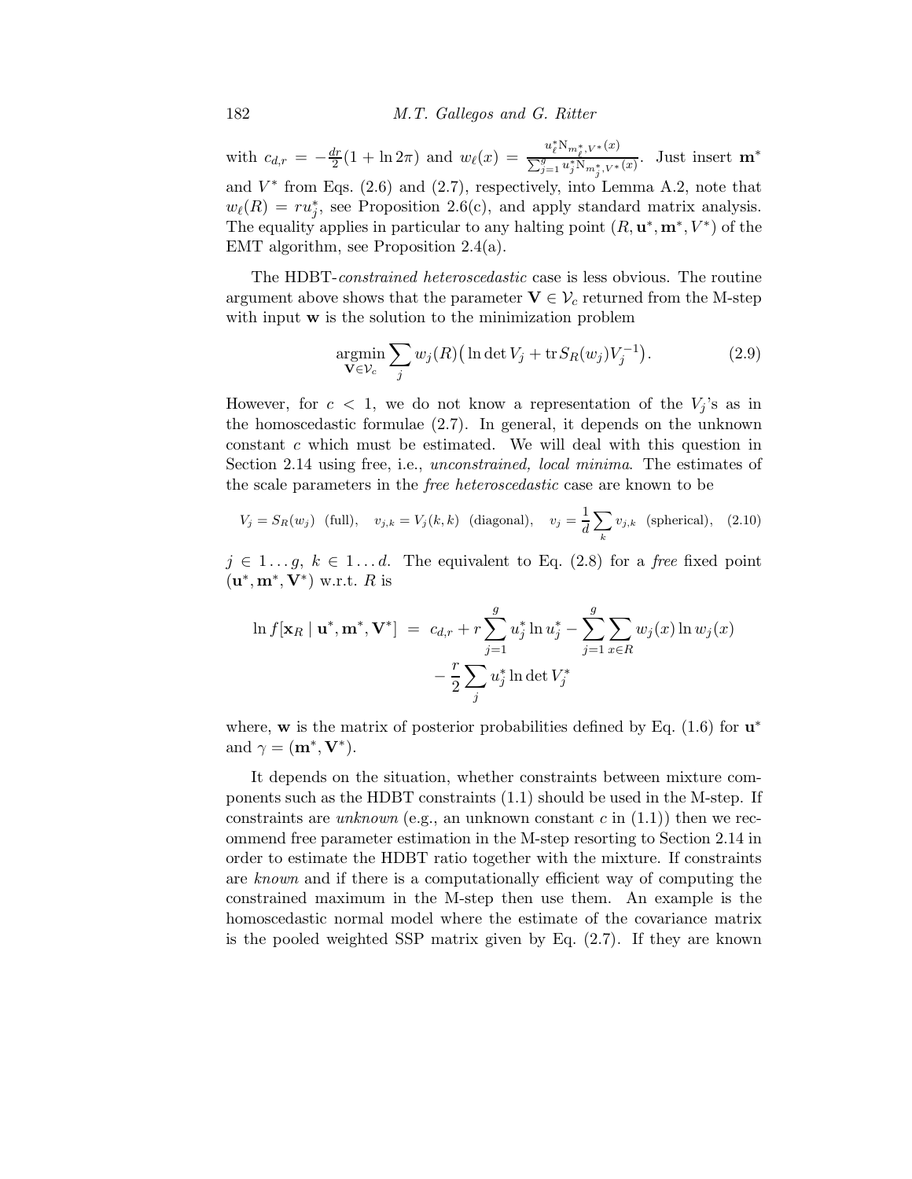with $c_{d,r} = -\frac{dr}{2}(1 + \ln 2\pi)$ and $w_\ell(x) = \frac{u_\ell^* N_{m_\ell^*, V^*}(x)}{\sum_{j=1}^g u_j^* N_{m_j^*, V^*}(x)}$. Just insert $\mathbf{m}^*$ and $V^*$ from Eqs. (2.6) and (2.7), respectively, into Lemma A.2, note that $w_\ell(R) = ru_j^*$, see Proposition 2.6(c), and apply standard matrix analysis. The equality applies in particular to any halting point $(R, \mathbf{u}^*, \mathbf{m}^*, V^*)$ of the EMT algorithm, see Proposition 2.4(a).

The HDBT-*constrained heteroscedastic* case is less obvious. The routine argument above shows that the parameter $\mathbf{V} \in \mathcal{V}_c$ returned from the M-step with input $\mathbf{w}$ is the solution to the minimization problem

$$\underset{\mathbf{V} \in \mathcal{V}_c}{\operatorname{argmin}} \sum_j w_j(R)\big(\ln \det V_j + \operatorname{tr} S_R(w_j) V_j^{-1}\big). \tag{2.9}$$

However, for $c < 1$, we do not know a representation of the $V_j$'s as in the homoscedastic formulae (2.7). In general, it depends on the unknown constant $c$ which must be estimated. We will deal with this question in Section 2.14 using free, i.e., *unconstrained, local minima*. The estimates of the scale parameters in the *free heteroscedastic* case are known to be

$$V_j = S_R(w_j) \ \ \text{(full)}, \quad v_{j,k} = V_j(k,k) \ \ \text{(diagonal)}, \quad v_j = \frac{1}{d}\sum_k v_{j,k} \ \ \text{(spherical)}, \tag{2.10}$$

$j \in 1 \ldots g$, $k \in 1 \ldots d$. The equivalent to Eq. (2.8) for a *free* fixed point $(\mathbf{u}^*, \mathbf{m}^*, \mathbf{V}^*)$ w.r.t. $R$ is

$$\begin{aligned}\ln f[\mathbf{x}_R \mid \mathbf{u}^*, \mathbf{m}^*, \mathbf{V}^*] \ &= \ c_{d,r} + r\sum_{j=1}^g u_j^* \ln u_j^* - \sum_{j=1}^g \sum_{x \in R} w_j(x) \ln w_j(x) \\ &\quad - \frac{r}{2}\sum_j u_j^* \ln \det V_j^*\end{aligned}$$

where, $\mathbf{w}$ is the matrix of posterior probabilities defined by Eq. (1.6) for $\mathbf{u}^*$ and $\gamma = (\mathbf{m}^*, \mathbf{V}^*)$.

It depends on the situation, whether constraints between mixture components such as the HDBT constraints (1.1) should be used in the M-step. If constraints are *unknown* (e.g., an unknown constant $c$ in (1.1)) then we recommend free parameter estimation in the M-step resorting to Section 2.14 in order to estimate the HDBT ratio together with the mixture. If constraints are *known* and if there is a computationally efficient way of computing the constrained maximum in the M-step then use them. An example is the homoscedastic normal model where the estimate of the covariance matrix is the pooled weighted SSP matrix given by Eq. (2.7). If they are known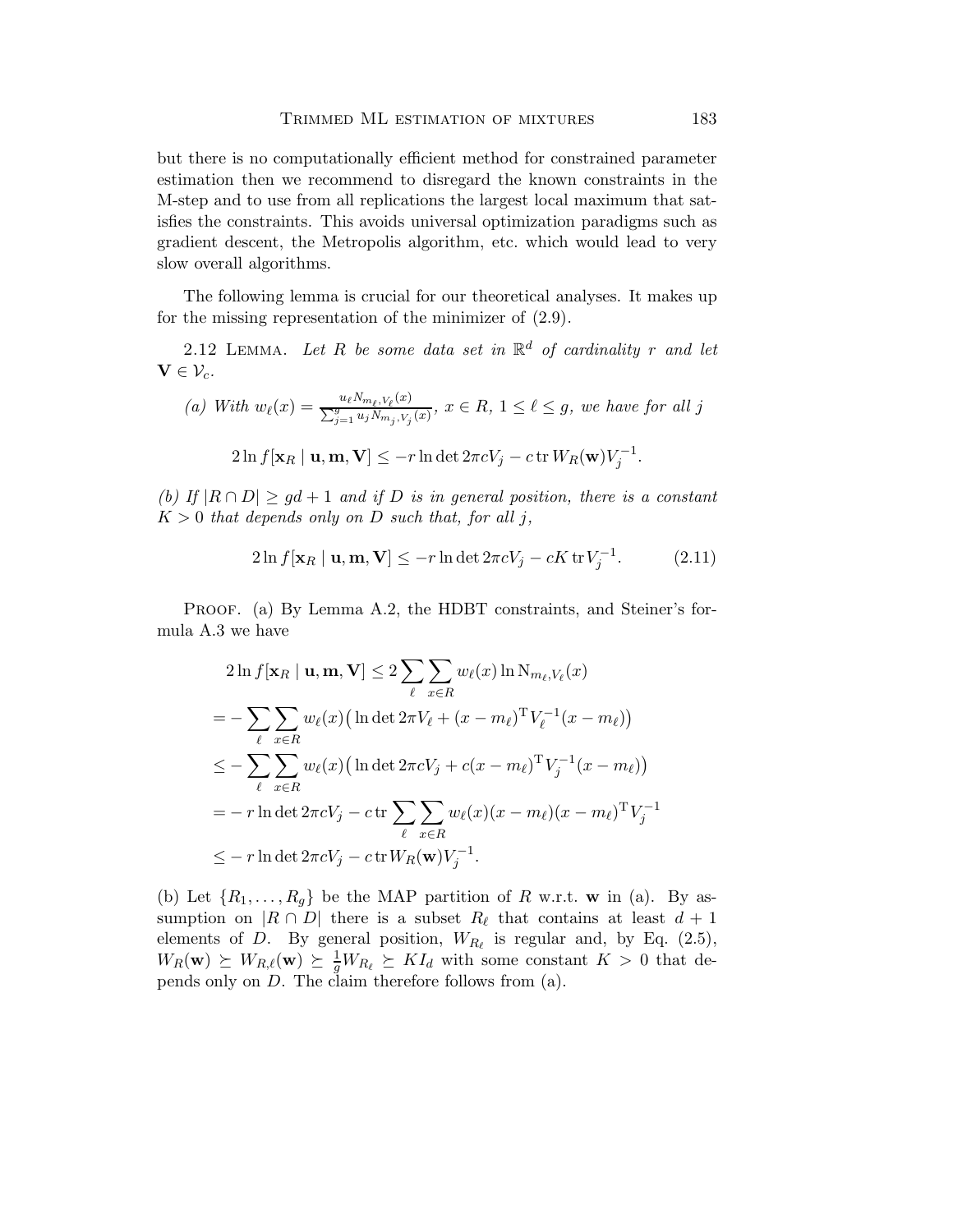but there is no computationally efficient method for constrained parameter estimation then we recommend to disregard the known constraints in the M-step and to use from all replications the largest local maximum that satisfies the constraints. This avoids universal optimization paradigms such as gradient descent, the Metropolis algorithm, etc. which would lead to very slow overall algorithms.

The following lemma is crucial for our theoretical analyses. It makes up for the missing representation of the minimizer of (2.9).

2.12 Lemma. *Let $R$ be some data set in $\mathbb{R}^d$ of cardinality $r$ and let $\mathbf{V} \in \mathcal{V}_c$.*

*(a) With $w_\ell(x) = \frac{u_\ell N_{m_\ell, V_\ell}(x)}{\sum_{j=1}^g u_j N_{m_j, V_j}(x)}$, $x \in R$, $1 \le \ell \le g$, we have for all $j$*

$$2 \ln f[\mathbf{x}_R \mid \mathbf{u}, \mathbf{m}, \mathbf{V}] \le -r \ln \det 2\pi c V_j - c \operatorname{tr} W_R(\mathbf{w}) V_j^{-1}.$$

*(b) If $|R \cap D| \ge gd + 1$ and if $D$ is in general position, there is a constant $K > 0$ that depends only on $D$ such that, for all $j$,*

$$2 \ln f[\mathbf{x}_R \mid \mathbf{u}, \mathbf{m}, \mathbf{V}] \le -r \ln \det 2\pi c V_j - cK \operatorname{tr} V_j^{-1}. \tag{2.11}$$

Proof. (a) By Lemma A.2, the HDBT constraints, and Steiner's formula A.3 we have

$$\begin{aligned}
&2 \ln f[\mathbf{x}_R \mid \mathbf{u}, \mathbf{m}, \mathbf{V}] \le 2 \sum_\ell \sum_{x \in R} w_\ell(x) \ln \mathrm{N}_{m_\ell, V_\ell}(x) \\
&= - \sum_\ell \sum_{x \in R} w_\ell(x) \big( \ln \det 2\pi V_\ell + (x - m_\ell)^{\mathrm{T}} V_\ell^{-1} (x - m_\ell) \big) \\
&\le - \sum_\ell \sum_{x \in R} w_\ell(x) \big( \ln \det 2\pi c V_j + c (x - m_\ell)^{\mathrm{T}} V_j^{-1} (x - m_\ell) \big) \\
&= - r \ln \det 2\pi c V_j - c \operatorname{tr} \sum_\ell \sum_{x \in R} w_\ell(x) (x - m_\ell)(x - m_\ell)^{\mathrm{T}} V_j^{-1} \\
&\le - r \ln \det 2\pi c V_j - c \operatorname{tr} W_R(\mathbf{w}) V_j^{-1}.
\end{aligned}$$

(b) Let $\{R_1, \ldots, R_g\}$ be the MAP partition of $R$ w.r.t. $\mathbf{w}$ in (a). By assumption on $|R \cap D|$ there is a subset $R_\ell$ that contains at least $d + 1$ elements of $D$. By general position, $W_{R_\ell}$ is regular and, by Eq. (2.5), $W_R(\mathbf{w}) \succeq W_{R,\ell}(\mathbf{w}) \succeq \frac{1}{g} W_{R_\ell} \succeq K I_d$ with some constant $K > 0$ that depends only on $D$. The claim therefore follows from (a).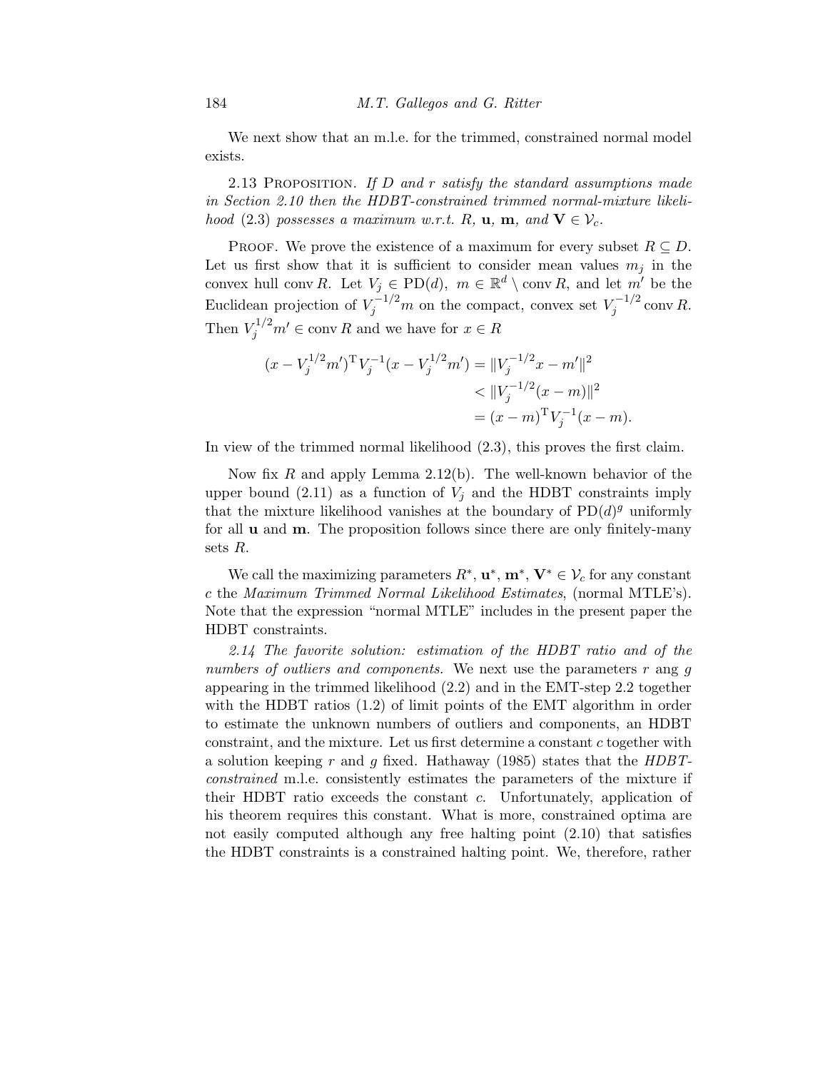We next show that an m.l.e. for the trimmed, constrained normal model exists.

2.13 PROPOSITION. *If $D$ and $r$ satisfy the standard assumptions made in Section 2.10 then the HDBT-constrained trimmed normal-mixture likelihood* (2.3) *possesses a maximum w.r.t.* $R$, $\mathbf{u}$, $\mathbf{m}$, *and* $\mathbf{V} \in \mathcal{V}_c$.

PROOF. We prove the existence of a maximum for every subset $R \subseteq D$. Let us first show that it is sufficient to consider mean values $m_j$ in the convex hull $\operatorname{conv} R$. Let $V_j \in \mathrm{PD}(d)$, $m \in \mathbb{R}^d \setminus \operatorname{conv} R$, and let $m'$ be the Euclidean projection of $V_j^{-1/2} m$ on the compact, convex set $V_j^{-1/2} \operatorname{conv} R$. Then $V_j^{1/2} m' \in \operatorname{conv} R$ and we have for $x \in R$

$$
\begin{aligned}
(x - V_j^{1/2} m')^{\mathrm{T}} V_j^{-1} (x - V_j^{1/2} m') &= \|V_j^{-1/2} x - m'\|^2 \\
&< \|V_j^{-1/2} (x - m)\|^2 \\
&= (x - m)^{\mathrm{T}} V_j^{-1} (x - m).
\end{aligned}
$$

In view of the trimmed normal likelihood (2.3), this proves the first claim.

Now fix $R$ and apply Lemma 2.12(b). The well-known behavior of the upper bound (2.11) as a function of $V_j$ and the HDBT constraints imply that the mixture likelihood vanishes at the boundary of $\mathrm{PD}(d)^g$ uniformly for all $\mathbf{u}$ and $\mathbf{m}$. The proposition follows since there are only finitely-many sets $R$.

We call the maximizing parameters $R^*$, $\mathbf{u}^*$, $\mathbf{m}^*$, $\mathbf{V}^* \in \mathcal{V}_c$ for any constant $c$ the *Maximum Trimmed Normal Likelihood Estimates*, (normal MTLE's). Note that the expression "normal MTLE" includes in the present paper the HDBT constraints.

*2.14 The favorite solution: estimation of the HDBT ratio and of the numbers of outliers and components.* We next use the parameters $r$ ang $g$ appearing in the trimmed likelihood (2.2) and in the EMT-step 2.2 together with the HDBT ratios (1.2) of limit points of the EMT algorithm in order to estimate the unknown numbers of outliers and components, an HDBT constraint, and the mixture. Let us first determine a constant $c$ together with a solution keeping $r$ and $g$ fixed. Hathaway (1985) states that the *HDBT-constrained* m.l.e. consistently estimates the parameters of the mixture if their HDBT ratio exceeds the constant $c$. Unfortunately, application of his theorem requires this constant. What is more, constrained optima are not easily computed although any free halting point (2.10) that satisfies the HDBT constraints is a constrained halting point. We, therefore, rather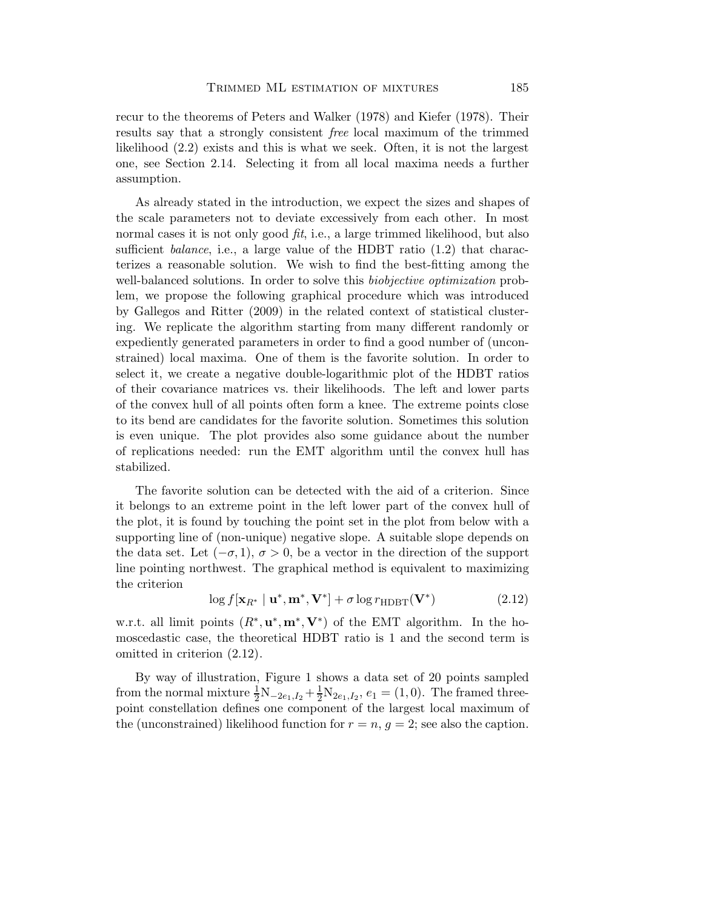recur to the theorems of Peters and Walker (1978) and Kiefer (1978). Their results say that a strongly consistent *free* local maximum of the trimmed likelihood (2.2) exists and this is what we seek. Often, it is not the largest one, see Section 2.14. Selecting it from all local maxima needs a further assumption.

As already stated in the introduction, we expect the sizes and shapes of the scale parameters not to deviate excessively from each other. In most normal cases it is not only good *fit*, i.e., a large trimmed likelihood, but also sufficient *balance*, i.e., a large value of the HDBT ratio (1.2) that characterizes a reasonable solution. We wish to find the best-fitting among the well-balanced solutions. In order to solve this *biobjective optimization* problem, we propose the following graphical procedure which was introduced by Gallegos and Ritter (2009) in the related context of statistical clustering. We replicate the algorithm starting from many different randomly or expediently generated parameters in order to find a good number of (unconstrained) local maxima. One of them is the favorite solution. In order to select it, we create a negative double-logarithmic plot of the HDBT ratios of their covariance matrices vs. their likelihoods. The left and lower parts of the convex hull of all points often form a knee. The extreme points close to its bend are candidates for the favorite solution. Sometimes this solution is even unique. The plot provides also some guidance about the number of replications needed: run the EMT algorithm until the convex hull has stabilized.

The favorite solution can be detected with the aid of a criterion. Since it belongs to an extreme point in the left lower part of the convex hull of the plot, it is found by touching the point set in the plot from below with a supporting line of (non-unique) negative slope. A suitable slope depends on the data set. Let $(-\sigma, 1)$, $\sigma > 0$, be a vector in the direction of the support line pointing northwest. The graphical method is equivalent to maximizing the criterion

$$\log f[\mathbf{x}_{R^*} \mid \mathbf{u}^*, \mathbf{m}^*, \mathbf{V}^*] + \sigma \log r_{\mathrm{HDBT}}(\mathbf{V}^*) \tag{2.12}$$

w.r.t. all limit points $(R^*, \mathbf{u}^*, \mathbf{m}^*, \mathbf{V}^*)$ of the EMT algorithm. In the homoscedastic case, the theoretical HDBT ratio is 1 and the second term is omitted in criterion (2.12).

By way of illustration, Figure 1 shows a data set of 20 points sampled from the normal mixture $\frac{1}{2}\mathrm{N}_{-2e_1,I_2} + \frac{1}{2}\mathrm{N}_{2e_1,I_2}$, $e_1 = (1, 0)$. The framed three-point constellation defines one component of the largest local maximum of the (unconstrained) likelihood function for $r = n$, $g = 2$; see also the caption.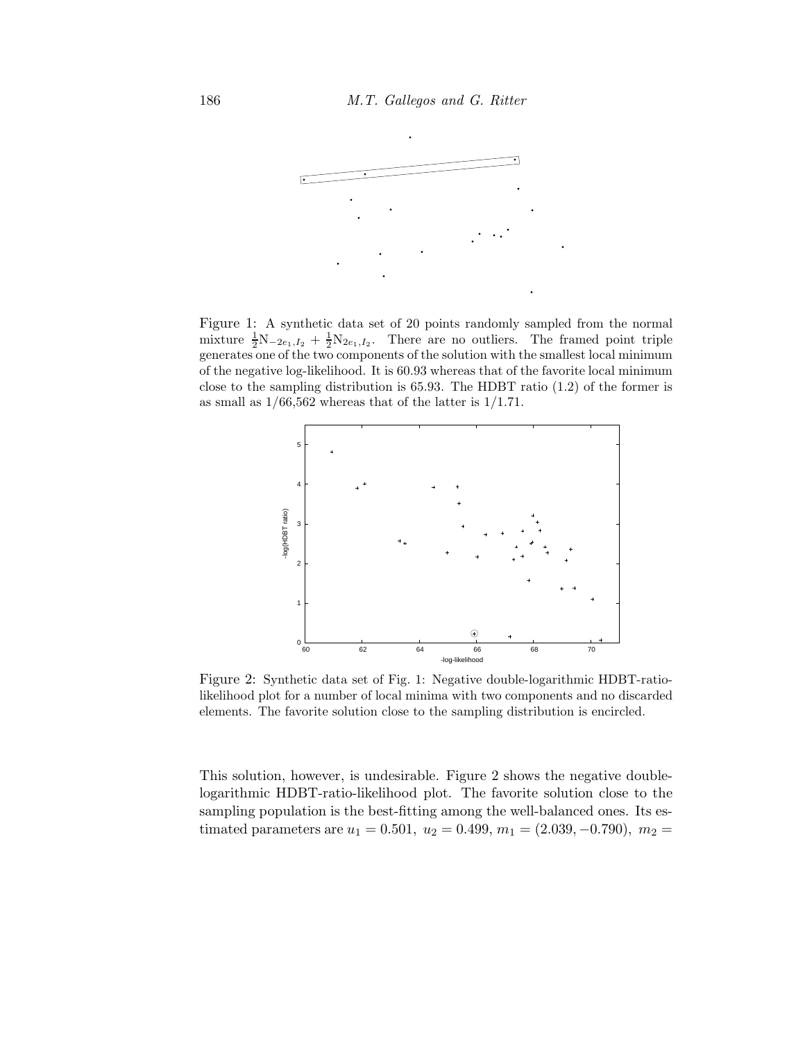Figure 1: A synthetic data set of 20 points randomly sampled from the normal mixture $\frac{1}{2}N_{-2e_1,I_2} + \frac{1}{2}N_{2e_1,I_2}$. There are no outliers. The framed point triple generates one of the two components of the solution with the smallest local minimum of the negative log-likelihood. It is 60.93 whereas that of the favorite local minimum close to the sampling distribution is 65.93. The HDBT ratio (1.2) of the former is as small as 1/66,562 whereas that of the latter is 1/1.71.

Figure 2: Synthetic data set of Fig. 1: Negative double-logarithmic HDBT-ratio-likelihood plot for a number of local minima with two components and no discarded elements. The favorite solution close to the sampling distribution is encircled.

This solution, however, is undesirable. Figure 2 shows the negative double-logarithmic HDBT-ratio-likelihood plot. The favorite solution close to the sampling population is the best-fitting among the well-balanced ones. Its estimated parameters are $u_1 = 0.501,\ u_2 = 0.499,\ m_1 = (2.039, -0.790),\ m_2 =$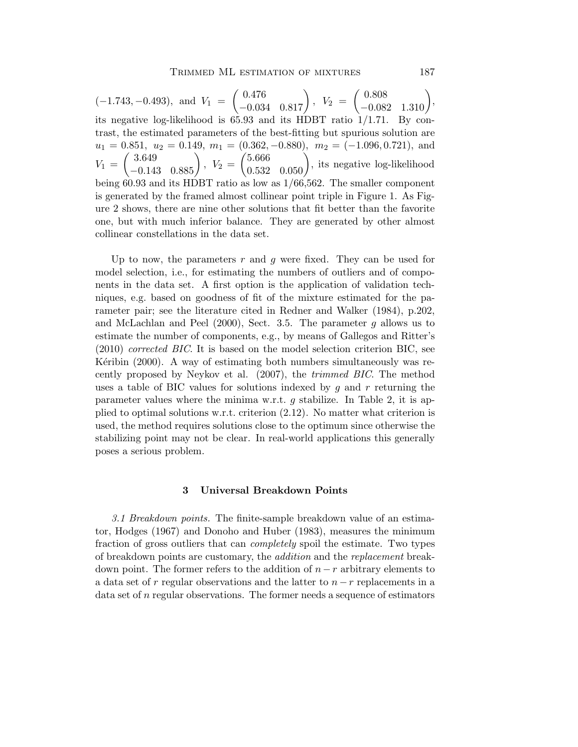$(-1.743, -0.493)$, and $V_1 = \begin{pmatrix} 0.476 & \\ -0.034 & 0.817 \end{pmatrix}$, $V_2 = \begin{pmatrix} 0.808 & \\ -0.082 & 1.310 \end{pmatrix}$, its negative log-likelihood is 65.93 and its HDBT ratio 1/1.71. By contrast, the estimated parameters of the best-fitting but spurious solution are $u_1 = 0.851$, $u_2 = 0.149$, $m_1 = (0.362, -0.880)$, $m_2 = (-1.096, 0.721)$, and $V_1 = \begin{pmatrix} 3.649 & \\ -0.143 & 0.885 \end{pmatrix}$, $V_2 = \begin{pmatrix} 5.666 & \\ 0.532 & 0.050 \end{pmatrix}$, its negative log-likelihood being 60.93 and its HDBT ratio as low as 1/66,562. The smaller component is generated by the framed almost collinear point triple in Figure 1. As Figure 2 shows, there are nine other solutions that fit better than the favorite one, but with much inferior balance. They are generated by other almost collinear constellations in the data set.

Up to now, the parameters $r$ and $g$ were fixed. They can be used for model selection, i.e., for estimating the numbers of outliers and of components in the data set. A first option is the application of validation techniques, e.g. based on goodness of fit of the mixture estimated for the parameter pair; see the literature cited in Redner and Walker (1984), p.202, and McLachlan and Peel (2000), Sect. 3.5. The parameter $g$ allows us to estimate the number of components, e.g., by means of Gallegos and Ritter's (2010) *corrected BIC*. It is based on the model selection criterion BIC, see Kéribin (2000). A way of estimating both numbers simultaneously was recently proposed by Neykov et al. (2007), the *trimmed BIC*. The method uses a table of BIC values for solutions indexed by $g$ and $r$ returning the parameter values where the minima w.r.t. $g$ stabilize. In Table 2, it is applied to optimal solutions w.r.t. criterion (2.12). No matter what criterion is used, the method requires solutions close to the optimum since otherwise the stabilizing point may not be clear. In real-world applications this generally poses a serious problem.

## 3 Universal Breakdown Points

*3.1 Breakdown points.* The finite-sample breakdown value of an estimator, Hodges (1967) and Donoho and Huber (1983), measures the minimum fraction of gross outliers that can *completely* spoil the estimate. Two types of breakdown points are customary, the *addition* and the *replacement* breakdown point. The former refers to the addition of $n-r$ arbitrary elements to a data set of $r$ regular observations and the latter to $n-r$ replacements in a data set of $n$ regular observations. The former needs a sequence of estimators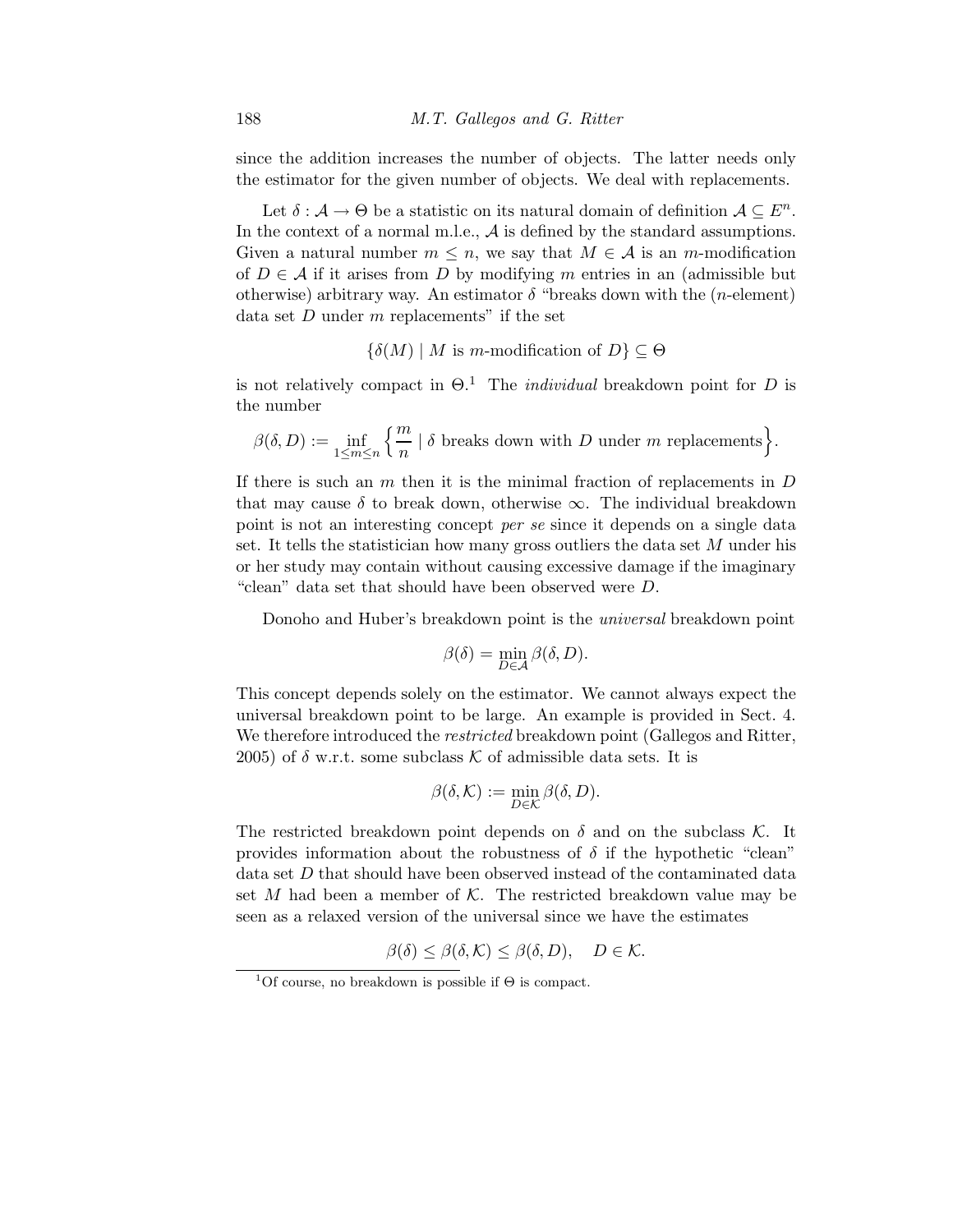since the addition increases the number of objects. The latter needs only the estimator for the given number of objects. We deal with replacements.

Let $\delta : \mathcal{A} \to \Theta$ be a statistic on its natural domain of definition $\mathcal{A} \subseteq E^n$. In the context of a normal m.l.e., $\mathcal{A}$ is defined by the standard assumptions. Given a natural number $m \leq n$, we say that $M \in \mathcal{A}$ is an $m$-modification of $D \in \mathcal{A}$ if it arises from $D$ by modifying $m$ entries in an (admissible but otherwise) arbitrary way. An estimator $\delta$ "breaks down with the ($n$-element) data set $D$ under $m$ replacements" if the set

$$\{\delta(M) \mid M \text{ is } m\text{-modification of } D\} \subseteq \Theta$$

is not relatively compact in $\Theta$.[1] The *individual* breakdown point for $D$ is the number

$$\beta(\delta, D) := \inf_{1 \leq m \leq n} \Big\{ \frac{m}{n} \mid \delta \text{ breaks down with } D \text{ under } m \text{ replacements} \Big\}.$$

If there is such an $m$ then it is the minimal fraction of replacements in $D$ that may cause $\delta$ to break down, otherwise $\infty$. The individual breakdown point is not an interesting concept *per se* since it depends on a single data set. It tells the statistician how many gross outliers the data set $M$ under his or her study may contain without causing excessive damage if the imaginary "clean" data set that should have been observed were $D$.

Donoho and Huber's breakdown point is the *universal* breakdown point

$$\beta(\delta) = \min_{D \in \mathcal{A}} \beta(\delta, D).$$

This concept depends solely on the estimator. We cannot always expect the universal breakdown point to be large. An example is provided in Sect. 4. We therefore introduced the *restricted* breakdown point (Gallegos and Ritter, 2005) of $\delta$ w.r.t. some subclass $\mathcal{K}$ of admissible data sets. It is

$$\beta(\delta, \mathcal{K}) := \min_{D \in \mathcal{K}} \beta(\delta, D).$$

The restricted breakdown point depends on $\delta$ and on the subclass $\mathcal{K}$. It provides information about the robustness of $\delta$ if the hypothetic "clean" data set $D$ that should have been observed instead of the contaminated data set $M$ had been a member of $\mathcal{K}$. The restricted breakdown value may be seen as a relaxed version of the universal since we have the estimates

$$\beta(\delta) \leq \beta(\delta, \mathcal{K}) \leq \beta(\delta, D), \quad D \in \mathcal{K}.$$

[1] Of course, no breakdown is possible if $\Theta$ is compact.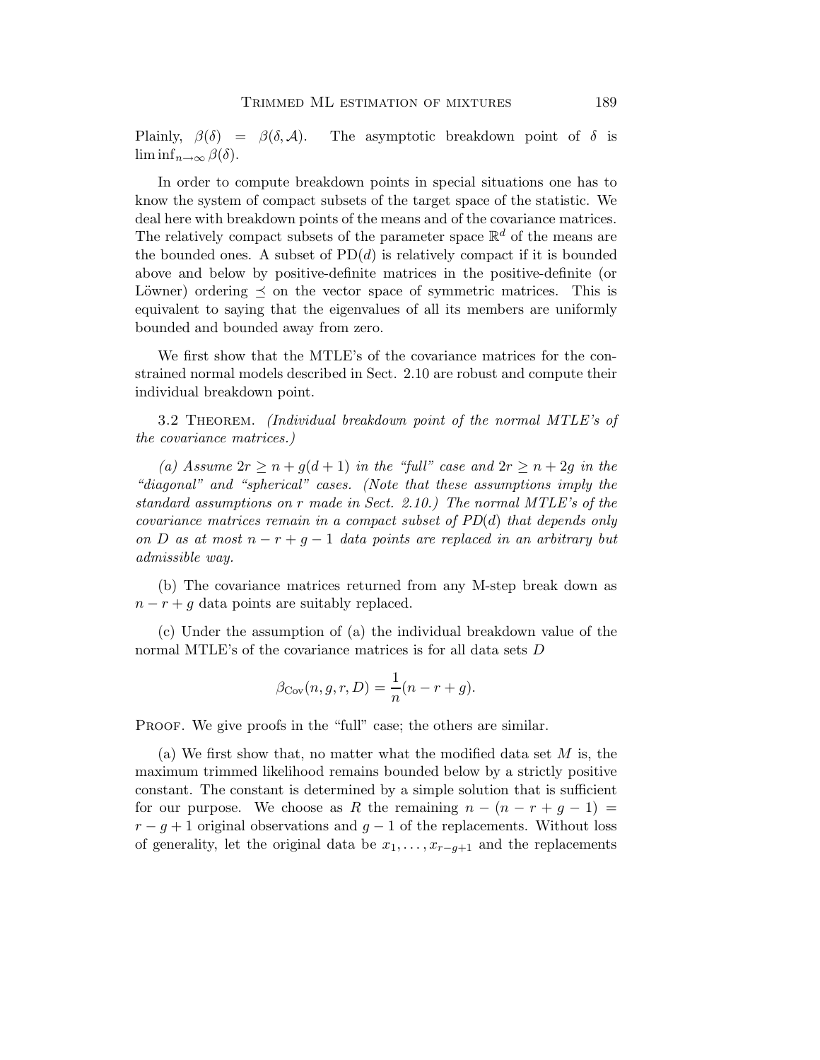Plainly, $\beta(\delta) = \beta(\delta, \mathcal{A})$. The asymptotic breakdown point of $\delta$ is $\liminf_{n\to\infty} \beta(\delta)$.

In order to compute breakdown points in special situations one has to know the system of compact subsets of the target space of the statistic. We deal here with breakdown points of the means and of the covariance matrices. The relatively compact subsets of the parameter space $\mathbb{R}^d$ of the means are the bounded ones. A subset of $\mathrm{PD}(d)$ is relatively compact if it is bounded above and below by positive-definite matrices in the positive-definite (or Löwner) ordering $\preceq$ on the vector space of symmetric matrices. This is equivalent to saying that the eigenvalues of all its members are uniformly bounded and bounded away from zero.

We first show that the MTLE's of the covariance matrices for the constrained normal models described in Sect. 2.10 are robust and compute their individual breakdown point.

3.2 Theorem. *(Individual breakdown point of the normal MTLE's of the covariance matrices.)*

*(a) Assume $2r \geq n + g(d+1)$ in the "full" case and $2r \geq n + 2g$ in the "diagonal" and "spherical" cases. (Note that these assumptions imply the standard assumptions on $r$ made in Sect. 2.10.) The normal MTLE's of the covariance matrices remain in a compact subset of $PD(d)$ that depends only on $D$ as at most $n - r + g - 1$ data points are replaced in an arbitrary but admissible way.*

(b) The covariance matrices returned from any M-step break down as $n - r + g$ data points are suitably replaced.

(c) Under the assumption of (a) the individual breakdown value of the normal MTLE's of the covariance matrices is for all data sets $D$

$$\beta_{\mathrm{Cov}}(n, g, r, D) = \frac{1}{n}(n - r + g).$$

Proof. We give proofs in the "full" case; the others are similar.

(a) We first show that, no matter what the modified data set $M$ is, the maximum trimmed likelihood remains bounded below by a strictly positive constant. The constant is determined by a simple solution that is sufficient for our purpose. We choose as $R$ the remaining $n - (n - r + g - 1) = r - g + 1$ original observations and $g - 1$ of the replacements. Without loss of generality, let the original data be $x_1, \ldots, x_{r-g+1}$ and the replacements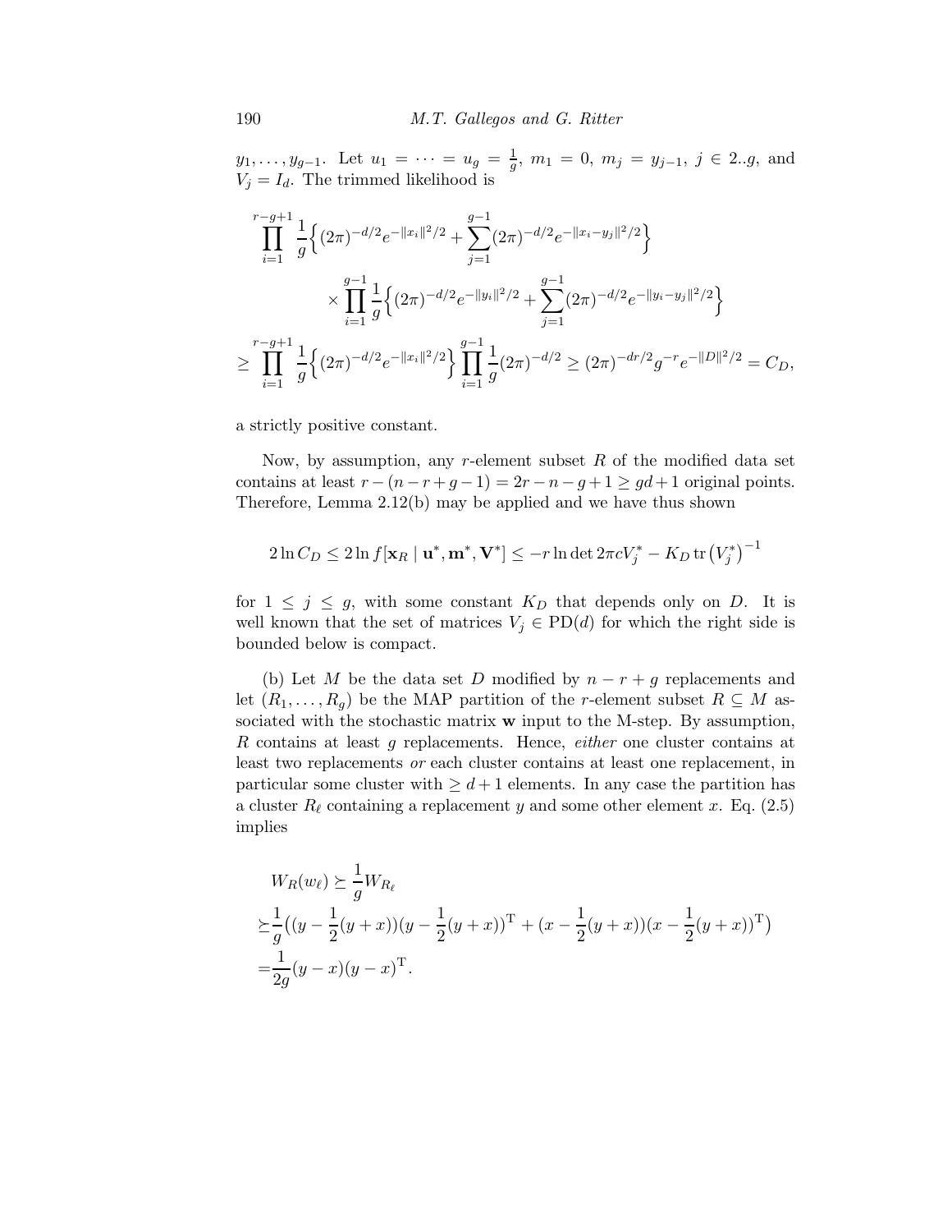$y_1, \ldots, y_{g-1}$. Let $u_1 = \cdots = u_g = \frac{1}{g}$, $m_1 = 0$, $m_j = y_{j-1}$, $j \in 2..g$, and $V_j = I_d$. The trimmed likelihood is

$$\prod_{i=1}^{r-g+1} \frac{1}{g}\Big\{(2\pi)^{-d/2}e^{-\|x_i\|^2/2} + \sum_{j=1}^{g-1}(2\pi)^{-d/2}e^{-\|x_i-y_j\|^2/2}\Big\}$$
$$\times \prod_{i=1}^{g-1} \frac{1}{g}\Big\{(2\pi)^{-d/2}e^{-\|y_i\|^2/2} + \sum_{j=1}^{g-1}(2\pi)^{-d/2}e^{-\|y_i-y_j\|^2/2}\Big\}$$
$$\geq \prod_{i=1}^{r-g+1} \frac{1}{g}\Big\{(2\pi)^{-d/2}e^{-\|x_i\|^2/2}\Big\}\prod_{i=1}^{g-1}\frac{1}{g}(2\pi)^{-d/2} \geq (2\pi)^{-dr/2}g^{-r}e^{-\|D\|^2/2} = C_D,$$

a strictly positive constant.

Now, by assumption, any $r$-element subset $R$ of the modified data set contains at least $r-(n-r+g-1) = 2r-n-g+1 \geq gd+1$ original points. Therefore, Lemma 2.12(b) may be applied and we have thus shown

$$2\ln C_D \leq 2\ln f[\mathbf{x}_R \mid \mathbf{u}^*, \mathbf{m}^*, \mathbf{V}^*] \leq -r\ln\det 2\pi c V_j^* - K_D \operatorname{tr}\big(V_j^*\big)^{-1}$$

for $1 \leq j \leq g$, with some constant $K_D$ that depends only on $D$. It is well known that the set of matrices $V_j \in \mathrm{PD}(d)$ for which the right side is bounded below is compact.

(b) Let $M$ be the data set $D$ modified by $n-r+g$ replacements and let $(R_1, \ldots, R_g)$ be the MAP partition of the $r$-element subset $R \subseteq M$ associated with the stochastic matrix $\mathbf{w}$ input to the M-step. By assumption, $R$ contains at least $g$ replacements. Hence, *either* one cluster contains at least two replacements *or* each cluster contains at least one replacement, in particular some cluster with $\geq d+1$ elements. In any case the partition has a cluster $R_\ell$ containing a replacement $y$ and some other element $x$. Eq. (2.5) implies

$$\begin{aligned}
&W_R(w_\ell) \succeq \frac{1}{g}W_{R_\ell} \\
&\succeq \frac{1}{g}\big((y-\tfrac{1}{2}(y+x))(y-\tfrac{1}{2}(y+x))^{\mathrm{T}} + (x-\tfrac{1}{2}(y+x))(x-\tfrac{1}{2}(y+x))^{\mathrm{T}}\big) \\
&= \frac{1}{2g}(y-x)(y-x)^{\mathrm{T}}.
\end{aligned}$$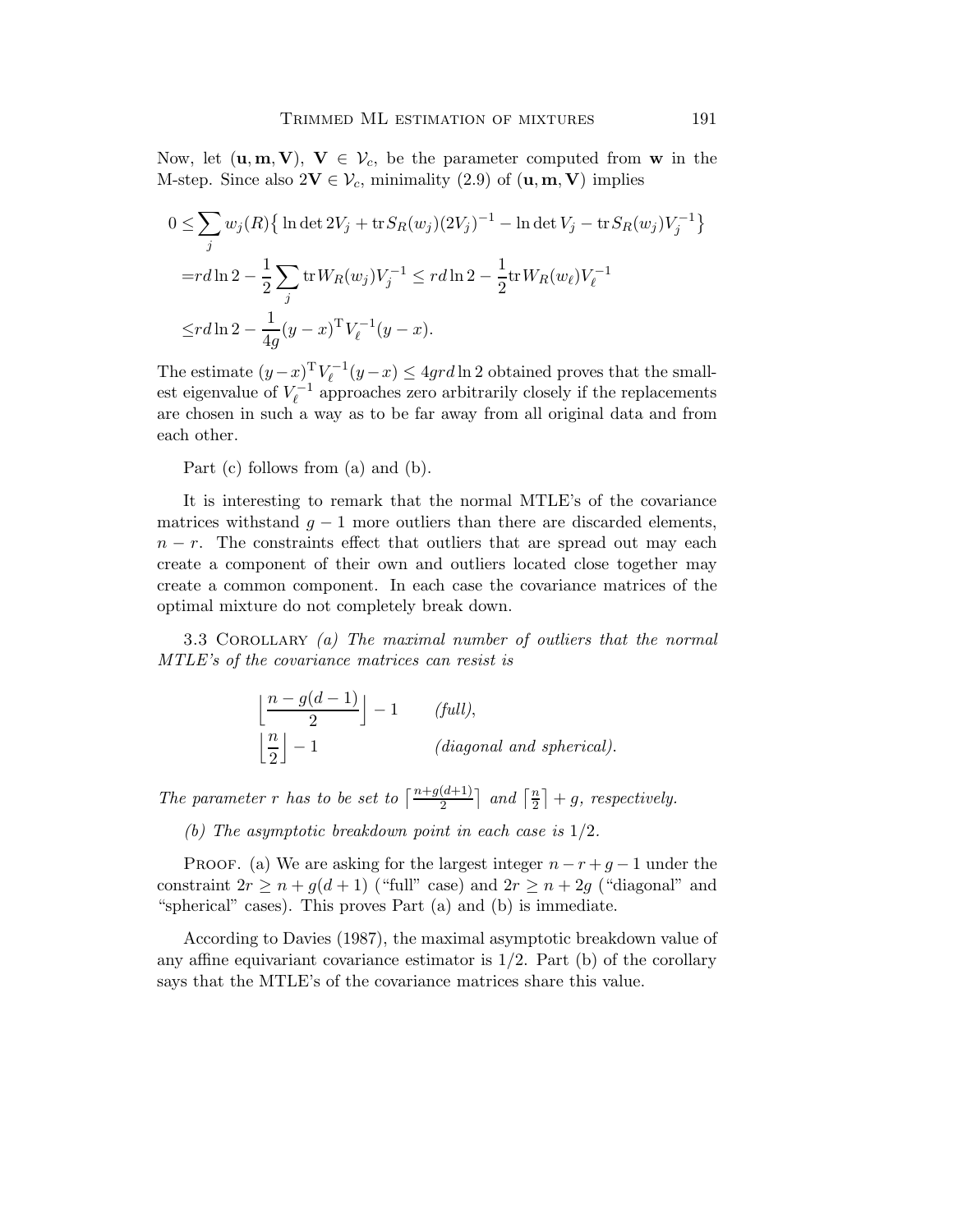Now, let $(\mathbf{u}, \mathbf{m}, \mathbf{V})$, $\mathbf{V} \in \mathcal{V}_c$, be the parameter computed from $\mathbf{w}$ in the M-step. Since also $2\mathbf{V} \in \mathcal{V}_c$, minimality (2.9) of $(\mathbf{u}, \mathbf{m}, \mathbf{V})$ implies

$$
\begin{aligned}
0 \leq & \sum_j w_j(R) \big\{ \ln\det 2V_j + \operatorname{tr} S_R(w_j)(2V_j)^{-1} - \ln\det V_j - \operatorname{tr} S_R(w_j) V_j^{-1} \big\} \\
=& rd\ln 2 - \frac{1}{2}\sum_j \operatorname{tr} W_R(w_j) V_j^{-1} \leq rd\ln 2 - \frac{1}{2}\operatorname{tr} W_R(w_\ell) V_\ell^{-1} \\
\leq & rd\ln 2 - \frac{1}{4g}(y-x)^{\mathrm{T}} V_\ell^{-1}(y-x).
\end{aligned}
$$

The estimate $(y-x)^{\mathrm{T}} V_\ell^{-1}(y-x) \leq 4grd\ln 2$ obtained proves that the smallest eigenvalue of $V_\ell^{-1}$ approaches zero arbitrarily closely if the replacements are chosen in such a way as to be far away from all original data and from each other.

Part (c) follows from (a) and (b).

It is interesting to remark that the normal MTLE's of the covariance matrices withstand $g-1$ more outliers than there are discarded elements, $n-r$. The constraints effect that outliers that are spread out may each create a component of their own and outliers located close together may create a common component. In each case the covariance matrices of the optimal mixture do not completely break down.

3.3 Corollary *(a) The maximal number of outliers that the normal MTLE's of the covariance matrices can resist is*

$$
\begin{aligned}
&\Big\lfloor \frac{n-g(d-1)}{2} \Big\rfloor - 1 \qquad \textit{(full)}, \\
&\Big\lfloor \frac{n}{2} \Big\rfloor - 1 \qquad\qquad\quad\; \textit{(diagonal and spherical)}.
\end{aligned}
$$

*The parameter $r$ has to be set to $\left\lceil \frac{n+g(d+1)}{2} \right\rceil$ and $\left\lceil \frac{n}{2} \right\rceil + g$, respectively.*

*(b) The asymptotic breakdown point in each case is $1/2$.*

Proof. (a) We are asking for the largest integer $n-r+g-1$ under the constraint $2r \geq n+g(d+1)$ ("full" case) and $2r \geq n+2g$ ("diagonal" and "spherical" cases). This proves Part (a) and (b) is immediate.

According to Davies (1987), the maximal asymptotic breakdown value of any affine equivariant covariance estimator is $1/2$. Part (b) of the corollary says that the MTLE's of the covariance matrices share this value.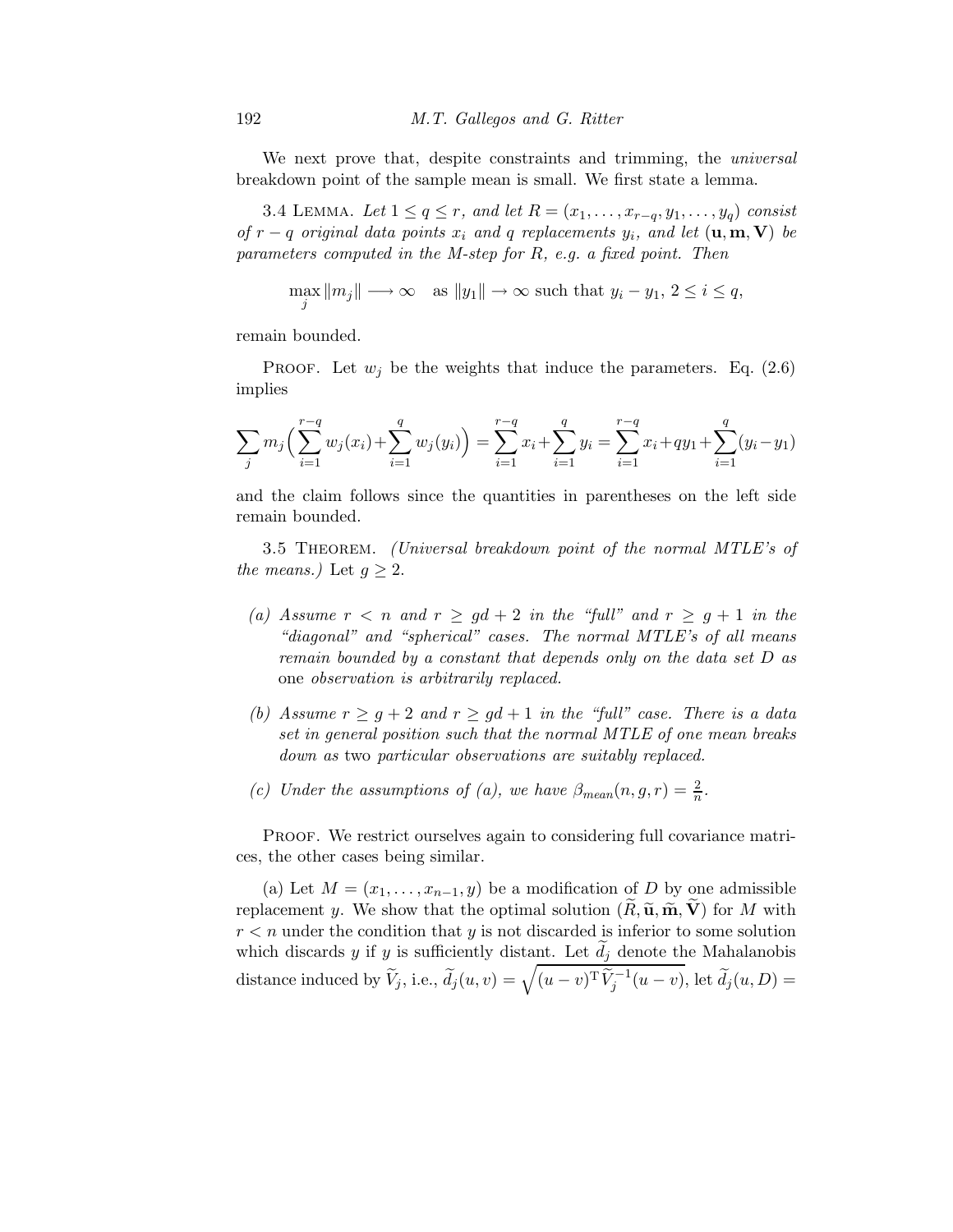We next prove that, despite constraints and trimming, the *universal* breakdown point of the sample mean is small. We first state a lemma.

3.4 Lemma. *Let $1 \le q \le r$, and let $R = (x_1, \dots, x_{r-q}, y_1, \dots, y_q)$ consist of $r - q$ original data points $x_i$ and $q$ replacements $y_i$, and let $(\mathbf{u}, \mathbf{m}, \mathbf{V})$ be parameters computed in the M-step for $R$, e.g. a fixed point. Then*

$$\max_j \|m_j\| \longrightarrow \infty \quad \text{as } \|y_1\| \to \infty \text{ such that } y_i - y_1,\ 2 \le i \le q,$$

*remain bounded.*

Proof. Let $w_j$ be the weights that induce the parameters. Eq. (2.6) implies

$$\sum_j m_j \Big( \sum_{i=1}^{r-q} w_j(x_i) + \sum_{i=1}^{q} w_j(y_i) \Big) = \sum_{i=1}^{r-q} x_i + \sum_{i=1}^{q} y_i = \sum_{i=1}^{r-q} x_i + q y_1 + \sum_{i=1}^{q} (y_i - y_1)$$

and the claim follows since the quantities in parentheses on the left side remain bounded.

3.5 Theorem. *(Universal breakdown point of the normal MTLE's of the means.)* Let $g \ge 2$.

(a) *Assume $r < n$ and $r \ge gd + 2$ in the "full" and $r \ge g + 1$ in the "diagonal" and "spherical" cases. The normal MTLE's of all means remain bounded by a constant that depends only on the data set $D$ as* one *observation is arbitrarily replaced.*

(b) *Assume $r \ge g + 2$ and $r \ge gd + 1$ in the "full" case. There is a data set in general position such that the normal MTLE of one mean breaks down as* two *particular observations are suitably replaced.*

(c) *Under the assumptions of (a), we have $\beta_{mean}(n, g, r) = \frac{2}{n}$.*

Proof. We restrict ourselves again to considering full covariance matrices, the other cases being similar.

(a) Let $M = (x_1, \dots, x_{n-1}, y)$ be a modification of $D$ by one admissible replacement $y$. We show that the optimal solution $(\widetilde{R}, \widetilde{\mathbf{u}}, \widetilde{\mathbf{m}}, \widetilde{\mathbf{V}})$ for $M$ with $r < n$ under the condition that $y$ is not discarded is inferior to some solution which discards $y$ if $y$ is sufficiently distant. Let $\widetilde{d}_j$ denote the Mahalanobis distance induced by $\widetilde{V}_j$, i.e., $\widetilde{d}_j(u, v) = \sqrt{(u - v)^{\mathrm{T}} \widetilde{V}_j^{-1} (u - v)}$, let $\widetilde{d}_j(u, D) =$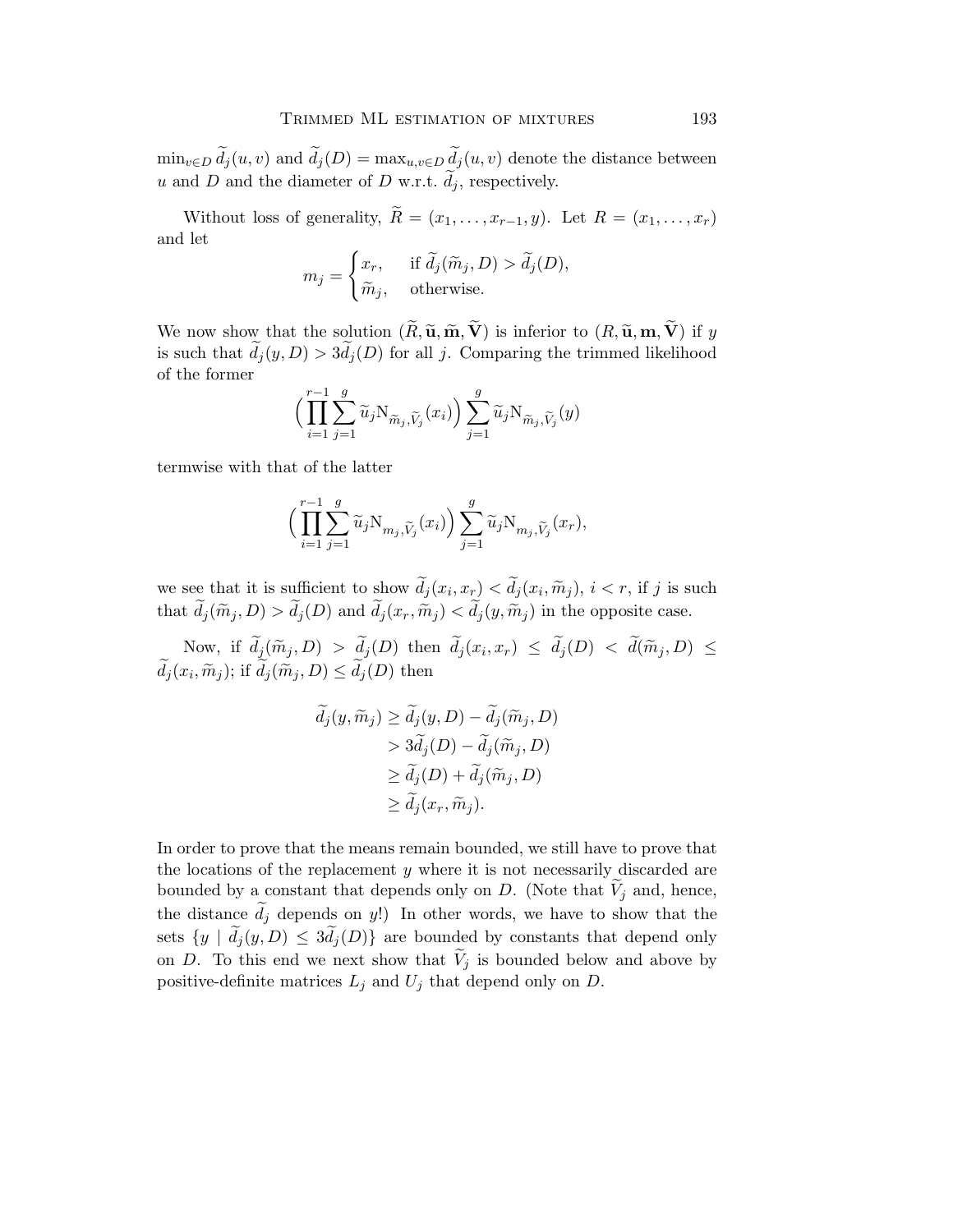$\min_{v\in D} \widetilde{d}_j(u,v)$ and $\widetilde{d}_j(D) = \max_{u,v\in D} \widetilde{d}_j(u,v)$ denote the distance between $u$ and $D$ and the diameter of $D$ w.r.t. $\widetilde{d}_j$, respectively.

Without loss of generality, $\widetilde{R} = (x_1,\ldots,x_{r-1},y)$. Let $R = (x_1,\ldots,x_r)$ and let

$$m_j = \begin{cases} x_r, & \text{if } \widetilde{d}_j(\widetilde{m}_j, D) > \widetilde{d}_j(D), \\ \widetilde{m}_j, & \text{otherwise.} \end{cases}$$

We now show that the solution $(\widetilde{R}, \widetilde{\mathbf{u}}, \widetilde{\mathbf{m}}, \widetilde{\mathbf{V}})$ is inferior to $(R, \widetilde{\mathbf{u}}, \mathbf{m}, \widetilde{\mathbf{V}})$ if $y$ is such that $\widetilde{d}_j(y, D) > 3\widetilde{d}_j(D)$ for all $j$. Comparing the trimmed likelihood of the former

$$\Big(\prod_{i=1}^{r-1}\sum_{j=1}^{g} \widetilde{u}_j \mathrm{N}_{\widetilde{m}_j,\widetilde{V}_j}(x_i)\Big)\sum_{j=1}^{g}\widetilde{u}_j \mathrm{N}_{\widetilde{m}_j,\widetilde{V}_j}(y)$$

termwise with that of the latter

$$\Big(\prod_{i=1}^{r-1}\sum_{j=1}^{g} \widetilde{u}_j \mathrm{N}_{m_j,\widetilde{V}_j}(x_i)\Big)\sum_{j=1}^{g}\widetilde{u}_j \mathrm{N}_{m_j,\widetilde{V}_j}(x_r),$$

we see that it is sufficient to show $\widetilde{d}_j(x_i, x_r) < \widetilde{d}_j(x_i, \widetilde{m}_j)$, $i < r$, if $j$ is such that $\widetilde{d}_j(\widetilde{m}_j, D) > \widetilde{d}_j(D)$ and $\widetilde{d}_j(x_r, \widetilde{m}_j) < \widetilde{d}_j(y, \widetilde{m}_j)$ in the opposite case.

Now, if $\widetilde{d}_j(\widetilde{m}_j, D) > \widetilde{d}_j(D)$ then $\widetilde{d}_j(x_i, x_r) \le \widetilde{d}_j(D) < \widetilde{d}(\widetilde{m}_j, D) \le \widetilde{d}_j(x_i, \widetilde{m}_j)$; if $\widetilde{d}_j(\widetilde{m}_j, D) \le \widetilde{d}_j(D)$ then

$$\begin{aligned}
\widetilde{d}_j(y, \widetilde{m}_j) &\ge \widetilde{d}_j(y, D) - \widetilde{d}_j(\widetilde{m}_j, D) \\
&> 3\widetilde{d}_j(D) - \widetilde{d}_j(\widetilde{m}_j, D) \\
&\ge \widetilde{d}_j(D) + \widetilde{d}_j(\widetilde{m}_j, D) \\
&\ge \widetilde{d}_j(x_r, \widetilde{m}_j).
\end{aligned}$$

In order to prove that the means remain bounded, we still have to prove that the locations of the replacement $y$ where it is not necessarily discarded are bounded by a constant that depends only on $D$. (Note that $\widetilde{V}_j$ and, hence, the distance $\widetilde{d}_j$ depends on $y$!) In other words, we have to show that the sets $\{y \mid \widetilde{d}_j(y, D) \le 3\widetilde{d}_j(D)\}$ are bounded by constants that depend only on $D$. To this end we next show that $\widetilde{V}_j$ is bounded below and above by positive-definite matrices $L_j$ and $U_j$ that depend only on $D$.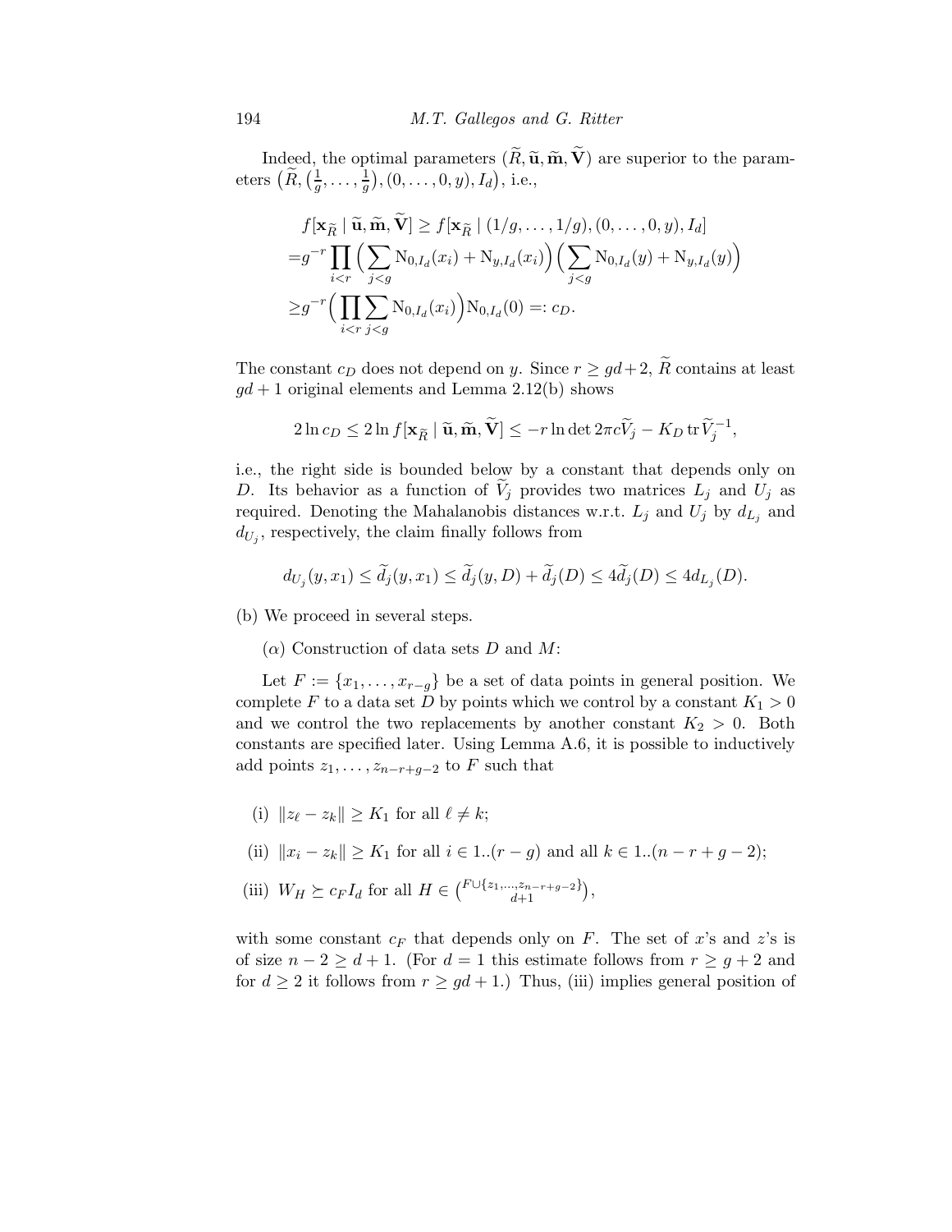Indeed, the optimal parameters $(\widetilde{R}, \widetilde{\mathbf{u}}, \widetilde{\mathbf{m}}, \widetilde{\mathbf{V}})$ are superior to the parameters $\big(\widetilde{R}, \big(\frac{1}{g}, \dots, \frac{1}{g}\big), (0, \dots, 0, y), I_d\big)$, i.e.,

$$
\begin{aligned}
&f[\mathbf{x}_{\widetilde{R}} \mid \widetilde{\mathbf{u}}, \widetilde{\mathbf{m}}, \widetilde{\mathbf{V}}] \geq f[\mathbf{x}_{\widetilde{R}} \mid (1/g, \dots, 1/g), (0, \dots, 0, y), I_d] \\
=&g^{-r} \prod_{i<r} \Big( \sum_{j<g} \mathrm{N}_{0,I_d}(x_i) + \mathrm{N}_{y,I_d}(x_i) \Big) \Big( \sum_{j<g} \mathrm{N}_{0,I_d}(y) + \mathrm{N}_{y,I_d}(y) \Big) \\
\geq& g^{-r} \Big( \prod_{i<r} \sum_{j<g} \mathrm{N}_{0,I_d}(x_i) \Big) \mathrm{N}_{0,I_d}(0) =: c_D.
\end{aligned}
$$

The constant $c_D$ does not depend on $y$. Since $r \geq gd+2$, $\widetilde{R}$ contains at least $gd+1$ original elements and Lemma 2.12(b) shows

$$
2 \ln c_D \leq 2 \ln f[\mathbf{x}_{\widetilde{R}} \mid \widetilde{\mathbf{u}}, \widetilde{\mathbf{m}}, \widetilde{\mathbf{V}}] \leq -r \ln \det 2\pi c \widetilde{V}_j - K_D \operatorname{tr} \widetilde{V}_j^{-1},
$$

i.e., the right side is bounded below by a constant that depends only on $D$. Its behavior as a function of $\widetilde{V}_j$ provides two matrices $L_j$ and $U_j$ as required. Denoting the Mahalanobis distances w.r.t. $L_j$ and $U_j$ by $d_{L_j}$ and $d_{U_j}$, respectively, the claim finally follows from

$$
d_{U_j}(y, x_1) \leq \widetilde{d}_j(y, x_1) \leq \widetilde{d}_j(y, D) + \widetilde{d}_j(D) \leq 4\widetilde{d}_j(D) \leq 4 d_{L_j}(D).
$$

(b) We proceed in several steps.

($\alpha$) Construction of data sets $D$ and $M$:

Let $F := \{x_1, \dots, x_{r-g}\}$ be a set of data points in general position. We complete $F$ to a data set $D$ by points which we control by a constant $K_1 > 0$ and we control the two replacements by another constant $K_2 > 0$. Both constants are specified later. Using Lemma A.6, it is possible to inductively add points $z_1, \dots, z_{n-r+g-2}$ to $F$ such that

(i) $\|z_\ell - z_k\| \geq K_1$ for all $\ell \neq k$;

(ii) $\|x_i - z_k\| \geq K_1$ for all $i \in 1..(r-g)$ and all $k \in 1..(n-r+g-2)$;

(iii) $W_H \succeq c_F I_d$ for all $H \in \binom{F \cup \{z_1, \dots, z_{n-r+g-2}\}}{d+1}$,

with some constant $c_F$ that depends only on $F$. The set of $x$'s and $z$'s is of size $n-2 \geq d+1$. (For $d=1$ this estimate follows from $r \geq g+2$ and for $d \geq 2$ it follows from $r \geq gd+1$.) Thus, (iii) implies general position of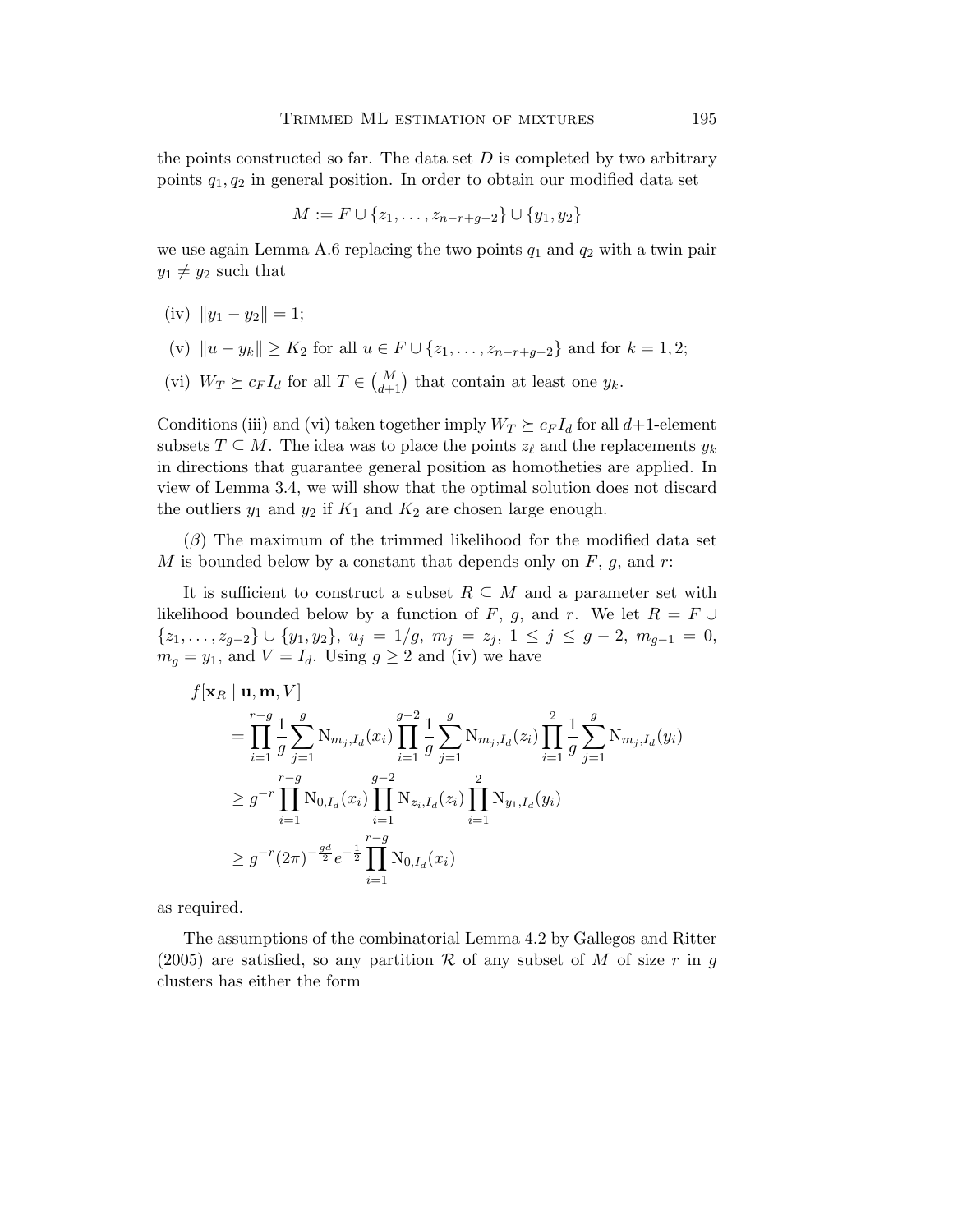the points constructed so far. The data set $D$ is completed by two arbitrary points $q_1, q_2$ in general position. In order to obtain our modified data set

$$M := F \cup \{z_1, \ldots, z_{n-r+g-2}\} \cup \{y_1, y_2\}$$

we use again Lemma A.6 replacing the two points $q_1$ and $q_2$ with a twin pair $y_1 \neq y_2$ such that

(iv) $\|y_1 - y_2\| = 1$;

(v) $\|u - y_k\| \geq K_2$ for all $u \in F \cup \{z_1, \ldots, z_{n-r+g-2}\}$ and for $k = 1, 2$;

(vi) $W_T \succeq c_F I_d$ for all $T \in \binom{M}{d+1}$ that contain at least one $y_k$.

Conditions (iii) and (vi) taken together imply $W_T \succeq c_F I_d$ for all $d+1$-element subsets $T \subseteq M$. The idea was to place the points $z_\ell$ and the replacements $y_k$ in directions that guarantee general position as homotheties are applied. In view of Lemma 3.4, we will show that the optimal solution does not discard the outliers $y_1$ and $y_2$ if $K_1$ and $K_2$ are chosen large enough.

($\beta$) The maximum of the trimmed likelihood for the modified data set $M$ is bounded below by a constant that depends only on $F$, $g$, and $r$:

It is sufficient to construct a subset $R \subseteq M$ and a parameter set with likelihood bounded below by a function of $F$, $g$, and $r$. We let $R = F \cup \{z_1, \ldots, z_{g-2}\} \cup \{y_1, y_2\}$, $u_j = 1/g$, $m_j = z_j$, $1 \leq j \leq g-2$, $m_{g-1} = 0$, $m_g = y_1$, and $V = I_d$. Using $g \geq 2$ and (iv) we have

$$\begin{aligned}
f[\mathbf{x}_R \mid \mathbf{u}, \mathbf{m}, V] &= \prod_{i=1}^{r-g} \frac{1}{g} \sum_{j=1}^{g} \mathrm{N}_{m_j, I_d}(x_i) \prod_{i=1}^{g-2} \frac{1}{g} \sum_{j=1}^{g} \mathrm{N}_{m_j, I_d}(z_i) \prod_{i=1}^{2} \frac{1}{g} \sum_{j=1}^{g} \mathrm{N}_{m_j, I_d}(y_i) \\
&\geq g^{-r} \prod_{i=1}^{r-g} \mathrm{N}_{0, I_d}(x_i) \prod_{i=1}^{g-2} \mathrm{N}_{z_i, I_d}(z_i) \prod_{i=1}^{2} \mathrm{N}_{y_1, I_d}(y_i) \\
&\geq g^{-r} (2\pi)^{-\frac{gd}{2}} e^{-\frac{1}{2}} \prod_{i=1}^{r-g} \mathrm{N}_{0, I_d}(x_i)
\end{aligned}$$

as required.

The assumptions of the combinatorial Lemma 4.2 by Gallegos and Ritter (2005) are satisfied, so any partition $\mathcal{R}$ of any subset of $M$ of size $r$ in $g$ clusters has either the form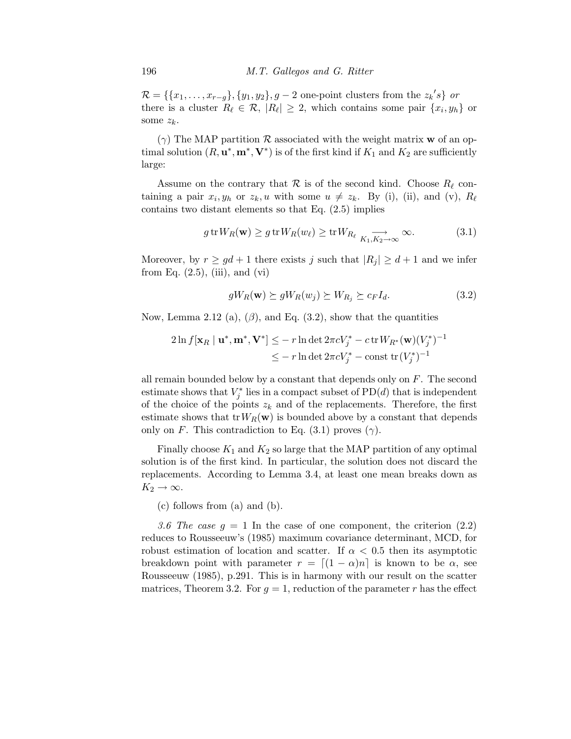$\mathcal{R} = \{\{x_1, \ldots, x_{r-g}\}, \{y_1, y_2\}, g-2$ one-point clusters from the $z_k{}'s\}$ *or* there is a cluster $R_\ell \in \mathcal{R}$, $|R_\ell| \geq 2$, which contains some pair $\{x_i, y_h\}$ or some $z_k$.

($\gamma$) The MAP partition $\mathcal{R}$ associated with the weight matrix $\mathbf{w}$ of an optimal solution $(R, \mathbf{u}^*, \mathbf{m}^*, \mathbf{V}^*)$ is of the first kind if $K_1$ and $K_2$ are sufficiently large:

Assume on the contrary that $\mathcal{R}$ is of the second kind. Choose $R_\ell$ containing a pair $x_i, y_h$ or $z_k, u$ with some $u \neq z_k$. By (i), (ii), and (v), $R_\ell$ contains two distant elements so that Eq. (2.5) implies

$$g \operatorname{tr} W_R(\mathbf{w}) \geq g \operatorname{tr} W_R(w_\ell) \geq \operatorname{tr} W_{R_\ell} \underset{K_1, K_2 \to \infty}{\longrightarrow} \infty. \tag{3.1}$$

Moreover, by $r \geq gd + 1$ there exists $j$ such that $|R_j| \geq d + 1$ and we infer from Eq. (2.5), (iii), and (vi)

$$g W_R(\mathbf{w}) \succeq g W_R(w_j) \succeq W_{R_j} \succeq c_F I_d. \tag{3.2}$$

Now, Lemma 2.12 (a), ($\beta$), and Eq. (3.2), show that the quantities

$$\begin{aligned} 2 \ln f[\mathbf{x}_R \mid \mathbf{u}^*, \mathbf{m}^*, \mathbf{V}^*] &\leq -r \ln \det 2\pi c V_j^* - c \operatorname{tr} W_{R^*}(\mathbf{w})(V_j^*)^{-1} \\ &\leq -r \ln \det 2\pi c V_j^* - \text{const} \operatorname{tr}(V_j^*)^{-1} \end{aligned}$$

all remain bounded below by a constant that depends only on $F$. The second estimate shows that $V_j^*$ lies in a compact subset of $\mathrm{PD}(d)$ that is independent of the choice of the points $z_k$ and of the replacements. Therefore, the first estimate shows that $\operatorname{tr} W_R(\mathbf{w})$ is bounded above by a constant that depends only on $F$. This contradiction to Eq. (3.1) proves ($\gamma$).

Finally choose $K_1$ and $K_2$ so large that the MAP partition of any optimal solution is of the first kind. In particular, the solution does not discard the replacements. According to Lemma 3.4, at least one mean breaks down as $K_2 \to \infty$.

(c) follows from (a) and (b).

*3.6 The case $g = 1$* In the case of one component, the criterion (2.2) reduces to Rousseeuw's (1985) maximum covariance determinant, MCD, for robust estimation of location and scatter. If $\alpha < 0.5$ then its asymptotic breakdown point with parameter $r = \lceil (1-\alpha)n \rceil$ is known to be $\alpha$, see Rousseeuw (1985), p.291. This is in harmony with our result on the scatter matrices, Theorem 3.2. For $g = 1$, reduction of the parameter $r$ has the effect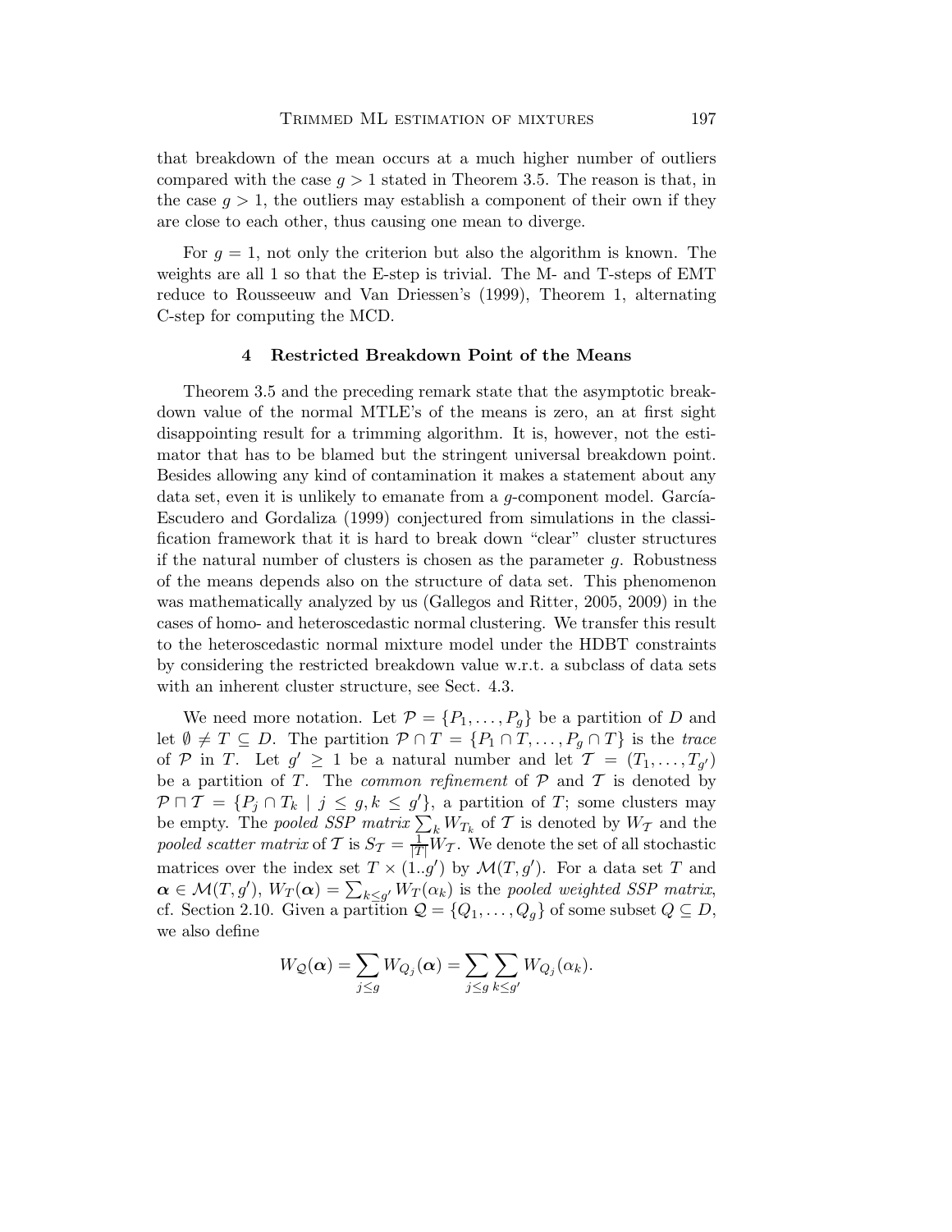that breakdown of the mean occurs at a much higher number of outliers compared with the case $g > 1$ stated in Theorem 3.5. The reason is that, in the case $g > 1$, the outliers may establish a component of their own if they are close to each other, thus causing one mean to diverge.

For $g = 1$, not only the criterion but also the algorithm is known. The weights are all 1 so that the E-step is trivial. The M- and T-steps of EMT reduce to Rousseeuw and Van Driessen's (1999), Theorem 1, alternating C-step for computing the MCD.

## 4 Restricted Breakdown Point of the Means

Theorem 3.5 and the preceding remark state that the asymptotic breakdown value of the normal MTLE's of the means is zero, an at first sight disappointing result for a trimming algorithm. It is, however, not the estimator that has to be blamed but the stringent universal breakdown point. Besides allowing any kind of contamination it makes a statement about any data set, even it is unlikely to emanate from a $g$-component model. García-Escudero and Gordaliza (1999) conjectured from simulations in the classification framework that it is hard to break down "clear" cluster structures if the natural number of clusters is chosen as the parameter $g$. Robustness of the means depends also on the structure of data set. This phenomenon was mathematically analyzed by us (Gallegos and Ritter, 2005, 2009) in the cases of homo- and heteroscedastic normal clustering. We transfer this result to the heteroscedastic normal mixture model under the HDBT constraints by considering the restricted breakdown value w.r.t. a subclass of data sets with an inherent cluster structure, see Sect. 4.3.

We need more notation. Let $\mathcal{P} = \{P_1, \ldots, P_g\}$ be a partition of $D$ and let $\emptyset \neq T \subseteq D$. The partition $\mathcal{P} \cap T = \{P_1 \cap T, \ldots, P_g \cap T\}$ is the *trace* of $\mathcal{P}$ in $T$. Let $g' \geq 1$ be a natural number and let $\mathcal{T} = (T_1, \ldots, T_{g'})$ be a partition of $T$. The *common refinement* of $\mathcal{P}$ and $\mathcal{T}$ is denoted by $\mathcal{P} \sqcap \mathcal{T} = \{P_j \cap T_k \mid j \leq g, k \leq g'\}$, a partition of $T$; some clusters may be empty. The *pooled SSP matrix* $\sum_k W_{T_k}$ of $\mathcal{T}$ is denoted by $W_{\mathcal{T}}$ and the *pooled scatter matrix* of $\mathcal{T}$ is $S_{\mathcal{T}} = \frac{1}{|T|} W_{\mathcal{T}}$. We denote the set of all stochastic matrices over the index set $T \times (1..g')$ by $\mathcal{M}(T, g')$. For a data set $T$ and $\boldsymbol{\alpha} \in \mathcal{M}(T, g')$, $W_T(\boldsymbol{\alpha}) = \sum_{k \leq g'} W_T(\alpha_k)$ is the *pooled weighted SSP matrix*, cf. Section 2.10. Given a partition $\mathcal{Q} = \{Q_1, \ldots, Q_g\}$ of some subset $Q \subseteq D$, we also define

$$W_{\mathcal{Q}}(\boldsymbol{\alpha}) = \sum_{j \leq g} W_{Q_j}(\boldsymbol{\alpha}) = \sum_{j \leq g} \sum_{k \leq g'} W_{Q_j}(\alpha_k).$$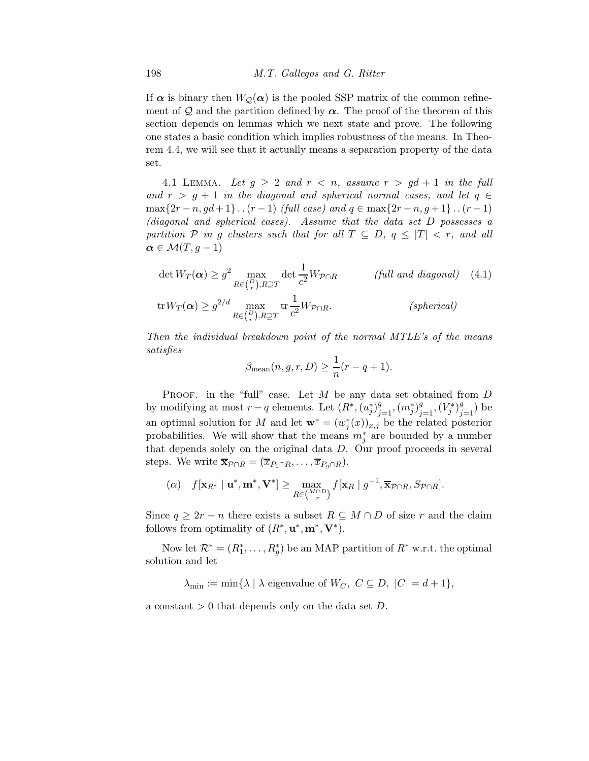If $\boldsymbol{\alpha}$ is binary then $W_{\mathcal{Q}}(\boldsymbol{\alpha})$ is the pooled SSP matrix of the common refinement of $\mathcal{Q}$ and the partition defined by $\boldsymbol{\alpha}$. The proof of the theorem of this section depends on lemmas which we next state and prove. The following one states a basic condition which implies robustness of the means. In Theorem 4.4, we will see that it actually means a separation property of the data set.

4.1 Lemma. *Let $g \geq 2$ and $r < n$, assume $r > gd + 1$ in the full and $r > g + 1$ in the diagonal and spherical normal cases, and let $q \in \max\{2r - n, gd + 1\} \mathinner{\ldotp\ldotp} (r - 1)$ (full case) and $q \in \max\{2r - n, g + 1\} \mathinner{\ldotp\ldotp} (r - 1)$ (diagonal and spherical cases). Assume that the data set $D$ possesses a partition $\mathcal{P}$ in $g$ clusters such that for all $T \subseteq D$, $q \leq |T| < r$, and all $\boldsymbol{\alpha} \in \mathcal{M}(T, g - 1)$*

$$\det W_T(\boldsymbol{\alpha}) \geq g^2 \max_{R \in \binom{D}{r}, R \supseteq T} \det \frac{1}{c^2} W_{\mathcal{P} \cap R} \qquad \textit{(full and diagonal)} \quad (4.1)$$

$$\operatorname{tr} W_T(\boldsymbol{\alpha}) \geq g^{2/d} \max_{R \in \binom{D}{r}, R \supseteq T} \operatorname{tr} \frac{1}{c^2} W_{\mathcal{P} \cap R}. \qquad \textit{(spherical)}$$

*Then the individual breakdown point of the normal MTLE's of the means satisfies*

$$\beta_{\text{mean}}(n, g, r, D) \geq \frac{1}{n}(r - q + 1).$$

Proof. in the "full" case. Let $M$ be any data set obtained from $D$ by modifying at most $r - q$ elements. Let $(R^*, (u_j^*)_{j=1}^g, (m_j^*)_{j=1}^g, (V_j^*)_{j=1}^g)$ be an optimal solution for $M$ and let $\mathbf{w}^* = (w_j^*(x))_{x,j}$ be the related posterior probabilities. We will show that the means $m_j^*$ are bounded by a number that depends solely on the original data $D$. Our proof proceeds in several steps. We write $\overline{\mathbf{x}}_{\mathcal{P} \cap R} = (\overline{x}_{P_1 \cap R}, \ldots, \overline{x}_{P_g \cap R})$.

$$(\alpha) \quad f[\mathbf{x}_{R^*} \mid \mathbf{u}^*, \mathbf{m}^*, \mathbf{V}^*] \geq \max_{R \in \binom{M \cap D}{r}} f[\mathbf{x}_R \mid g^{-1}, \overline{\mathbf{x}}_{\mathcal{P} \cap R}, S_{\mathcal{P} \cap R}].$$

Since $q \geq 2r - n$ there exists a subset $R \subseteq M \cap D$ of size $r$ and the claim follows from optimality of $(R^*, \mathbf{u}^*, \mathbf{m}^*, \mathbf{V}^*)$.

Now let $\mathcal{R}^* = (R_1^*, \ldots, R_g^*)$ be an MAP partition of $R^*$ w.r.t. the optimal solution and let

$$\lambda_{\min} := \min\{\lambda \mid \lambda \text{ eigenvalue of } W_C,\ C \subseteq D,\ |C| = d + 1\},$$

a constant $> 0$ that depends only on the data set $D$.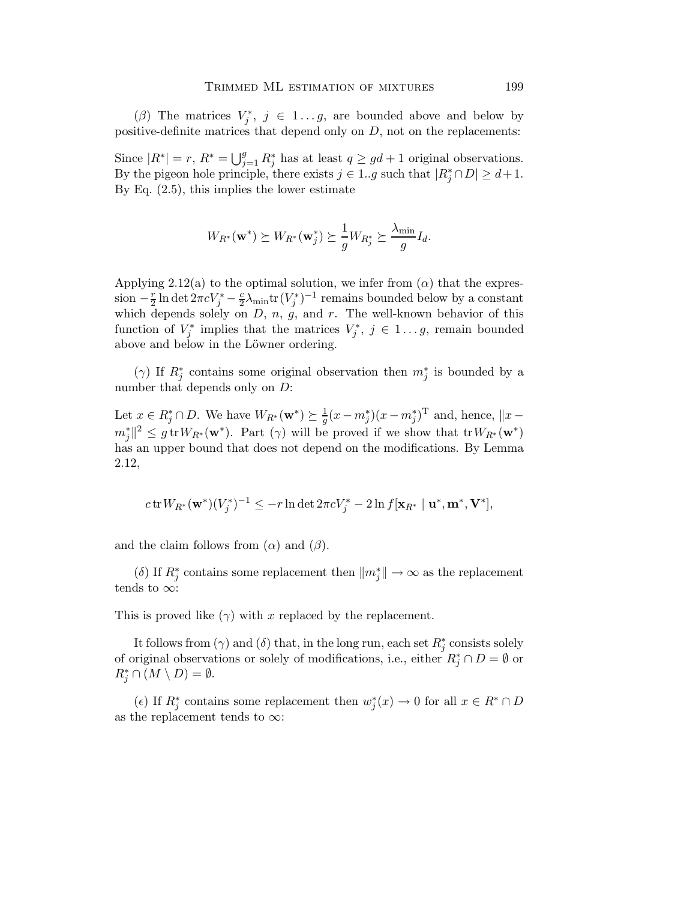($\beta$) The matrices $V_j^*$, $j \in 1 \ldots g$, are bounded above and below by positive-definite matrices that depend only on $D$, not on the replacements:

Since $|R^*| = r$, $R^* = \bigcup_{j=1}^g R_j^*$ has at least $q \geq gd + 1$ original observations. By the pigeon hole principle, there exists $j \in 1..g$ such that $|R_j^* \cap D| \geq d+1$. By Eq. (2.5), this implies the lower estimate

$$W_{R^*}(\mathbf{w}^*) \succeq W_{R^*}(\mathbf{w}_j^*) \succeq \frac{1}{g} W_{R_j^*} \succeq \frac{\lambda_{\min}}{g} I_d.$$

Applying 2.12(a) to the optimal solution, we infer from ($\alpha$) that the expression $-\frac{r}{2} \ln \det 2\pi c V_j^* - \frac{c}{2} \lambda_{\min} \mathrm{tr}\,(V_j^*)^{-1}$ remains bounded below by a constant which depends solely on $D$, $n$, $g$, and $r$. The well-known behavior of this function of $V_j^*$ implies that the matrices $V_j^*$, $j \in 1 \ldots g$, remain bounded above and below in the Löwner ordering.

($\gamma$) If $R_j^*$ contains some original observation then $m_j^*$ is bounded by a number that depends only on $D$:

Let $x \in R_j^* \cap D$. We have $W_{R^*}(\mathbf{w}^*) \succeq \frac{1}{g}(x - m_j^*)(x - m_j^*)^{\mathrm{T}}$ and, hence, $\|x - m_j^*\|^2 \leq g \,\mathrm{tr} W_{R^*}(\mathbf{w}^*)$. Part ($\gamma$) will be proved if we show that $\mathrm{tr} W_{R^*}(\mathbf{w}^*)$ has an upper bound that does not depend on the modifications. By Lemma 2.12,

$$c \,\mathrm{tr} W_{R^*}(\mathbf{w}^*)(V_j^*)^{-1} \leq -r \ln \det 2\pi c V_j^* - 2 \ln f[\mathbf{x}_{R^*} \mid \mathbf{u}^*, \mathbf{m}^*, \mathbf{V}^*],$$

and the claim follows from ($\alpha$) and ($\beta$).

($\delta$) If $R_j^*$ contains some replacement then $\|m_j^*\| \to \infty$ as the replacement tends to $\infty$:

This is proved like ($\gamma$) with $x$ replaced by the replacement.

It follows from ($\gamma$) and ($\delta$) that, in the long run, each set $R_j^*$ consists solely of original observations or solely of modifications, i.e., either $R_j^* \cap D = \emptyset$ or $R_j^* \cap (M \setminus D) = \emptyset$.

($\epsilon$) If $R_j^*$ contains some replacement then $w_j^*(x) \to 0$ for all $x \in R^* \cap D$ as the replacement tends to $\infty$: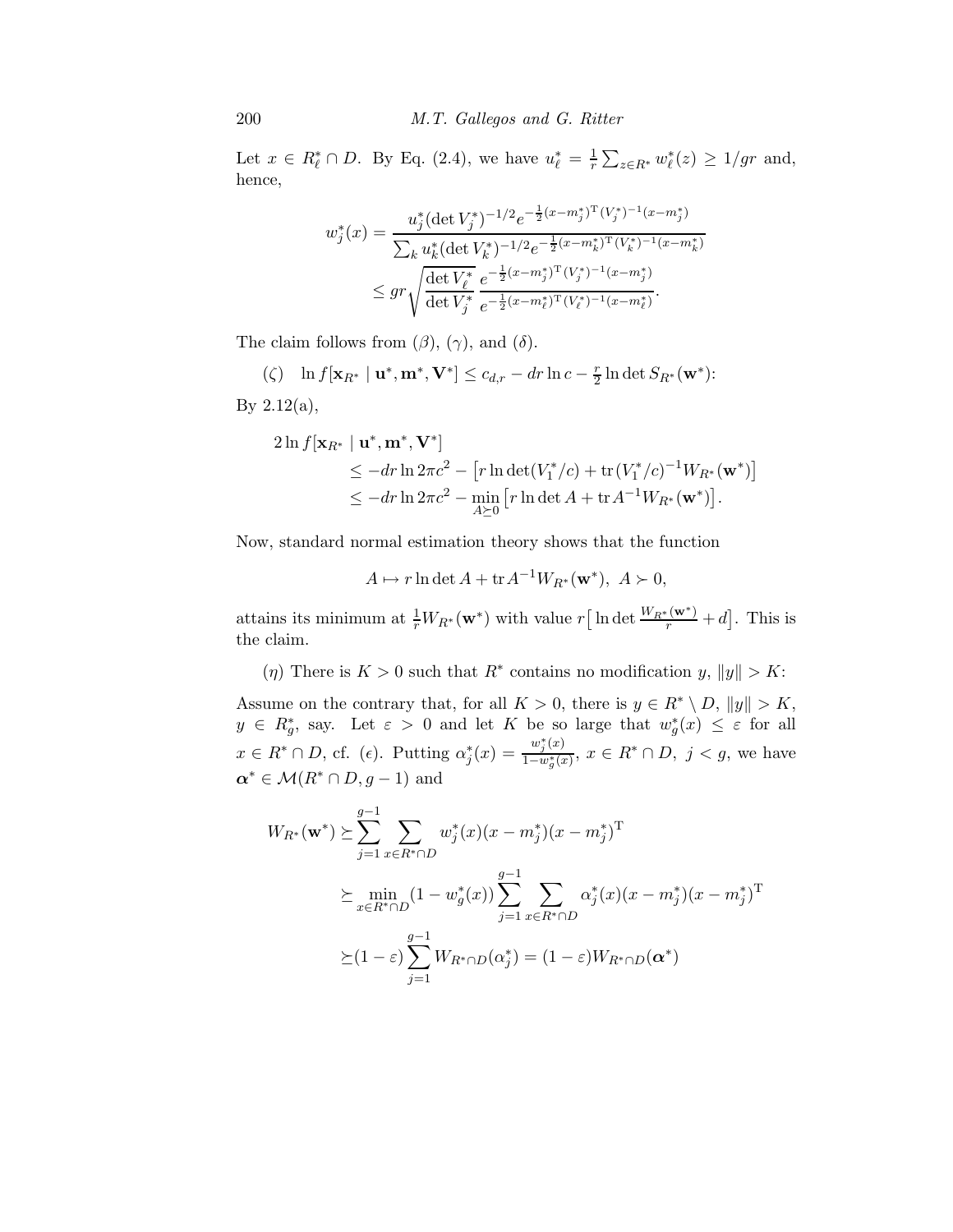Let $x \in R^*_\ell \cap D$. By Eq. (2.4), we have $u^*_\ell = \frac{1}{r}\sum_{z\in R^*} w^*_\ell(z) \geq 1/gr$ and, hence,

$$
\begin{aligned}
w^*_j(x) &= \frac{u^*_j(\det V^*_j)^{-1/2} e^{-\frac{1}{2}(x-m^*_j)^{\mathrm{T}}(V^*_j)^{-1}(x-m^*_j)}}{\sum_k u^*_k(\det V^*_k)^{-1/2} e^{-\frac{1}{2}(x-m^*_k)^{\mathrm{T}}(V^*_k)^{-1}(x-m^*_k)}} \\
&\leq gr\sqrt{\frac{\det V^*_\ell}{\det V^*_j}}\,\frac{e^{-\frac{1}{2}(x-m^*_j)^{\mathrm{T}}(V^*_j)^{-1}(x-m^*_j)}}{e^{-\frac{1}{2}(x-m^*_\ell)^{\mathrm{T}}(V^*_\ell)^{-1}(x-m^*_\ell)}}.
\end{aligned}
$$

The claim follows from ($\beta$), ($\gamma$), and ($\delta$).

($\zeta$) $\ln f[\mathbf{x}_{R^*} \mid \mathbf{u}^*, \mathbf{m}^*, \mathbf{V}^*] \leq c_{d,r} - dr\ln c - \frac{r}{2}\ln\det S_{R^*}(\mathbf{w}^*)$:

By 2.12(a),

$$
\begin{aligned}
2\ln f[\mathbf{x}_{R^*} \mid \mathbf{u}^*, \mathbf{m}^*, \mathbf{V}^*] 
&\leq -dr\ln 2\pi c^2 - \left[r\ln\det(V^*_1/c) + \operatorname{tr}(V^*_1/c)^{-1}W_{R^*}(\mathbf{w}^*)\right] \\
&\leq -dr\ln 2\pi c^2 - \min_{A\succeq 0}\left[r\ln\det A + \operatorname{tr}A^{-1}W_{R^*}(\mathbf{w}^*)\right].
\end{aligned}
$$

Now, standard normal estimation theory shows that the function

$$
A \mapsto r\ln\det A + \operatorname{tr}A^{-1}W_{R^*}(\mathbf{w}^*),\ A \succ 0,
$$

attains its minimum at $\frac{1}{r}W_{R^*}(\mathbf{w}^*)$ with value $r\big[\ln\det\frac{W_{R^*}(\mathbf{w}^*)}{r} + d\big]$. This is the claim.

($\eta$) There is $K > 0$ such that $R^*$ contains no modification $y$, $\|y\| > K$:

Assume on the contrary that, for all $K > 0$, there is $y \in R^* \setminus D$, $\|y\| > K$, $y \in R^*_g$, say. Let $\varepsilon > 0$ and let $K$ be so large that $w^*_g(x) \leq \varepsilon$ for all $x \in R^* \cap D$, cf. ($\epsilon$). Putting $\alpha^*_j(x) = \frac{w^*_j(x)}{1-w^*_g(x)}$, $x \in R^* \cap D$, $j < g$, we have $\boldsymbol{\alpha}^* \in \mathcal{M}(R^* \cap D, g-1)$ and

$$
\begin{aligned}
W_{R^*}(\mathbf{w}^*) &\succeq \sum_{j=1}^{g-1}\sum_{x\in R^*\cap D} w^*_j(x)(x-m^*_j)(x-m^*_j)^{\mathrm{T}} \\
&\succeq \min_{x\in R^*\cap D}(1-w^*_g(x))\sum_{j=1}^{g-1}\sum_{x\in R^*\cap D}\alpha^*_j(x)(x-m^*_j)(x-m^*_j)^{\mathrm{T}} \\
&\succeq (1-\varepsilon)\sum_{j=1}^{g-1} W_{R^*\cap D}(\alpha^*_j) = (1-\varepsilon)W_{R^*\cap D}(\boldsymbol{\alpha}^*)
\end{aligned}
$$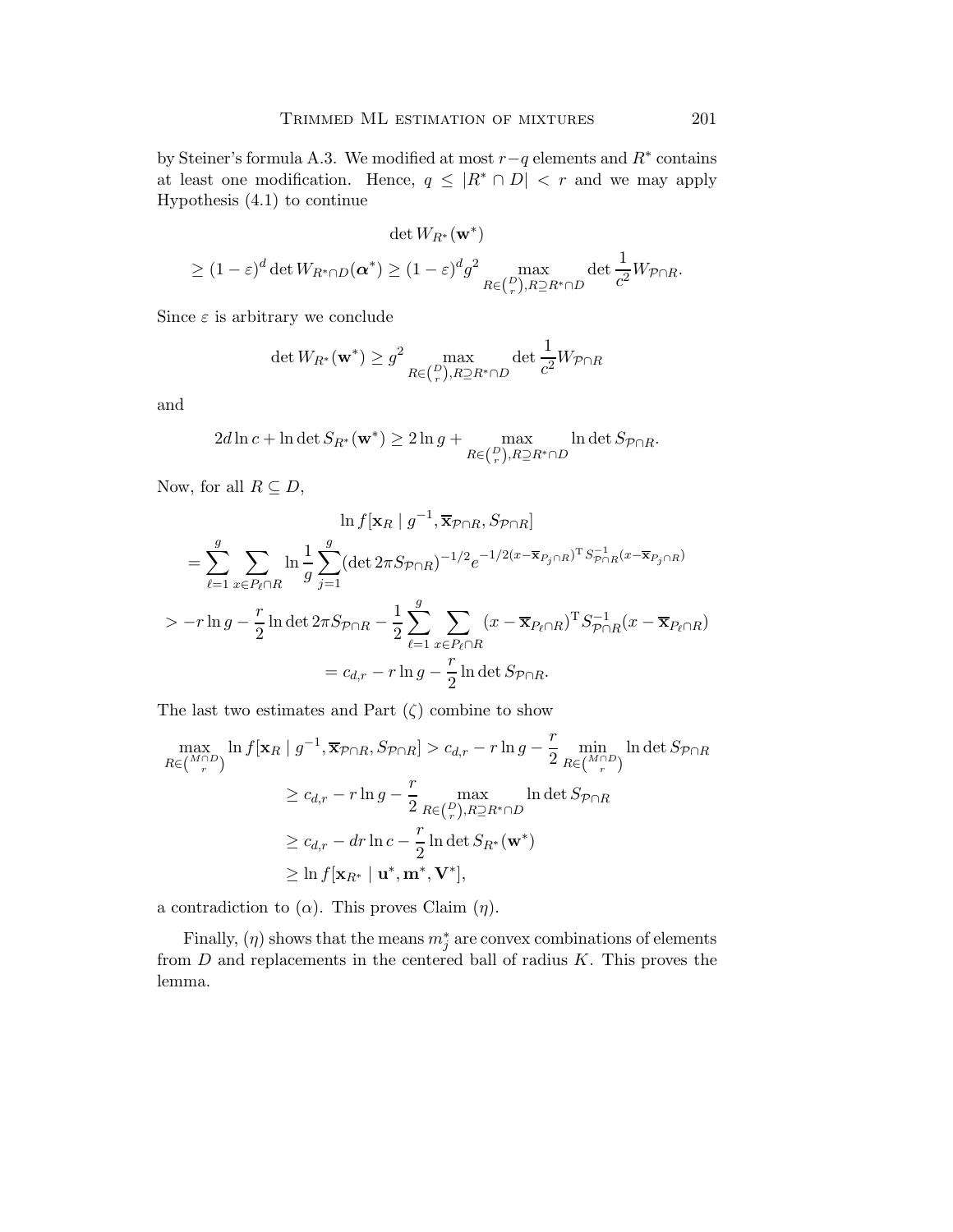by Steiner's formula A.3. We modified at most $r-q$ elements and $R^*$ contains at least one modification. Hence, $q \le |R^* \cap D| < r$ and we may apply Hypothesis (4.1) to continue

$$
\begin{aligned}
&\det W_{R^*}(\mathbf{w}^*) \\
&\ge (1-\varepsilon)^d \det W_{R^*\cap D}(\boldsymbol{\alpha}^*) \ge (1-\varepsilon)^d g^2 \max_{R\in\binom{D}{r}, R\supseteq R^*\cap D} \det \frac{1}{c^2} W_{\mathcal{P}\cap R}.
\end{aligned}
$$

Since $\varepsilon$ is arbitrary we conclude

$$
\det W_{R^*}(\mathbf{w}^*) \ge g^2 \max_{R\in\binom{D}{r}, R\supseteq R^*\cap D} \det \frac{1}{c^2} W_{\mathcal{P}\cap R}
$$

and

$$
2d\ln c + \ln\det S_{R^*}(\mathbf{w}^*) \ge 2\ln g + \max_{R\in\binom{D}{r}, R\supseteq R^*\cap D} \ln\det S_{\mathcal{P}\cap R}.
$$

Now, for all $R \subseteq D$,

$$
\begin{aligned}
&\ln f[\mathbf{x}_R \mid g^{-1}, \overline{\mathbf{x}}_{\mathcal{P}\cap R}, S_{\mathcal{P}\cap R}] \\
&= \sum_{\ell=1}^{g} \sum_{x\in P_\ell\cap R} \ln \frac{1}{g} \sum_{j=1}^{g} (\det 2\pi S_{\mathcal{P}\cap R})^{-1/2} e^{-1/2(x-\overline{\mathbf{x}}_{P_j\cap R})^{\mathrm{T}} S_{\mathcal{P}\cap R}^{-1}(x-\overline{\mathbf{x}}_{P_j\cap R})} \\
&> -r\ln g - \frac{r}{2}\ln\det 2\pi S_{\mathcal{P}\cap R} - \frac{1}{2}\sum_{\ell=1}^{g}\sum_{x\in P_\ell\cap R} (x-\overline{\mathbf{x}}_{P_\ell\cap R})^{\mathrm{T}} S_{\mathcal{P}\cap R}^{-1}(x-\overline{\mathbf{x}}_{P_\ell\cap R}) \\
&= c_{d,r} - r\ln g - \frac{r}{2}\ln\det S_{\mathcal{P}\cap R}.
\end{aligned}
$$

The last two estimates and Part ($\zeta$) combine to show

$$
\begin{aligned}
\max_{R\in\binom{M\cap D}{r}} \ln f[\mathbf{x}_R \mid g^{-1}, \overline{\mathbf{x}}_{\mathcal{P}\cap R}, S_{\mathcal{P}\cap R}] &> c_{d,r} - r\ln g - \frac{r}{2}\min_{R\in\binom{M\cap D}{r}} \ln\det S_{\mathcal{P}\cap R} \\
&\ge c_{d,r} - r\ln g - \frac{r}{2}\max_{R\in\binom{D}{r}, R\supseteq R^*\cap D} \ln\det S_{\mathcal{P}\cap R} \\
&\ge c_{d,r} - dr\ln c - \frac{r}{2}\ln\det S_{R^*}(\mathbf{w}^*) \\
&\ge \ln f[\mathbf{x}_{R^*} \mid \mathbf{u}^*, \mathbf{m}^*, \mathbf{V}^*],
\end{aligned}
$$

a contradiction to ($\alpha$). This proves Claim ($\eta$).

Finally, ($\eta$) shows that the means $m_j^*$ are convex combinations of elements from $D$ and replacements in the centered ball of radius $K$. This proves the lemma.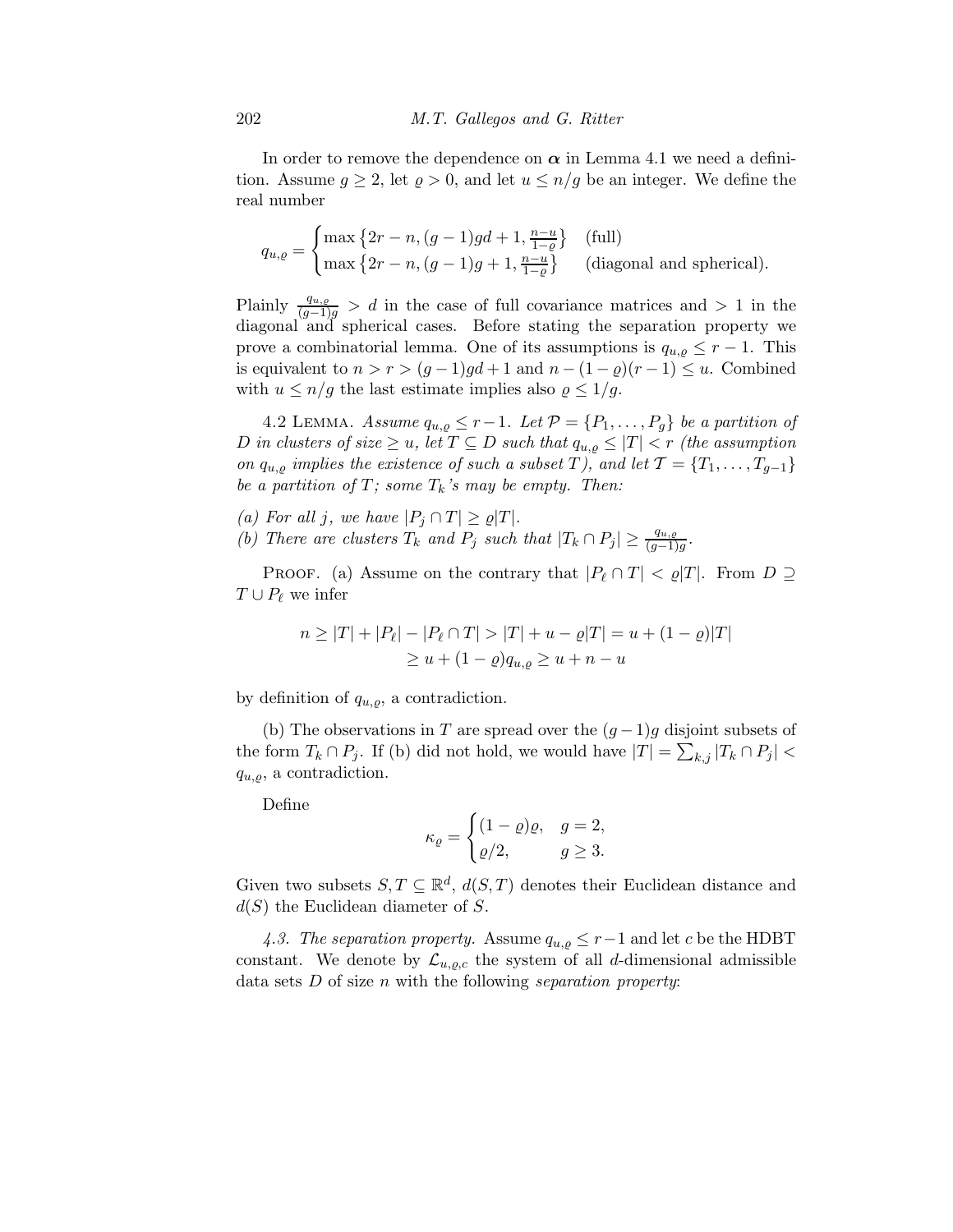In order to remove the dependence on $\boldsymbol{\alpha}$ in Lemma 4.1 we need a definition. Assume $g \geq 2$, let $\varrho > 0$, and let $u \leq n/g$ be an integer. We define the real number

$$q_{u,\varrho} = \begin{cases} \max\left\{2r - n, (g-1)gd + 1, \frac{n-u}{1-\varrho}\right\} & \text{(full)} \\ \max\left\{2r - n, (g-1)g + 1, \frac{n-u}{1-\varrho}\right\} & \text{(diagonal and spherical).} \end{cases}$$

Plainly $\frac{q_{u,\varrho}}{(g-1)g} > d$ in the case of full covariance matrices and $> 1$ in the diagonal and spherical cases. Before stating the separation property we prove a combinatorial lemma. One of its assumptions is $q_{u,\varrho} \leq r - 1$. This is equivalent to $n > r > (g-1)gd + 1$ and $n - (1-\varrho)(r-1) \leq u$. Combined with $u \leq n/g$ the last estimate implies also $\varrho \leq 1/g$.

4.2 Lemma. *Assume $q_{u,\varrho} \leq r - 1$. Let $\mathcal{P} = \{P_1, \ldots, P_g\}$ be a partition of $D$ in clusters of size $\geq u$, let $T \subseteq D$ such that $q_{u,\varrho} \leq |T| < r$ (the assumption on $q_{u,\varrho}$ implies the existence of such a subset $T$), and let $\mathcal{T} = \{T_1, \ldots, T_{g-1}\}$ be a partition of $T$; some $T_k$'s may be empty. Then:*

*(a) For all $j$, we have $|P_j \cap T| \geq \varrho|T|$.*
*(b) There are clusters $T_k$ and $P_j$ such that $|T_k \cap P_j| \geq \frac{q_{u,\varrho}}{(g-1)g}$.*

Proof. (a) Assume on the contrary that $|P_\ell \cap T| < \varrho|T|$. From $D \supseteq T \cup P_\ell$ we infer

$$\begin{aligned} n \geq |T| + |P_\ell| - |P_\ell \cap T| &> |T| + u - \varrho|T| = u + (1-\varrho)|T| \\ &\geq u + (1-\varrho)q_{u,\varrho} \geq u + n - u \end{aligned}$$

by definition of $q_{u,\varrho}$, a contradiction.

(b) The observations in $T$ are spread over the $(g-1)g$ disjoint subsets of the form $T_k \cap P_j$. If (b) did not hold, we would have $|T| = \sum_{k,j} |T_k \cap P_j| < q_{u,\varrho}$, a contradiction.

Define

$$\kappa_\varrho = \begin{cases} (1-\varrho)\varrho, & g = 2, \\ \varrho/2, & g \geq 3. \end{cases}$$

Given two subsets $S, T \subseteq \mathbb{R}^d$, $d(S,T)$ denotes their Euclidean distance and $d(S)$ the Euclidean diameter of $S$.

*4.3. The separation property.* Assume $q_{u,\varrho} \leq r-1$ and let $c$ be the HDBT constant. We denote by $\mathcal{L}_{u,\varrho,c}$ the system of all $d$-dimensional admissible data sets $D$ of size $n$ with the following *separation property*: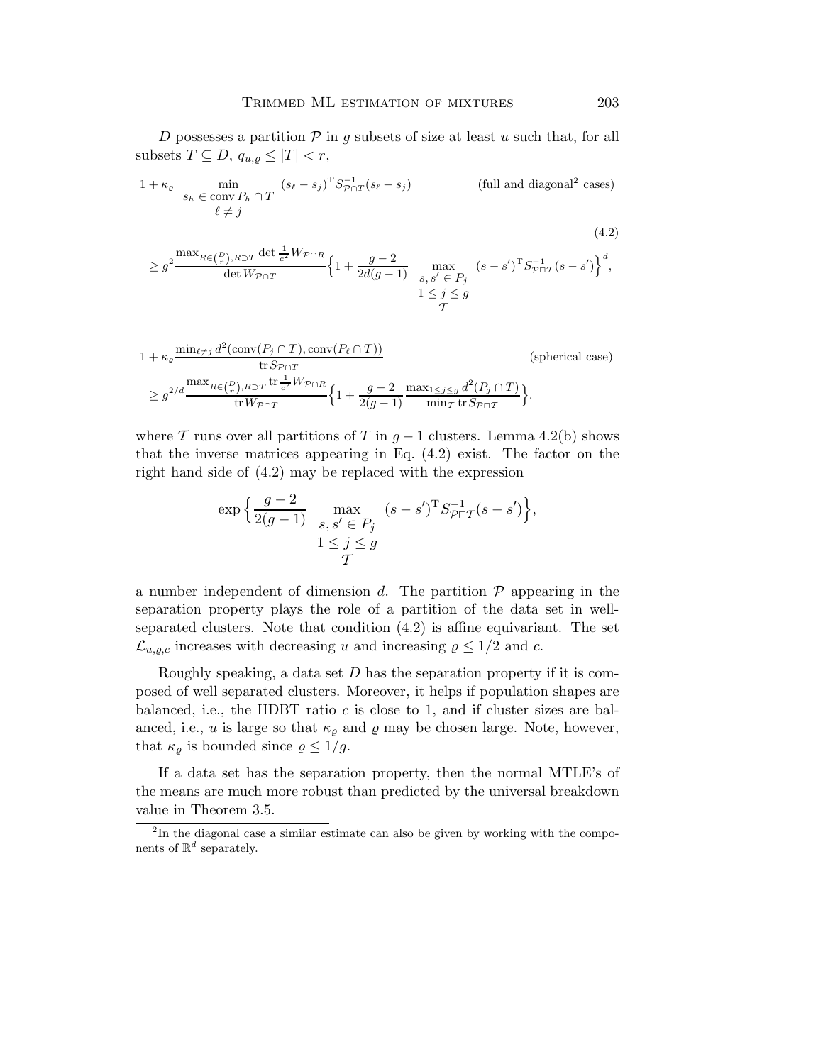$D$ possesses a partition $\mathcal{P}$ in $g$ subsets of size at least $u$ such that, for all subsets $T \subseteq D$, $q_{u,\varrho} \le |T| < r$,

$$
1 + \kappa_\varrho \min_{\substack{s_h \in \operatorname{conv} P_h \cap T \\ \ell \neq j}} (s_\ell - s_j)^{\mathrm{T}} S_{\mathcal{P}\cap T}^{-1}(s_\ell - s_j) \qquad \text{(full and diagonal[2] cases)}
$$

$$
\ge g^2 \frac{\max_{R \in \binom{D}{r}, R \supset T} \det \frac{1}{c^2} W_{\mathcal{P}\cap R}}{\det W_{\mathcal{P}\cap T}} \Big\{ 1 + \frac{g-2}{2d(g-1)} \max_{\substack{s, s' \in P_j \\ 1 \le j \le g \\ \mathcal{T}}} (s - s')^{\mathrm{T}} S_{\mathcal{P}\sqcap\mathcal{T}}^{-1}(s - s') \Big\}^d, \tag{4.2}
$$

$$
1 + \kappa_\varrho \frac{\min_{\ell \neq j} d^2(\operatorname{conv}(P_j \cap T), \operatorname{conv}(P_\ell \cap T))}{\operatorname{tr} S_{\mathcal{P}\cap T}} \qquad \text{(spherical case)}
$$

$$
\ge g^{2/d} \frac{\max_{R \in \binom{D}{r}, R \supset T} \operatorname{tr} \frac{1}{c^2} W_{\mathcal{P}\cap R}}{\operatorname{tr} W_{\mathcal{P}\cap T}} \Big\{ 1 + \frac{g-2}{2(g-1)} \frac{\max_{1 \le j \le g} d^2(P_j \cap T)}{\min_{\mathcal{T}} \operatorname{tr} S_{\mathcal{P}\sqcap\mathcal{T}}} \Big\}.
$$

where $\mathcal{T}$ runs over all partitions of $T$ in $g-1$ clusters. Lemma 4.2(b) shows that the inverse matrices appearing in Eq. (4.2) exist. The factor on the right hand side of (4.2) may be replaced with the expression

$$
\exp \Big\{ \frac{g-2}{2(g-1)} \max_{\substack{s, s' \in P_j \\ 1 \le j \le g \\ \mathcal{T}}} (s - s')^{\mathrm{T}} S_{\mathcal{P}\sqcap\mathcal{T}}^{-1}(s - s') \Big\},
$$

a number independent of dimension $d$. The partition $\mathcal{P}$ appearing in the separation property plays the role of a partition of the data set in well-separated clusters. Note that condition (4.2) is affine equivariant. The set $\mathcal{L}_{u,\varrho,c}$ increases with decreasing $u$ and increasing $\varrho \le 1/2$ and $c$.

Roughly speaking, a data set $D$ has the separation property if it is composed of well separated clusters. Moreover, it helps if population shapes are balanced, i.e., the HDBT ratio $c$ is close to 1, and if cluster sizes are balanced, i.e., $u$ is large so that $\kappa_\varrho$ and $\varrho$ may be chosen large. Note, however, that $\kappa_\varrho$ is bounded since $\varrho \le 1/g$.

If a data set has the separation property, then the normal MTLE's of the means are much more robust than predicted by the universal breakdown value in Theorem 3.5.

[2] In the diagonal case a similar estimate can also be given by working with the components of $\mathbb{R}^d$ separately.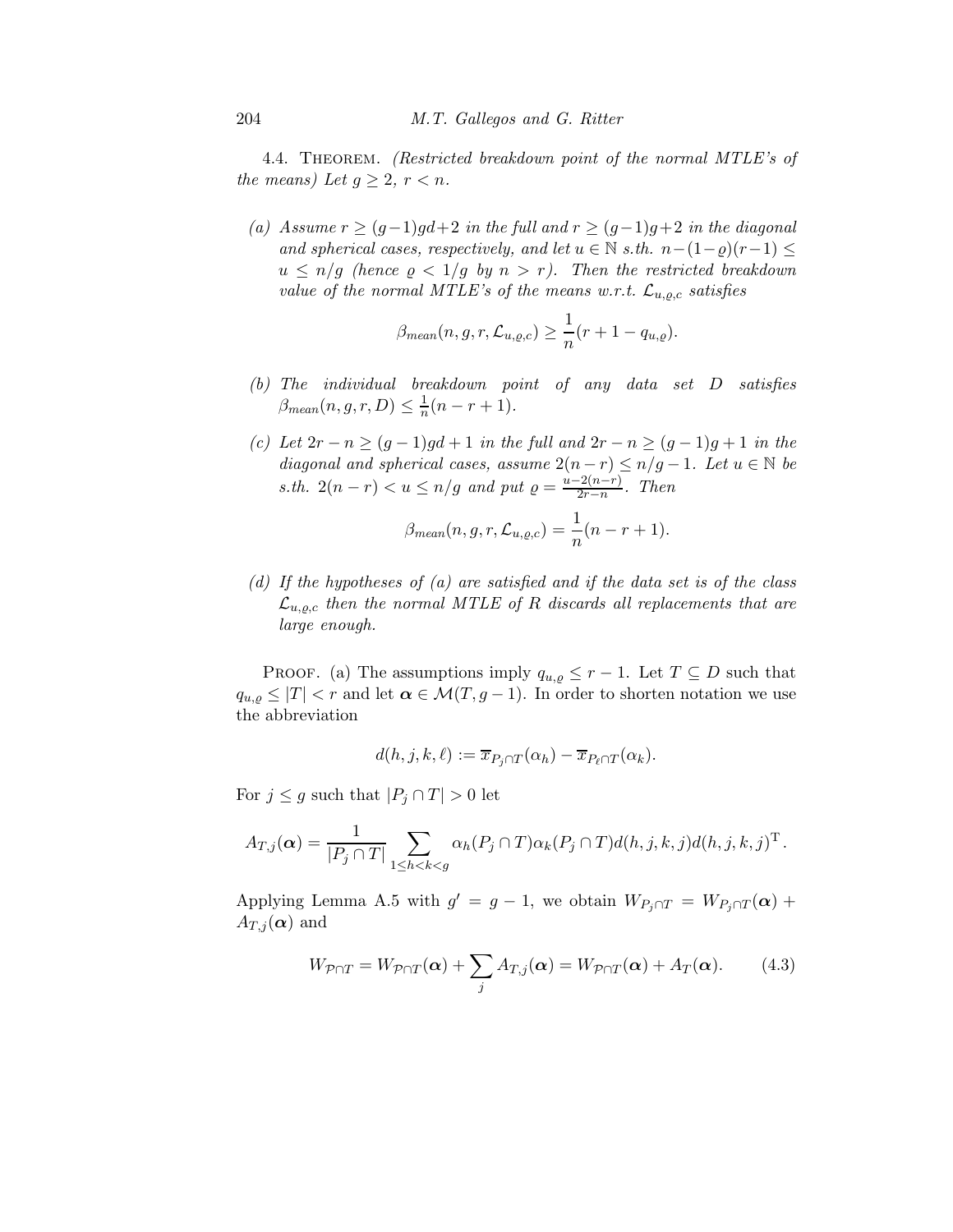4.4. Theorem. *(Restricted breakdown point of the normal MTLE's of the means) Let $g \geq 2$, $r < n$.*

- *(a) Assume $r \geq (g-1)gd+2$ in the full and $r \geq (g-1)g+2$ in the diagonal and spherical cases, respectively, and let $u \in \mathbb{N}$ s.th. $n-(1-\varrho)(r-1) \leq u \leq n/g$ (hence $\varrho < 1/g$ by $n > r$). Then the restricted breakdown value of the normal MTLE's of the means w.r.t. $\mathcal{L}_{u,\varrho,c}$ satisfies*

$$\beta_{mean}(n, g, r, \mathcal{L}_{u,\varrho,c}) \geq \frac{1}{n}(r + 1 - q_{u,\varrho}).$$

- *(b) The individual breakdown point of any data set $D$ satisfies $\beta_{mean}(n, g, r, D) \leq \frac{1}{n}(n - r + 1)$.*

- *(c) Let $2r - n \geq (g-1)gd + 1$ in the full and $2r - n \geq (g-1)g + 1$ in the diagonal and spherical cases, assume $2(n-r) \leq n/g - 1$. Let $u \in \mathbb{N}$ be s.th. $2(n-r) < u \leq n/g$ and put $\varrho = \frac{u-2(n-r)}{2r-n}$. Then*

$$\beta_{mean}(n, g, r, \mathcal{L}_{u,\varrho,c}) = \frac{1}{n}(n - r + 1).$$

- *(d) If the hypotheses of (a) are satisfied and if the data set is of the class $\mathcal{L}_{u,\varrho,c}$ then the normal MTLE of $R$ discards all replacements that are large enough.*

Proof. (a) The assumptions imply $q_{u,\varrho} \leq r - 1$. Let $T \subseteq D$ such that $q_{u,\varrho} \leq |T| < r$ and let $\boldsymbol{\alpha} \in \mathcal{M}(T, g-1)$. In order to shorten notation we use the abbreviation

$$d(h, j, k, \ell) := \overline{x}_{P_j \cap T}(\alpha_h) - \overline{x}_{P_\ell \cap T}(\alpha_k).$$

For $j \leq g$ such that $|P_j \cap T| > 0$ let

$$A_{T,j}(\boldsymbol{\alpha}) = \frac{1}{|P_j \cap T|} \sum_{1 \leq h < k < g} \alpha_h(P_j \cap T)\alpha_k(P_j \cap T) d(h, j, k, j) d(h, j, k, j)^{\mathrm{T}}.$$

Applying Lemma A.5 with $g' = g - 1$, we obtain $W_{P_j \cap T} = W_{P_j \cap T}(\boldsymbol{\alpha}) + A_{T,j}(\boldsymbol{\alpha})$ and

$$W_{\mathcal{P} \cap T} = W_{\mathcal{P} \cap T}(\boldsymbol{\alpha}) + \sum_j A_{T,j}(\boldsymbol{\alpha}) = W_{\mathcal{P} \cap T}(\boldsymbol{\alpha}) + A_T(\boldsymbol{\alpha}). \tag{4.3}$$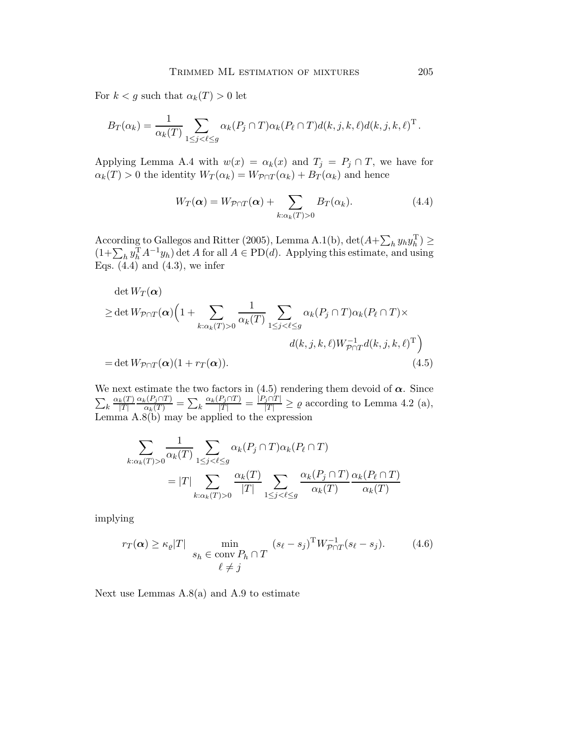For $k < g$ such that $\alpha_k(T) > 0$ let

$$B_T(\alpha_k) = \frac{1}{\alpha_k(T)} \sum_{1 \le j < \ell \le g} \alpha_k(P_j \cap T)\alpha_k(P_\ell \cap T) d(k,j,k,\ell) d(k,j,k,\ell)^{\mathrm{T}}.$$

Applying Lemma A.4 with $w(x) = \alpha_k(x)$ and $T_j = P_j \cap T$, we have for $\alpha_k(T) > 0$ the identity $W_T(\alpha_k) = W_{\mathcal{P}\cap T}(\alpha_k) + B_T(\alpha_k)$ and hence

$$W_T(\boldsymbol{\alpha}) = W_{\mathcal{P}\cap T}(\boldsymbol{\alpha}) + \sum_{k:\alpha_k(T)>0} B_T(\alpha_k). \tag{4.4}$$

According to Gallegos and Ritter (2005), Lemma A.1(b), $\det(A + \sum_h y_h y_h^{\mathrm{T}}) \ge (1 + \sum_h y_h^{\mathrm{T}} A^{-1} y_h) \det A$ for all $A \in \mathrm{PD}(d)$. Applying this estimate, and using Eqs. (4.4) and (4.3), we infer

$$\begin{aligned}
&\det W_T(\boldsymbol{\alpha}) \\
&\ge \det W_{\mathcal{P}\cap T}(\boldsymbol{\alpha}) \Big( 1 + \sum_{k:\alpha_k(T)>0} \frac{1}{\alpha_k(T)} \sum_{1\le j<\ell\le g} \alpha_k(P_j \cap T)\alpha_k(P_\ell \cap T) \times \\
&\qquad\qquad\qquad\qquad\qquad\qquad d(k,j,k,\ell) W_{\mathcal{P}\cap T}^{-1} d(k,j,k,\ell)^{\mathrm{T}} \Big) \\
&= \det W_{\mathcal{P}\cap T}(\boldsymbol{\alpha})(1 + r_T(\boldsymbol{\alpha})).
\end{aligned} \tag{4.5}$$

We next estimate the two factors in (4.5) rendering them devoid of $\boldsymbol{\alpha}$. Since $\sum_k \frac{\alpha_k(T)}{|T|} \frac{\alpha_k(P_j\cap T)}{\alpha_k(T)} = \sum_k \frac{\alpha_k(P_j \cap T)}{|T|} = \frac{|P_j \cap T|}{|T|} \ge \varrho$ according to Lemma 4.2 (a), Lemma A.8(b) may be applied to the expression

$$\begin{aligned}
\sum_{k:\alpha_k(T)>0} &\frac{1}{\alpha_k(T)} \sum_{1\le j<\ell\le g} \alpha_k(P_j \cap T)\alpha_k(P_\ell \cap T) \\
&= |T| \sum_{k:\alpha_k(T)>0} \frac{\alpha_k(T)}{|T|} \sum_{1\le j<\ell\le g} \frac{\alpha_k(P_j\cap T)}{\alpha_k(T)} \frac{\alpha_k(P_\ell \cap T)}{\alpha_k(T)}
\end{aligned}$$

implying

$$r_T(\boldsymbol{\alpha}) \ge \kappa_\varrho |T| \min_{\substack{s_h \in \operatorname{conv} P_h \cap T \\ \ell \ne j}} (s_\ell - s_j)^{\mathrm{T}} W_{\mathcal{P}\cap T}^{-1} (s_\ell - s_j). \tag{4.6}$$

Next use Lemmas A.8(a) and A.9 to estimate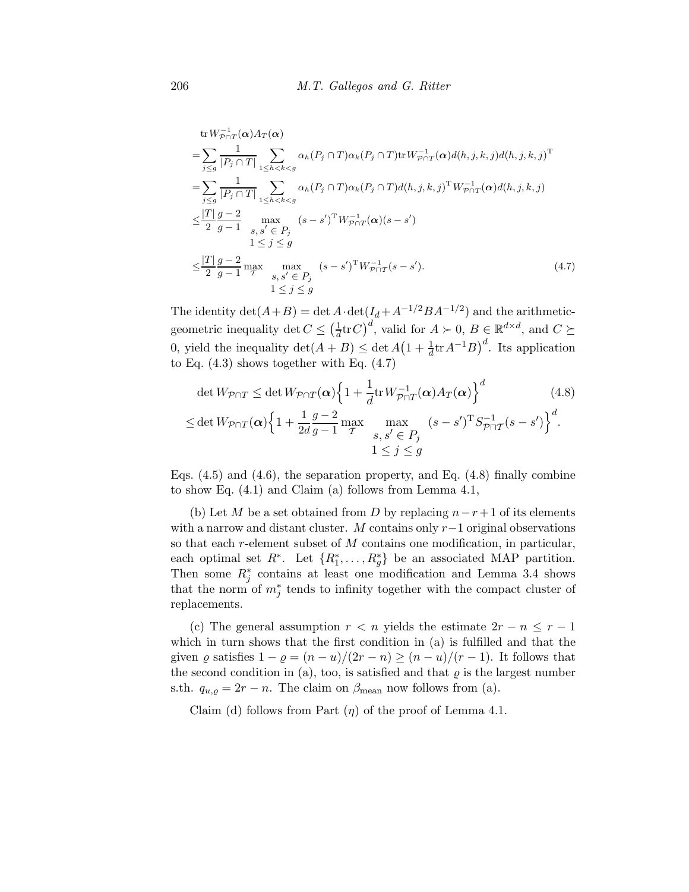$$
\begin{aligned}
&\operatorname{tr} W^{-1}_{\mathcal{P}\cap T}(\boldsymbol{\alpha}) A_T(\boldsymbol{\alpha})\\
&= \sum_{j\le g} \frac{1}{|P_j\cap T|} \sum_{1\le h<k<g} \alpha_h(P_j\cap T)\alpha_k(P_j\cap T) \operatorname{tr} W^{-1}_{\mathcal{P}\cap T}(\boldsymbol{\alpha}) d(h,j,k,j) d(h,j,k,j)^{\mathrm{T}}\\
&= \sum_{j\le g} \frac{1}{|P_j\cap T|} \sum_{1\le h<k<g} \alpha_h(P_j\cap T)\alpha_k(P_j\cap T) d(h,j,k,j)^{\mathrm{T}} W^{-1}_{\mathcal{P}\cap T}(\boldsymbol{\alpha}) d(h,j,k,j)\\
&\le \frac{|T|}{2}\frac{g-2}{g-1} \max_{\substack{s,s'\in P_j\\ 1\le j\le g}} (s-s')^{\mathrm{T}} W^{-1}_{\mathcal{P}\cap T}(\boldsymbol{\alpha})(s-s')\\
&\le \frac{|T|}{2}\frac{g-2}{g-1} \max_{\mathcal{T}} \max_{\substack{s,s'\in P_j\\ 1\le j\le g}} (s-s')^{\mathrm{T}} W^{-1}_{\mathcal{P}\cap \mathcal{T}}(s-s').
\end{aligned}
\tag{4.7}
$$

The identity $\det(A+B) = \det A \cdot \det(I_d + A^{-1/2}BA^{-1/2})$ and the arithmetic-geometric inequality $\det C \le \left(\frac{1}{d}\operatorname{tr} C\right)^d$, valid for $A \succ 0$, $B \in \mathbb{R}^{d\times d}$, and $C \succeq 0$, yield the inequality $\det(A+B) \le \det A\left(1 + \frac{1}{d}\operatorname{tr} A^{-1}B\right)^d$. Its application to Eq. (4.3) shows together with Eq. (4.7)

$$
\begin{aligned}
\det W_{\mathcal{P}\cap T} &\le \det W_{\mathcal{P}\cap T}(\boldsymbol{\alpha})\Big\{1 + \frac{1}{d}\operatorname{tr} W^{-1}_{\mathcal{P}\cap T}(\boldsymbol{\alpha}) A_T(\boldsymbol{\alpha})\Big\}^d \qquad (4.8)\\
&\le \det W_{\mathcal{P}\cap T}(\boldsymbol{\alpha})\Big\{1 + \frac{1}{2d}\frac{g-2}{g-1}\max_{\mathcal{T}} \max_{\substack{s,s'\in P_j\\ 1\le j\le g}} (s-s')^{\mathrm{T}} S^{-1}_{\mathcal{P}\sqcap\mathcal{T}}(s-s')\Big\}^d.
\end{aligned}
$$

Eqs. (4.5) and (4.6), the separation property, and Eq. (4.8) finally combine to show Eq. (4.1) and Claim (a) follows from Lemma 4.1,

(b) Let $M$ be a set obtained from $D$ by replacing $n-r+1$ of its elements with a narrow and distant cluster. $M$ contains only $r-1$ original observations so that each $r$-element subset of $M$ contains one modification, in particular, each optimal set $R^*$. Let $\{R_1^*, \ldots, R_g^*\}$ be an associated MAP partition. Then some $R_j^*$ contains at least one modification and Lemma 3.4 shows that the norm of $m_j^*$ tends to infinity together with the compact cluster of replacements.

(c) The general assumption $r < n$ yields the estimate $2r - n \le r - 1$ which in turn shows that the first condition in (a) is fulfilled and that the given $\varrho$ satisfies $1 - \varrho = (n-u)/(2r-n) \ge (n-u)/(r-1)$. It follows that the second condition in (a), too, is satisfied and that $\varrho$ is the largest number s.th. $q_{u,\varrho} = 2r - n$. The claim on $\beta_{\text{mean}}$ now follows from (a).

Claim (d) follows from Part ($\eta$) of the proof of Lemma 4.1.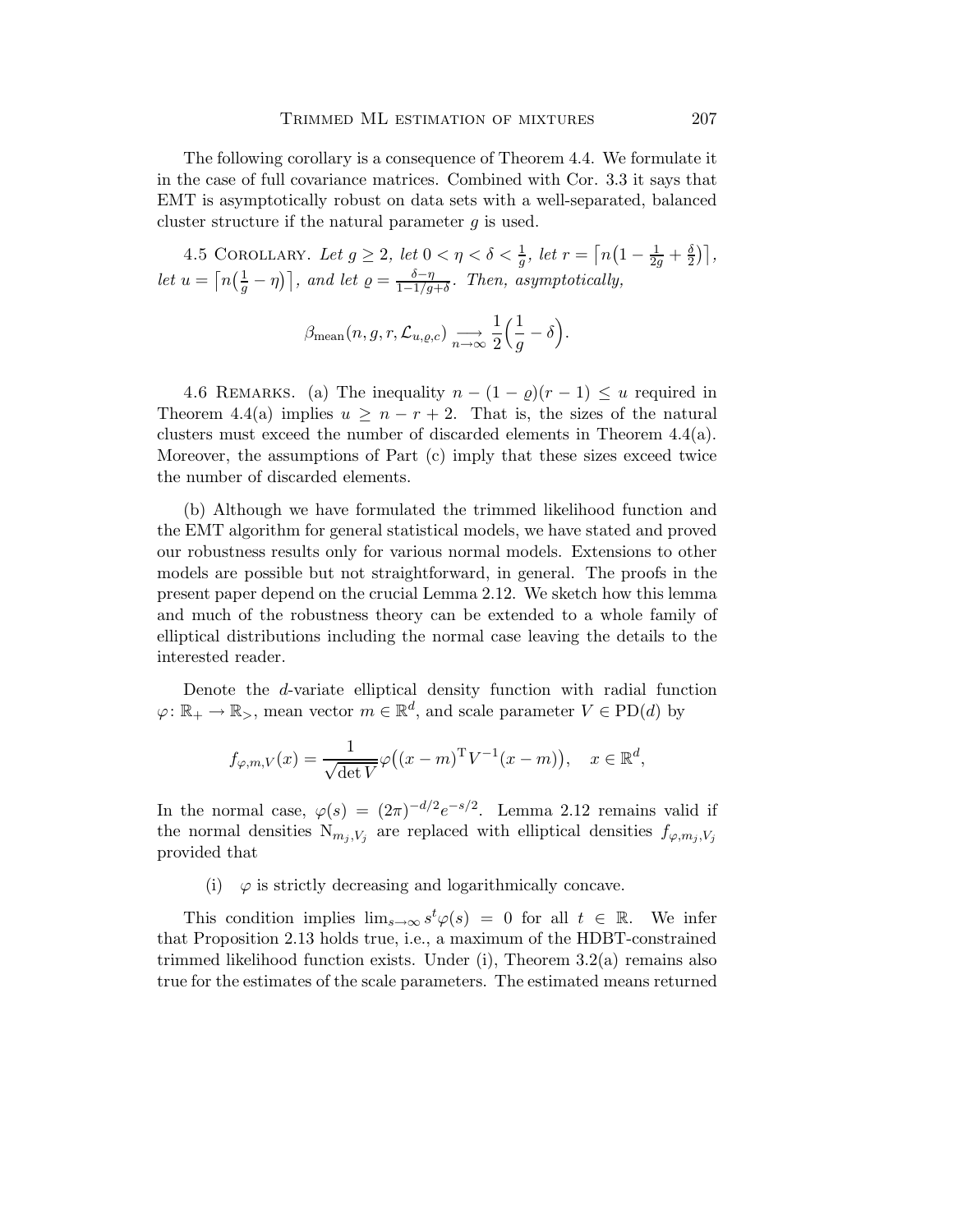The following corollary is a consequence of Theorem 4.4. We formulate it in the case of full covariance matrices. Combined with Cor. 3.3 it says that EMT is asymptotically robust on data sets with a well-separated, balanced cluster structure if the natural parameter $g$ is used.

4.5 Corollary. *Let $g \geq 2$, let $0 < \eta < \delta < \frac{1}{g}$, let $r = \lceil n(1 - \frac{1}{2g} + \frac{\delta}{2}) \rceil$, let $u = \lceil n(\frac{1}{g} - \eta) \rceil$, and let $\varrho = \frac{\delta - \eta}{1 - 1/g + \delta}$. Then, asymptotically,*

$$\beta_{\mathrm{mean}}(n, g, r, \mathcal{L}_{u,\varrho,c}) \underset{n \to \infty}{\longrightarrow} \frac{1}{2}\Big(\frac{1}{g} - \delta\Big).$$

4.6 Remarks. (a) The inequality $n - (1 - \varrho)(r - 1) \leq u$ required in Theorem 4.4(a) implies $u \geq n - r + 2$. That is, the sizes of the natural clusters must exceed the number of discarded elements in Theorem 4.4(a). Moreover, the assumptions of Part (c) imply that these sizes exceed twice the number of discarded elements.

(b) Although we have formulated the trimmed likelihood function and the EMT algorithm for general statistical models, we have stated and proved our robustness results only for various normal models. Extensions to other models are possible but not straightforward, in general. The proofs in the present paper depend on the crucial Lemma 2.12. We sketch how this lemma and much of the robustness theory can be extended to a whole family of elliptical distributions including the normal case leaving the details to the interested reader.

Denote the $d$-variate elliptical density function with radial function $\varphi\colon \mathbb{R}_+ \to \mathbb{R}_>$, mean vector $m \in \mathbb{R}^d$, and scale parameter $V \in \mathrm{PD}(d)$ by

$$f_{\varphi,m,V}(x) = \frac{1}{\sqrt{\det V}} \varphi\big((x - m)^{\mathrm{T}} V^{-1}(x - m)\big), \quad x \in \mathbb{R}^d,$$

In the normal case, $\varphi(s) = (2\pi)^{-d/2} e^{-s/2}$. Lemma 2.12 remains valid if the normal densities $\mathrm{N}_{m_j,V_j}$ are replaced with elliptical densities $f_{\varphi,m_j,V_j}$ provided that

(i) $\varphi$ is strictly decreasing and logarithmically concave.

This condition implies $\lim_{s\to\infty} s^t \varphi(s) = 0$ for all $t \in \mathbb{R}$. We infer that Proposition 2.13 holds true, i.e., a maximum of the HDBT-constrained trimmed likelihood function exists. Under (i), Theorem 3.2(a) remains also true for the estimates of the scale parameters. The estimated means returned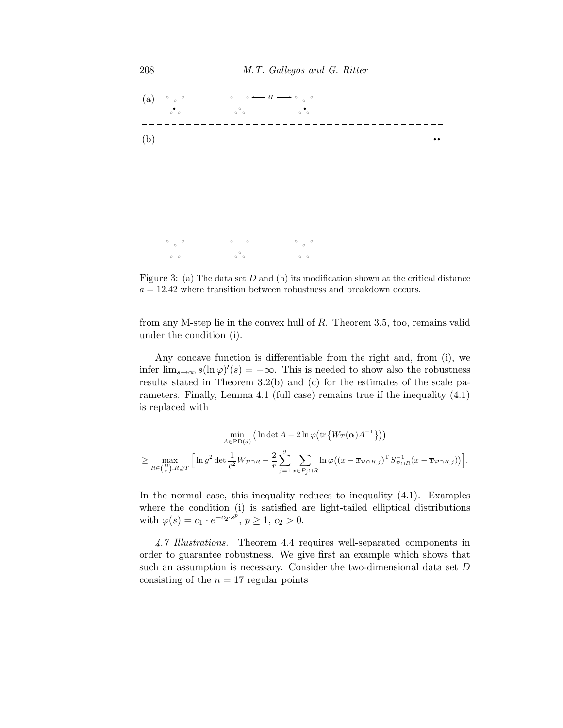(a)

(b)

Figure 3: (a) The data set $D$ and (b) its modification shown at the critical distance $a = 12.42$ where transition between robustness and breakdown occurs.

from any M-step lie in the convex hull of $R$. Theorem 3.5, too, remains valid under the condition (i).

Any concave function is differentiable from the right and, from (i), we infer $\lim_{s\to\infty} s(\ln\varphi)'(s) = -\infty$. This is needed to show also the robustness results stated in Theorem 3.2(b) and (c) for the estimates of the scale parameters. Finally, Lemma 4.1 (full case) remains true if the inequality (4.1) is replaced with

$$\min_{A\in \mathrm{PD}(d)} \big(\ln\det A - 2\ln\varphi\big(\mathrm{tr}\{W_T(\boldsymbol{\alpha})A^{-1}\}\big)\big)$$
$$\geq \max_{R\in\binom{D}{r}, R\supseteq T} \Big[\ln g^2 \det\frac{1}{c^2}W_{\mathcal{P}\cap R} - \frac{2}{r}\sum_{j=1}^{g}\sum_{x\in P_j\cap R}\ln\varphi\big((x-\overline{x}_{\mathcal{P}\cap R,j})^{\mathrm{T}}S^{-1}_{\mathcal{P}\cap R}(x-\overline{x}_{\mathcal{P}\cap R,j})\big)\Big].$$

In the normal case, this inequality reduces to inequality (4.1). Examples where the condition (i) is satisfied are light-tailed elliptical distributions with $\varphi(s) = c_1 \cdot e^{-c_2\cdot s^p}$, $p \geq 1$, $c_2 > 0$.

*4.7 Illustrations.* Theorem 4.4 requires well-separated components in order to guarantee robustness. We give first an example which shows that such an assumption is necessary. Consider the two-dimensional data set $D$ consisting of the $n = 17$ regular points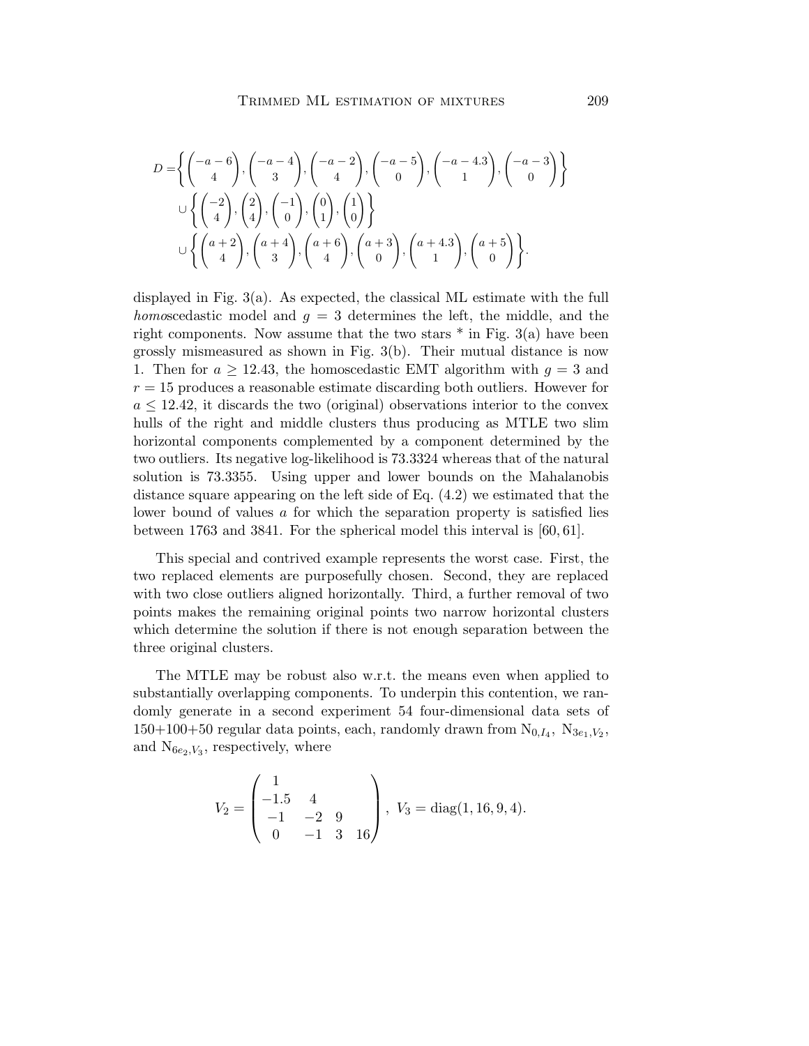$$
\begin{aligned}
D =& \left\{ \begin{pmatrix} -a-6 \\ 4 \end{pmatrix}, \begin{pmatrix} -a-4 \\ 3 \end{pmatrix}, \begin{pmatrix} -a-2 \\ 4 \end{pmatrix}, \begin{pmatrix} -a-5 \\ 0 \end{pmatrix}, \begin{pmatrix} -a-4.3 \\ 1 \end{pmatrix}, \begin{pmatrix} -a-3 \\ 0 \end{pmatrix} \right\} \\
& \cup \left\{ \begin{pmatrix} -2 \\ 4 \end{pmatrix}, \begin{pmatrix} 2 \\ 4 \end{pmatrix}, \begin{pmatrix} -1 \\ 0 \end{pmatrix}, \begin{pmatrix} 0 \\ 1 \end{pmatrix}, \begin{pmatrix} 1 \\ 0 \end{pmatrix} \right\} \\
& \cup \left\{ \begin{pmatrix} a+2 \\ 4 \end{pmatrix}, \begin{pmatrix} a+4 \\ 3 \end{pmatrix}, \begin{pmatrix} a+6 \\ 4 \end{pmatrix}, \begin{pmatrix} a+3 \\ 0 \end{pmatrix}, \begin{pmatrix} a+4.3 \\ 1 \end{pmatrix}, \begin{pmatrix} a+5 \\ 0 \end{pmatrix} \right\}.
\end{aligned}
$$

displayed in Fig. 3(a). As expected, the classical ML estimate with the full *homo*scedastic model and $g = 3$ determines the left, the middle, and the right components. Now assume that the two stars * in Fig. 3(a) have been grossly mismeasured as shown in Fig. 3(b). Their mutual distance is now 1. Then for $a \geq 12.43$, the homoscedastic EMT algorithm with $g = 3$ and $r = 15$ produces a reasonable estimate discarding both outliers. However for $a \leq 12.42$, it discards the two (original) observations interior to the convex hulls of the right and middle clusters thus producing as MTLE two slim horizontal components complemented by a component determined by the two outliers. Its negative log-likelihood is 73.3324 whereas that of the natural solution is 73.3355. Using upper and lower bounds on the Mahalanobis distance square appearing on the left side of Eq. (4.2) we estimated that the lower bound of values $a$ for which the separation property is satisfied lies between 1763 and 3841. For the spherical model this interval is $[60, 61]$.

This special and contrived example represents the worst case. First, the two replaced elements are purposefully chosen. Second, they are replaced with two close outliers aligned horizontally. Third, a further removal of two points makes the remaining original points two narrow horizontal clusters which determine the solution if there is not enough separation between the three original clusters.

The MTLE may be robust also w.r.t. the means even when applied to substantially overlapping components. To underpin this contention, we randomly generate in a second experiment 54 four-dimensional data sets of 150+100+50 regular data points, each, randomly drawn from $\mathrm{N}_{0,I_4}$, $\mathrm{N}_{3e_1,V_2}$, and $\mathrm{N}_{6e_2,V_3}$, respectively, where

$$
V_2 = \begin{pmatrix} 1 & & & \\ -1.5 & 4 & & \\ -1 & -2 & 9 & \\ 0 & -1 & 3 & 16 \end{pmatrix}, \; V_3 = \mathrm{diag}(1, 16, 9, 4).
$$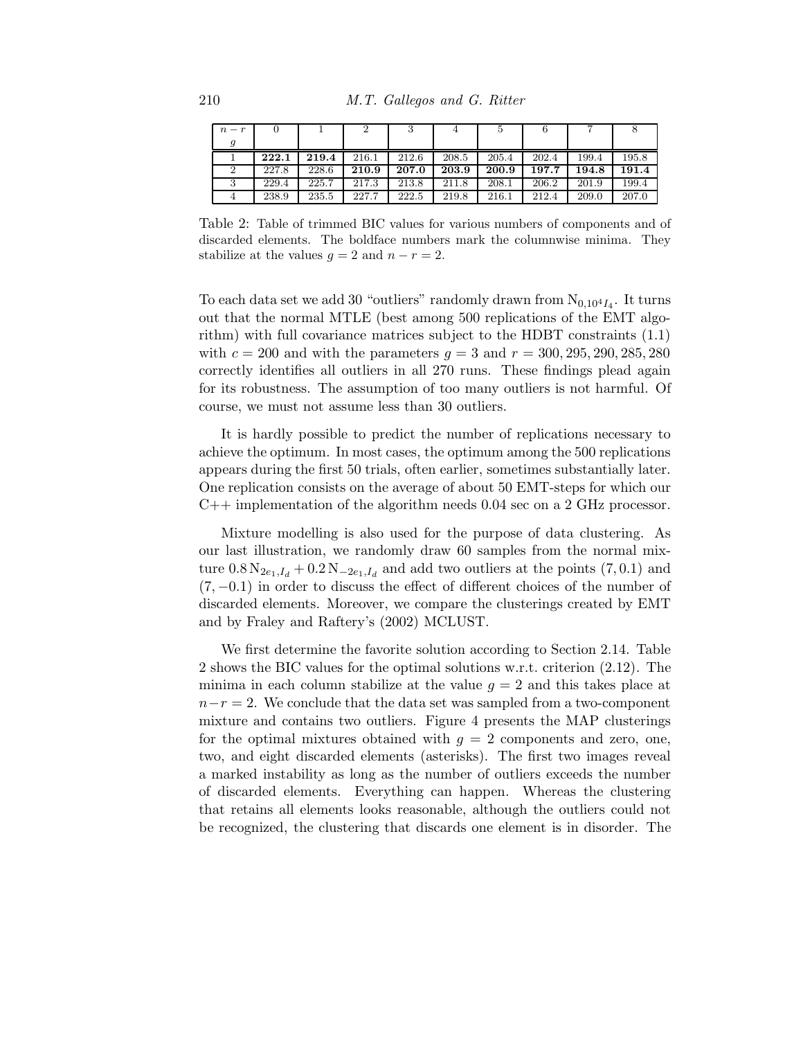| $n-r$ / $g$ | 0 | 1 | 2 | 3 | 4 | 5 | 6 | 7 | 8 |
|---|---|---|---|---|---|---|---|---|---|
| 1 | **222.1** | **219.4** | 216.1 | 212.6 | 208.5 | 205.4 | 202.4 | 199.4 | 195.8 |
| 2 | 227.8 | 228.6 | **210.9** | **207.0** | **203.9** | **200.9** | **197.7** | **194.8** | **191.4** |
| 3 | 229.4 | 225.7 | 217.3 | 213.8 | 211.8 | 208.1 | 206.2 | 201.9 | 199.4 |
| 4 | 238.9 | 235.5 | 227.7 | 222.5 | 219.8 | 216.1 | 212.4 | 209.0 | 207.0 |

Table 2: Table of trimmed BIC values for various numbers of components and of discarded elements. The boldface numbers mark the columnwise minima. They stabilize at the values $g = 2$ and $n - r = 2$.

To each data set we add 30 "outliers" randomly drawn from $N_{0,10^4 I_4}$. It turns out that the normal MTLE (best among 500 replications of the EMT algorithm) with full covariance matrices subject to the HDBT constraints (1.1) with $c = 200$ and with the parameters $g = 3$ and $r = 300, 295, 290, 285, 280$ correctly identifies all outliers in all 270 runs. These findings plead again for its robustness. The assumption of too many outliers is not harmful. Of course, we must not assume less than 30 outliers.

It is hardly possible to predict the number of replications necessary to achieve the optimum. In most cases, the optimum among the 500 replications appears during the first 50 trials, often earlier, sometimes substantially later. One replication consists on the average of about 50 EMT-steps for which our C++ implementation of the algorithm needs 0.04 sec on a 2 GHz processor.

Mixture modelling is also used for the purpose of data clustering. As our last illustration, we randomly draw 60 samples from the normal mixture $0.8\,N_{2e_1,I_d} + 0.2\,N_{-2e_1,I_d}$ and add two outliers at the points $(7, 0.1)$ and $(7, -0.1)$ in order to discuss the effect of different choices of the number of discarded elements. Moreover, we compare the clusterings created by EMT and by Fraley and Raftery's (2002) MCLUST.

We first determine the favorite solution according to Section 2.14. Table 2 shows the BIC values for the optimal solutions w.r.t. criterion (2.12). The minima in each column stabilize at the value $g = 2$ and this takes place at $n-r = 2$. We conclude that the data set was sampled from a two-component mixture and contains two outliers. Figure 4 presents the MAP clusterings for the optimal mixtures obtained with $g = 2$ components and zero, one, two, and eight discarded elements (asterisks). The first two images reveal a marked instability as long as the number of outliers exceeds the number of discarded elements. Everything can happen. Whereas the clustering that retains all elements looks reasonable, although the outliers could not be recognized, the clustering that discards one element is in disorder. The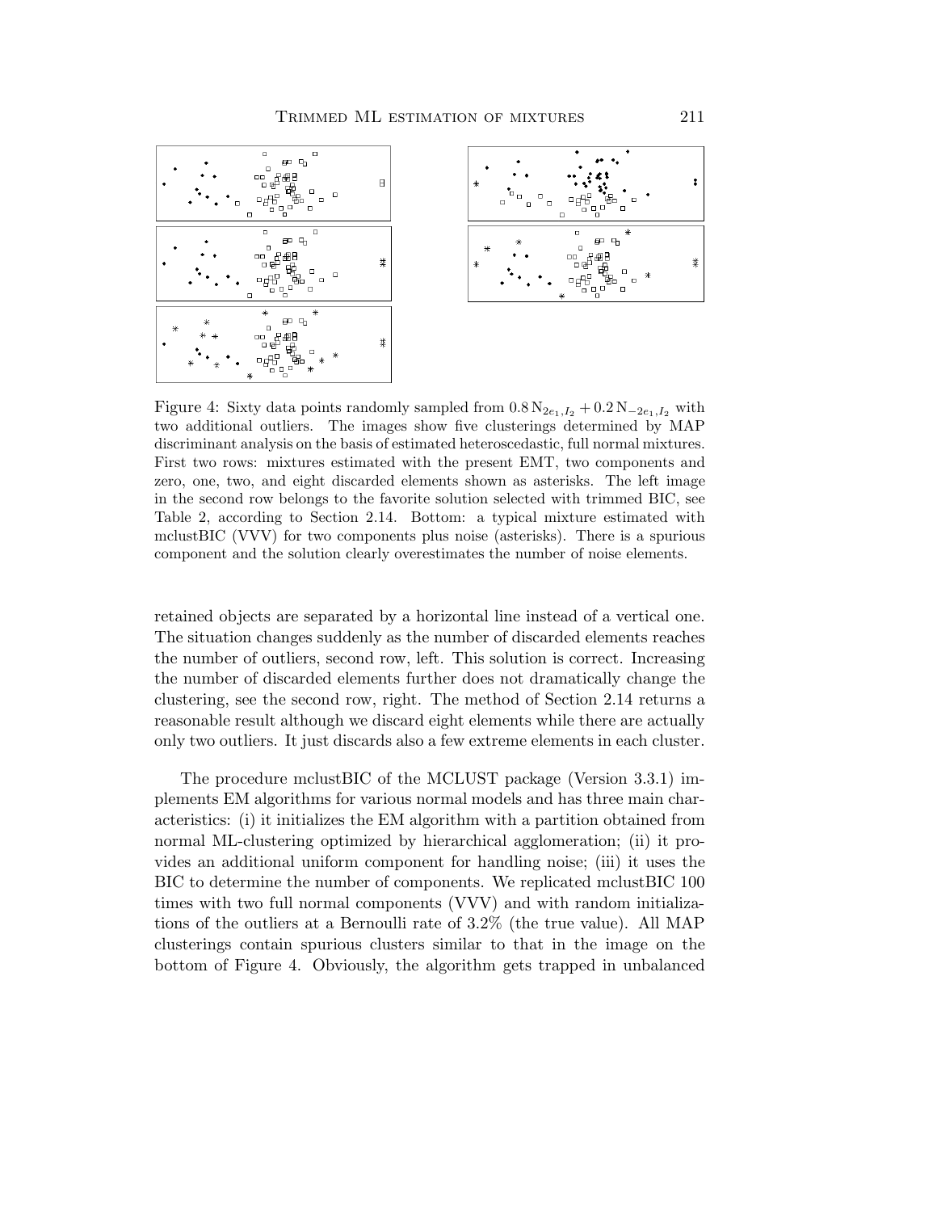Figure 4: Sixty data points randomly sampled from $0.8\,\mathrm{N}_{2e_1,I_2} + 0.2\,\mathrm{N}_{-2e_1,I_2}$ with two additional outliers. The images show five clusterings determined by MAP discriminant analysis on the basis of estimated heteroscedastic, full normal mixtures. First two rows: mixtures estimated with the present EMT, two components and zero, one, two, and eight discarded elements shown as asterisks. The left image in the second row belongs to the favorite solution selected with trimmed BIC, see Table 2, according to Section 2.14. Bottom: a typical mixture estimated with mclustBIC (VVV) for two components plus noise (asterisks). There is a spurious component and the solution clearly overestimates the number of noise elements.

retained objects are separated by a horizontal line instead of a vertical one. The situation changes suddenly as the number of discarded elements reaches the number of outliers, second row, left. This solution is correct. Increasing the number of discarded elements further does not dramatically change the clustering, see the second row, right. The method of Section 2.14 returns a reasonable result although we discard eight elements while there are actually only two outliers. It just discards also a few extreme elements in each cluster.

The procedure mclustBIC of the MCLUST package (Version 3.3.1) implements EM algorithms for various normal models and has three main characteristics: (i) it initializes the EM algorithm with a partition obtained from normal ML-clustering optimized by hierarchical agglomeration; (ii) it provides an additional uniform component for handling noise; (iii) it uses the BIC to determine the number of components. We replicated mclustBIC 100 times with two full normal components (VVV) and with random initializations of the outliers at a Bernoulli rate of 3.2% (the true value). All MAP clusterings contain spurious clusters similar to that in the image on the bottom of Figure 4. Obviously, the algorithm gets trapped in unbalanced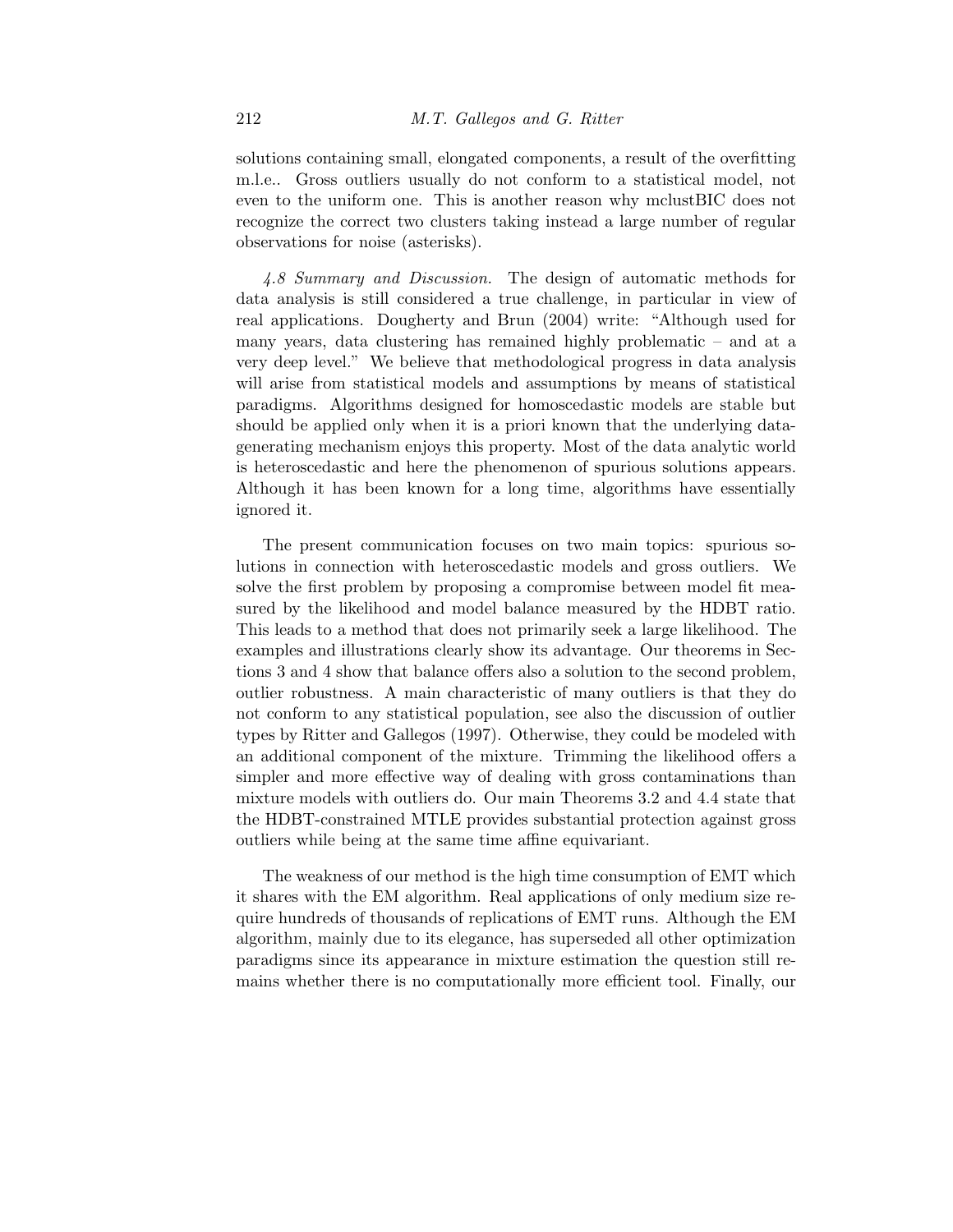solutions containing small, elongated components, a result of the overfitting m.l.e.. Gross outliers usually do not conform to a statistical model, not even to the uniform one. This is another reason why mclustBIC does not recognize the correct two clusters taking instead a large number of regular observations for noise (asterisks).

*4.8 Summary and Discussion.* The design of automatic methods for data analysis is still considered a true challenge, in particular in view of real applications. Dougherty and Brun (2004) write: "Although used for many years, data clustering has remained highly problematic – and at a very deep level." We believe that methodological progress in data analysis will arise from statistical models and assumptions by means of statistical paradigms. Algorithms designed for homoscedastic models are stable but should be applied only when it is a priori known that the underlying data-generating mechanism enjoys this property. Most of the data analytic world is heteroscedastic and here the phenomenon of spurious solutions appears. Although it has been known for a long time, algorithms have essentially ignored it.

The present communication focuses on two main topics: spurious solutions in connection with heteroscedastic models and gross outliers. We solve the first problem by proposing a compromise between model fit measured by the likelihood and model balance measured by the HDBT ratio. This leads to a method that does not primarily seek a large likelihood. The examples and illustrations clearly show its advantage. Our theorems in Sections 3 and 4 show that balance offers also a solution to the second problem, outlier robustness. A main characteristic of many outliers is that they do not conform to any statistical population, see also the discussion of outlier types by Ritter and Gallegos (1997). Otherwise, they could be modeled with an additional component of the mixture. Trimming the likelihood offers a simpler and more effective way of dealing with gross contaminations than mixture models with outliers do. Our main Theorems 3.2 and 4.4 state that the HDBT-constrained MTLE provides substantial protection against gross outliers while being at the same time affine equivariant.

The weakness of our method is the high time consumption of EMT which it shares with the EM algorithm. Real applications of only medium size require hundreds of thousands of replications of EMT runs. Although the EM algorithm, mainly due to its elegance, has superseded all other optimization paradigms since its appearance in mixture estimation the question still remains whether there is no computationally more efficient tool. Finally, our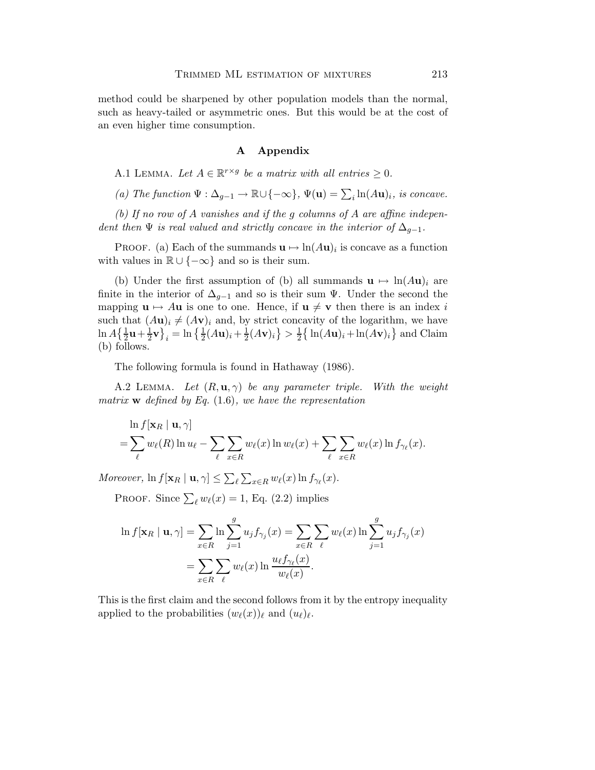method could be sharpened by other population models than the normal, such as heavy-tailed or asymmetric ones. But this would be at the cost of an even higher time consumption.

## A Appendix

A.1 Lemma. *Let $A \in \mathbb{R}^{r \times g}$ be a matrix with all entries $\geq 0$.*

*(a) The function $\Psi : \Delta_{g-1} \to \mathbb{R} \cup \{-\infty\}$, $\Psi(\mathbf{u}) = \sum_i \ln(A\mathbf{u})_i$, is concave.*

*(b) If no row of $A$ vanishes and if the $g$ columns of $A$ are affine independent then $\Psi$ is real valued and strictly concave in the interior of $\Delta_{g-1}$.*

Proof. (a) Each of the summands $\mathbf{u} \mapsto \ln(A\mathbf{u})_i$ is concave as a function with values in $\mathbb{R} \cup \{-\infty\}$ and so is their sum.

(b) Under the first assumption of (b) all summands $\mathbf{u} \mapsto \ln(A\mathbf{u})_i$ are finite in the interior of $\Delta_{g-1}$ and so is their sum $\Psi$. Under the second the mapping $\mathbf{u} \mapsto A\mathbf{u}$ is one to one. Hence, if $\mathbf{u} \neq \mathbf{v}$ then there is an index $i$ such that $(A\mathbf{u})_i \neq (A\mathbf{v})_i$ and, by strict concavity of the logarithm, we have $\ln A\big\{\frac{1}{2}\mathbf{u} + \frac{1}{2}\mathbf{v}\big\}_i = \ln\big\{\frac{1}{2}(A\mathbf{u})_i + \frac{1}{2}(A\mathbf{v})_i\big\} > \frac{1}{2}\big\{\ln(A\mathbf{u})_i + \ln(A\mathbf{v})_i\big\}$ and Claim (b) follows.

The following formula is found in Hathaway (1986).

A.2 Lemma. *Let $(R, \mathbf{u}, \gamma)$ be any parameter triple. With the weight matrix $\mathbf{w}$ defined by Eq. (1.6), we have the representation*

$$
\begin{aligned}
&\ln f[\mathbf{x}_R \mid \mathbf{u}, \gamma] \\
&= \sum_\ell w_\ell(R) \ln u_\ell - \sum_\ell \sum_{x \in R} w_\ell(x) \ln w_\ell(x) + \sum_\ell \sum_{x \in R} w_\ell(x) \ln f_{\gamma_\ell}(x).
\end{aligned}
$$

*Moreover,* $\ln f[\mathbf{x}_R \mid \mathbf{u}, \gamma] \leq \sum_\ell \sum_{x \in R} w_\ell(x) \ln f_{\gamma_\ell}(x)$.

Proof. Since $\sum_\ell w_\ell(x) = 1$, Eq. (2.2) implies

$$
\begin{aligned}
\ln f[\mathbf{x}_R \mid \mathbf{u}, \gamma] &= \sum_{x \in R} \ln \sum_{j=1}^{g} u_j f_{\gamma_j}(x) = \sum_{x \in R} \sum_\ell w_\ell(x) \ln \sum_{j=1}^{g} u_j f_{\gamma_j}(x) \\
&= \sum_{x \in R} \sum_\ell w_\ell(x) \ln \frac{u_\ell f_{\gamma_\ell}(x)}{w_\ell(x)}.
\end{aligned}
$$

This is the first claim and the second follows from it by the entropy inequality applied to the probabilities $(w_\ell(x))_\ell$ and $(u_\ell)_\ell$.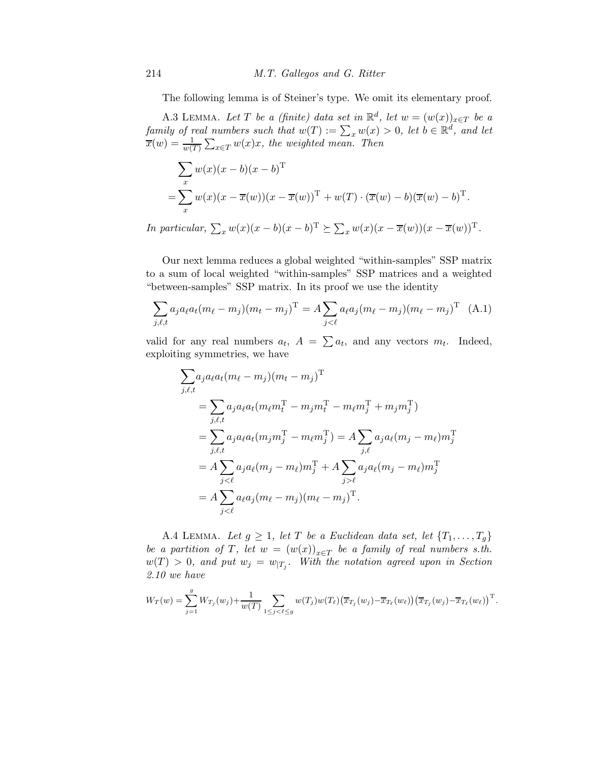The following lemma is of Steiner's type. We omit its elementary proof.

A.3 Lemma. *Let $T$ be a (finite) data set in $\mathbb{R}^d$, let $w = (w(x))_{x\in T}$ be a family of real numbers such that $w(T) := \sum_x w(x) > 0$, let $b \in \mathbb{R}^d$, and let $\overline{x}(w) = \frac{1}{w(T)}\sum_{x\in T} w(x)x$, the weighted mean. Then*

$$
\begin{aligned}
&\sum_x w(x)(x-b)(x-b)^{\mathrm{T}} \\
&= \sum_x w(x)(x-\overline{x}(w))(x-\overline{x}(w))^{\mathrm{T}} + w(T)\cdot(\overline{x}(w)-b)(\overline{x}(w)-b)^{\mathrm{T}}.
\end{aligned}
$$

*In particular, $\sum_x w(x)(x-b)(x-b)^{\mathrm{T}} \succeq \sum_x w(x)(x-\overline{x}(w))(x-\overline{x}(w))^{\mathrm{T}}$.*

Our next lemma reduces a global weighted "within-samples" SSP matrix to a sum of local weighted "within-samples" SSP matrices and a weighted "between-samples" SSP matrix. In its proof we use the identity

$$
\sum_{j,\ell,t} a_j a_\ell a_t (m_\ell - m_j)(m_t - m_j)^{\mathrm{T}} = A \sum_{j<\ell} a_\ell a_j (m_\ell - m_j)(m_\ell - m_j)^{\mathrm{T}} \quad \text{(A.1)}
$$

valid for any real numbers $a_t$, $A = \sum a_t$, and any vectors $m_t$. Indeed, exploiting symmetries, we have

$$
\begin{aligned}
\sum_{j,\ell,t} & a_j a_\ell a_t (m_\ell - m_j)(m_t - m_j)^{\mathrm{T}} \\
&= \sum_{j,\ell,t} a_j a_\ell a_t (m_\ell m_t^{\mathrm{T}} - m_j m_t^{\mathrm{T}} - m_\ell m_j^{\mathrm{T}} + m_j m_j^{\mathrm{T}}) \\
&= \sum_{j,\ell,t} a_j a_\ell a_t (m_j m_j^{\mathrm{T}} - m_\ell m_j^{\mathrm{T}}) = A \sum_{j,\ell} a_j a_\ell (m_j - m_\ell) m_j^{\mathrm{T}} \\
&= A \sum_{j<\ell} a_j a_\ell (m_j - m_\ell) m_j^{\mathrm{T}} + A \sum_{j>\ell} a_j a_\ell (m_j - m_\ell) m_j^{\mathrm{T}} \\
&= A \sum_{j<\ell} a_\ell a_j (m_\ell - m_j)(m_\ell - m_j)^{\mathrm{T}}.
\end{aligned}
$$

A.4 Lemma. *Let $g \geq 1$, let $T$ be a Euclidean data set, let $\{T_1, \ldots, T_g\}$ be a partition of $T$, let $w = (w(x))_{x\in T}$ be a family of real numbers s.th. $w(T) > 0$, and put $w_j = w_{|T_j}$. With the notation agreed upon in Section 2.10 we have*

$$
W_T(w) = \sum_{j=1}^{g} W_{T_j}(w_j) + \frac{1}{w(T)} \sum_{1\leq j<\ell\leq g} w(T_j)w(T_\ell)\big(\overline{x}_{T_j}(w_j) - \overline{x}_{T_\ell}(w_\ell)\big)\big(\overline{x}_{T_j}(w_j) - \overline{x}_{T_\ell}(w_\ell)\big)^{\mathrm{T}}.
$$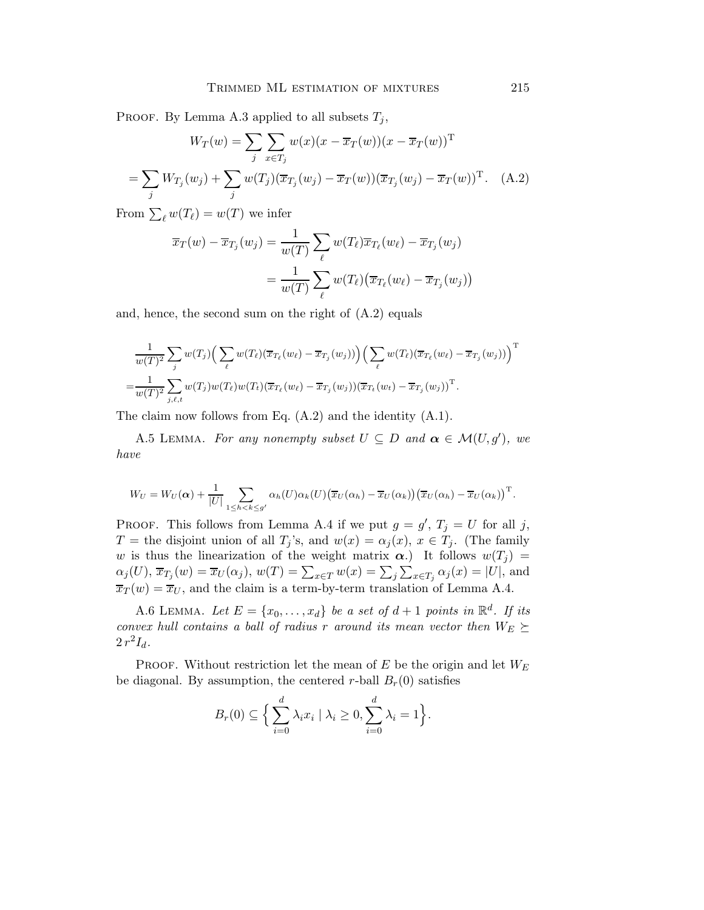Proof. By Lemma A.3 applied to all subsets $T_j$,

$$
\begin{aligned}
W_T(w) &= \sum_j \sum_{x \in T_j} w(x)(x - \overline{x}_T(w))(x - \overline{x}_T(w))^{\mathrm{T}} \\
&= \sum_j W_{T_j}(w_j) + \sum_j w(T_j)(\overline{x}_{T_j}(w_j) - \overline{x}_T(w))(\overline{x}_{T_j}(w_j) - \overline{x}_T(w))^{\mathrm{T}}. \quad \text{(A.2)}
\end{aligned}
$$

From $\sum_\ell w(T_\ell) = w(T)$ we infer

$$
\begin{aligned}
\overline{x}_T(w) - \overline{x}_{T_j}(w_j) &= \frac{1}{w(T)} \sum_\ell w(T_\ell)\overline{x}_{T_\ell}(w_\ell) - \overline{x}_{T_j}(w_j) \\
&= \frac{1}{w(T)} \sum_\ell w(T_\ell)\big(\overline{x}_{T_\ell}(w_\ell) - \overline{x}_{T_j}(w_j)\big)
\end{aligned}
$$

and, hence, the second sum on the right of (A.2) equals

$$
\begin{aligned}
&\frac{1}{w(T)^2} \sum_j w(T_j)\Big(\sum_\ell w(T_\ell)(\overline{x}_{T_\ell}(w_\ell) - \overline{x}_{T_j}(w_j))\Big)\Big(\sum_\ell w(T_\ell)(\overline{x}_{T_\ell}(w_\ell) - \overline{x}_{T_j}(w_j))\Big)^{\mathrm{T}} \\
=&\frac{1}{w(T)^2} \sum_{j,\ell,t} w(T_j)w(T_\ell)w(T_t)(\overline{x}_{T_\ell}(w_\ell) - \overline{x}_{T_j}(w_j))(\overline{x}_{T_t}(w_t) - \overline{x}_{T_j}(w_j))^{\mathrm{T}}.
\end{aligned}
$$

The claim now follows from Eq. (A.2) and the identity (A.1).

A.5 Lemma. *For any nonempty subset $U \subseteq D$ and $\boldsymbol{\alpha} \in \mathcal{M}(U, g')$, we have*

$$
W_U = W_U(\boldsymbol{\alpha}) + \frac{1}{|U|} \sum_{1 \le h < k \le g'} \alpha_h(U)\alpha_k(U)\big(\overline{x}_U(\alpha_h) - \overline{x}_U(\alpha_k)\big)\big(\overline{x}_U(\alpha_h) - \overline{x}_U(\alpha_k)\big)^{\mathrm{T}}.
$$

Proof. This follows from Lemma A.4 if we put $g = g'$, $T_j = U$ for all $j$, $T =$ the disjoint union of all $T_j$'s, and $w(x) = \alpha_j(x)$, $x \in T_j$. (The family $w$ is thus the linearization of the weight matrix $\boldsymbol{\alpha}$.) It follows $w(T_j) = \alpha_j(U)$, $\overline{x}_{T_j}(w) = \overline{x}_U(\alpha_j)$, $w(T) = \sum_{x \in T} w(x) = \sum_j \sum_{x \in T_j} \alpha_j(x) = |U|$, and $\overline{x}_T(w) = \overline{x}_U$, and the claim is a term-by-term translation of Lemma A.4.

A.6 Lemma. *Let $E = \{x_0, \ldots, x_d\}$ be a set of $d+1$ points in $\mathbb{R}^d$. If its convex hull contains a ball of radius $r$ around its mean vector then $W_E \succeq 2\,r^2 I_d$.*

Proof. Without restriction let the mean of $E$ be the origin and let $W_E$ be diagonal. By assumption, the centered $r$-ball $B_r(0)$ satisfies

$$
B_r(0) \subseteq \Big\{ \sum_{i=0}^d \lambda_i x_i \mid \lambda_i \ge 0, \sum_{i=0}^d \lambda_i = 1 \Big\}.
$$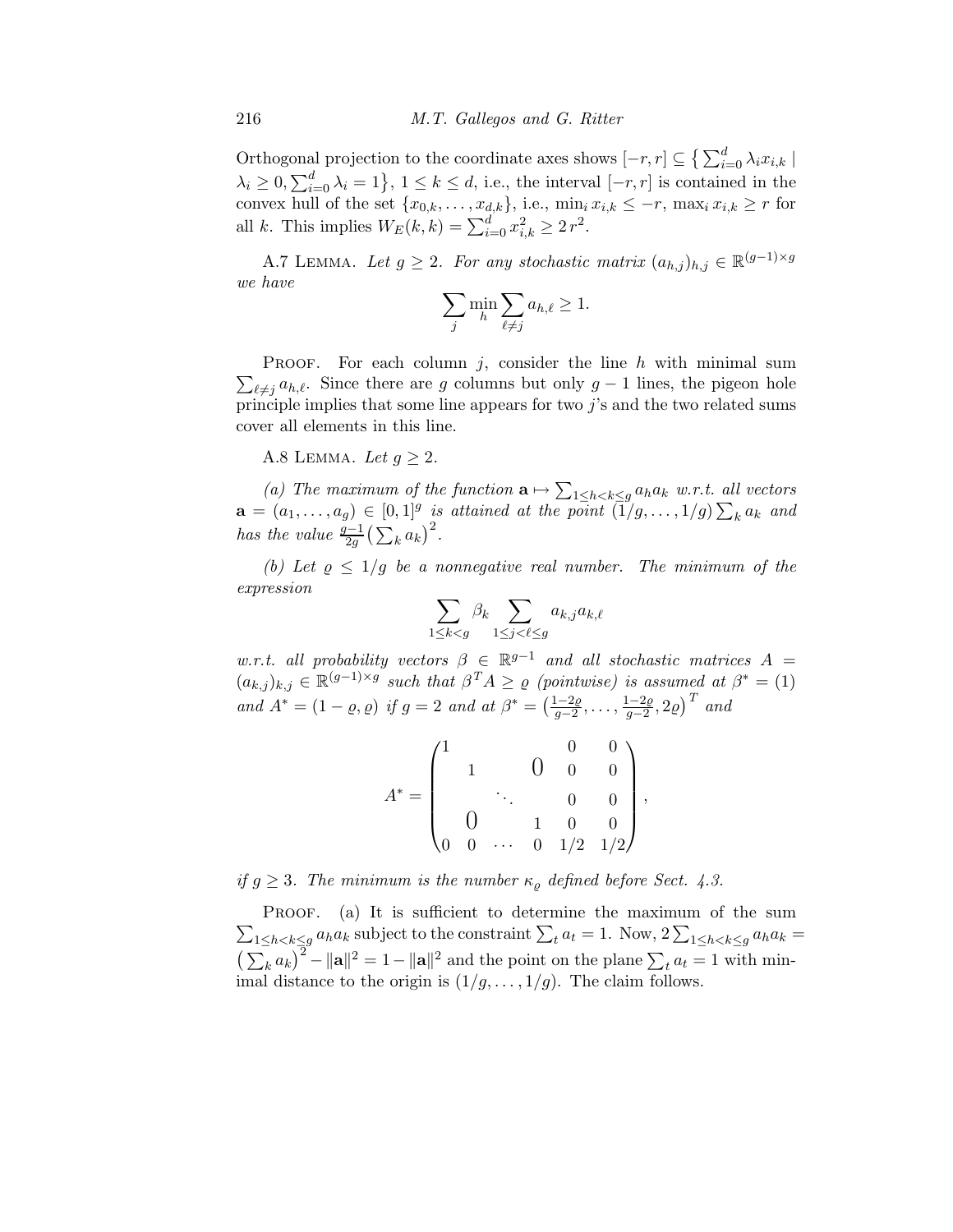Orthogonal projection to the coordinate axes shows $[-r, r] \subseteq \{ \sum_{i=0}^{d} \lambda_i x_{i,k} \mid \lambda_i \geq 0, \sum_{i=0}^{d} \lambda_i = 1 \}$, $1 \leq k \leq d$, i.e., the interval $[-r, r]$ is contained in the convex hull of the set $\{x_{0,k}, \ldots, x_{d,k}\}$, i.e., $\min_i x_{i,k} \leq -r$, $\max_i x_{i,k} \geq r$ for all $k$. This implies $W_E(k, k) = \sum_{i=0}^{d} x_{i,k}^2 \geq 2\, r^2$.

A.7 Lemma. *Let $g \geq 2$. For any stochastic matrix $(a_{h,j})_{h,j} \in \mathbb{R}^{(g-1)\times g}$ we have*

$$\sum_j \min_h \sum_{\ell \neq j} a_{h,\ell} \geq 1.$$

Proof. For each column $j$, consider the line $h$ with minimal sum $\sum_{\ell \neq j} a_{h,\ell}$. Since there are $g$ columns but only $g-1$ lines, the pigeon hole principle implies that some line appears for two $j$'s and the two related sums cover all elements in this line.

A.8 Lemma. *Let $g \geq 2$.*

*(a) The maximum of the function $\mathbf{a} \mapsto \sum_{1 \leq h < k \leq g} a_h a_k$ w.r.t. all vectors $\mathbf{a} = (a_1, \ldots, a_g) \in [0, 1]^g$ is attained at the point $(1/g, \ldots, 1/g) \sum_k a_k$ and has the value $\frac{g-1}{2g} \big( \sum_k a_k \big)^2$.*

*(b) Let $\varrho \leq 1/g$ be a nonnegative real number. The minimum of the expression*

$$\sum_{1 \leq k < g} \beta_k \sum_{1 \leq j < \ell \leq g} a_{k,j} a_{k,\ell}$$

*w.r.t. all probability vectors $\beta \in \mathbb{R}^{g-1}$ and all stochastic matrices $A = (a_{k,j})_{k,j} \in \mathbb{R}^{(g-1)\times g}$ such that $\beta^T A \geq \varrho$ (pointwise) is assumed at $\beta^* = (1)$ and $A^* = (1 - \varrho, \varrho)$ if $g = 2$ and at $\beta^* = \big( \frac{1-2\varrho}{g-2}, \ldots, \frac{1-2\varrho}{g-2}, 2\varrho \big)^T$ and*

$$A^* = \begin{pmatrix} 1 & & & & 0 & 0 \\ & 1 & & 0 & 0 & 0 \\ & & \ddots & & 0 & 0 \\ & 0 & & 1 & 0 & 0 \\ 0 & 0 & \cdots & 0 & 1/2 & 1/2 \end{pmatrix},$$

*if $g \geq 3$. The minimum is the number $\kappa_\varrho$ defined before Sect. 4.3.*

Proof. (a) It is sufficient to determine the maximum of the sum $\sum_{1 \leq h < k \leq g} a_h a_k$ subject to the constraint $\sum_t a_t = 1$. Now, $2 \sum_{1 \leq h < k \leq g} a_h a_k = \big( \sum_k a_k \big)^2 - \|\mathbf{a}\|^2 = 1 - \|\mathbf{a}\|^2$ and the point on the plane $\sum_t a_t = 1$ with minimal distance to the origin is $(1/g, \ldots, 1/g)$. The claim follows.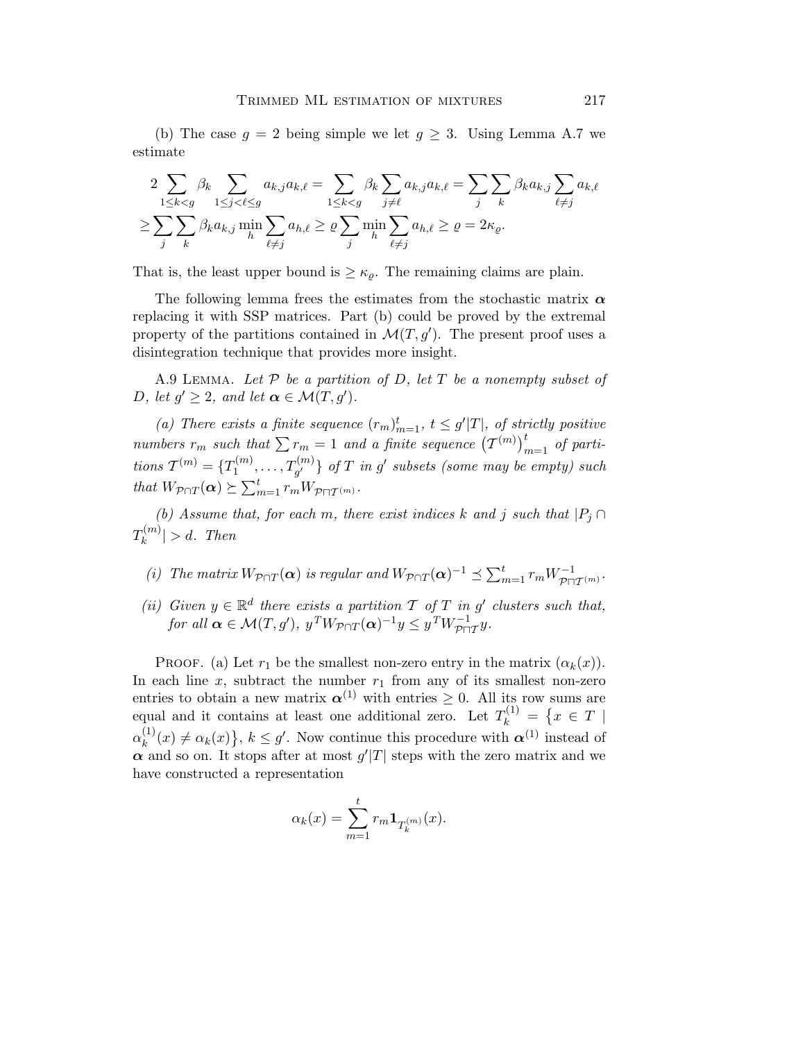(b) The case $g = 2$ being simple we let $g \geq 3$. Using Lemma A.7 we estimate

$$
\begin{aligned}
2 \sum_{1 \leq k < g} \beta_k \sum_{1 \leq j < \ell \leq g} a_{k,j} a_{k,\ell} &= \sum_{1 \leq k < g} \beta_k \sum_{j \neq \ell} a_{k,j} a_{k,\ell} = \sum_j \sum_k \beta_k a_{k,j} \sum_{\ell \neq j} a_{k,\ell} \\
&\geq \sum_j \sum_k \beta_k a_{k,j} \min_h \sum_{\ell \neq j} a_{h,\ell} \geq \varrho \sum_j \min_h \sum_{\ell \neq j} a_{h,\ell} \geq \varrho = 2\kappa_\varrho.
\end{aligned}
$$

That is, the least upper bound is $\geq \kappa_\varrho$. The remaining claims are plain.

The following lemma frees the estimates from the stochastic matrix $\boldsymbol{\alpha}$ replacing it with SSP matrices. Part (b) could be proved by the extremal property of the partitions contained in $\mathcal{M}(T, g')$. The present proof uses a disintegration technique that provides more insight.

A.9 Lemma. *Let $\mathcal{P}$ be a partition of $D$, let $T$ be a nonempty subset of $D$, let $g' \geq 2$, and let $\boldsymbol{\alpha} \in \mathcal{M}(T, g')$.*

*(a) There exists a finite sequence $(r_m)_{m=1}^t$, $t \leq g'|T|$, of strictly positive numbers $r_m$ such that $\sum r_m = 1$ and a finite sequence $\left(\mathcal{T}^{(m)}\right)_{m=1}^t$ of partitions $\mathcal{T}^{(m)} = \{T_1^{(m)}, \ldots, T_{g'}^{(m)}\}$ of $T$ in $g'$ subsets (some may be empty) such that $W_{\mathcal{P} \cap T}(\boldsymbol{\alpha}) \succeq \sum_{m=1}^t r_m W_{\mathcal{P} \sqcap \mathcal{T}^{(m)}}$.*

*(b) Assume that, for each $m$, there exist indices $k$ and $j$ such that $|P_j \cap T_k^{(m)}| > d$. Then*

- *(i) The matrix $W_{\mathcal{P} \cap T}(\boldsymbol{\alpha})$ is regular and $W_{\mathcal{P} \cap T}(\boldsymbol{\alpha})^{-1} \preceq \sum_{m=1}^t r_m W^{-1}_{\mathcal{P} \sqcap \mathcal{T}^{(m)}}$.*
- *(ii) Given $y \in \mathbb{R}^d$ there exists a partition $\mathcal{T}$ of $T$ in $g'$ clusters such that, for all $\boldsymbol{\alpha} \in \mathcal{M}(T, g')$, $y^T W_{\mathcal{P} \cap T}(\boldsymbol{\alpha})^{-1} y \leq y^T W^{-1}_{\mathcal{P} \sqcap \mathcal{T}} y$.*

Proof. (a) Let $r_1$ be the smallest non-zero entry in the matrix $(\alpha_k(x))$. In each line $x$, subtract the number $r_1$ from any of its smallest non-zero entries to obtain a new matrix $\boldsymbol{\alpha}^{(1)}$ with entries $\geq 0$. All its row sums are equal and it contains at least one additional zero. Let $T_k^{(1)} = \{x \in T \mid \alpha_k^{(1)}(x) \neq \alpha_k(x)\}$, $k \leq g'$. Now continue this procedure with $\boldsymbol{\alpha}^{(1)}$ instead of $\boldsymbol{\alpha}$ and so on. It stops after at most $g'|T|$ steps with the zero matrix and we have constructed a representation

$$
\alpha_k(x) = \sum_{m=1}^t r_m \mathbf{1}_{T_k^{(m)}}(x).
$$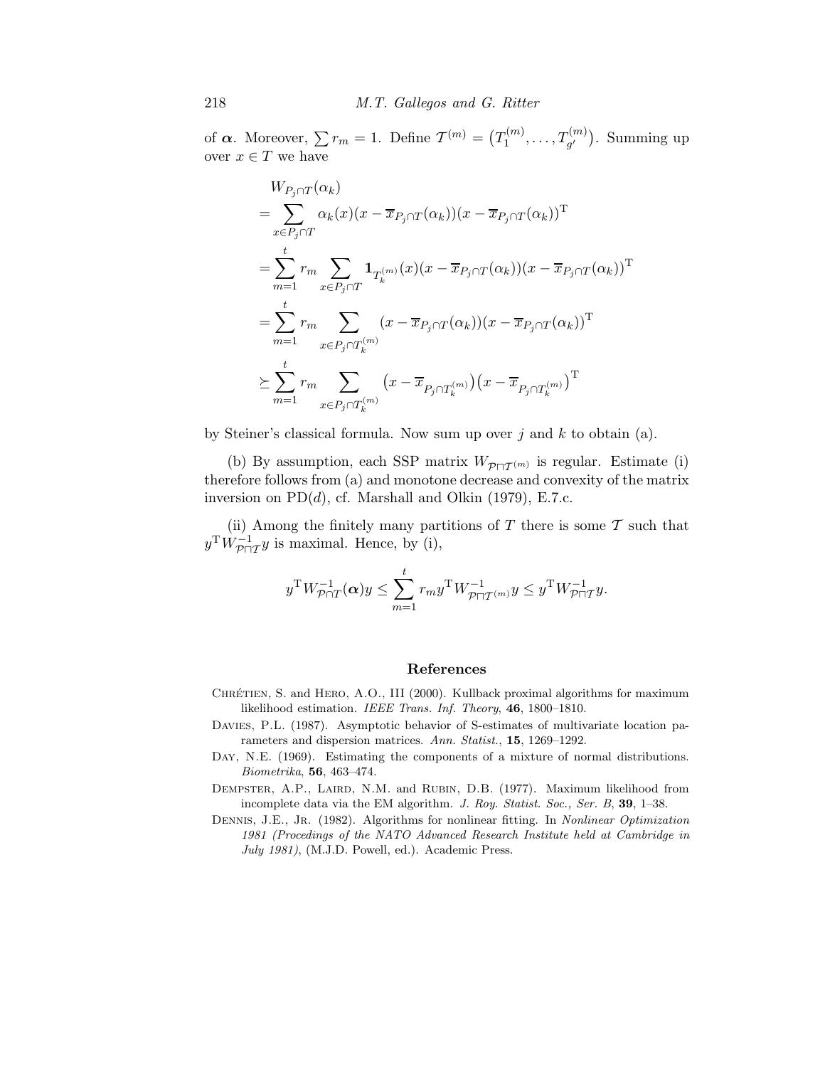of $\boldsymbol{\alpha}$. Moreover, $\sum r_m = 1$. Define $\mathcal{T}^{(m)} = \big(T_1^{(m)}, \ldots, T_{g'}^{(m)}\big)$. Summing up over $x \in T$ we have

$$
\begin{aligned}
&W_{P_j \cap T}(\alpha_k) \\
&= \sum_{x \in P_j \cap T} \alpha_k(x)(x - \overline{x}_{P_j \cap T}(\alpha_k))(x - \overline{x}_{P_j \cap T}(\alpha_k))^{\mathrm{T}} \\
&= \sum_{m=1}^{t} r_m \sum_{x \in P_j \cap T} \mathbf{1}_{T_k^{(m)}}(x)(x - \overline{x}_{P_j \cap T}(\alpha_k))(x - \overline{x}_{P_j \cap T}(\alpha_k))^{\mathrm{T}} \\
&= \sum_{m=1}^{t} r_m \sum_{x \in P_j \cap T_k^{(m)}} (x - \overline{x}_{P_j \cap T}(\alpha_k))(x - \overline{x}_{P_j \cap T}(\alpha_k))^{\mathrm{T}} \\
&\succeq \sum_{m=1}^{t} r_m \sum_{x \in P_j \cap T_k^{(m)}} \big(x - \overline{x}_{P_j \cap T_k^{(m)}}\big)\big(x - \overline{x}_{P_j \cap T_k^{(m)}}\big)^{\mathrm{T}}
\end{aligned}
$$

by Steiner's classical formula. Now sum up over $j$ and $k$ to obtain (a).

(b) By assumption, each SSP matrix $W_{\mathcal{P} \sqcap \mathcal{T}^{(m)}}$ is regular. Estimate (i) therefore follows from (a) and monotone decrease and convexity of the matrix inversion on $\mathrm{PD}(d)$, cf. Marshall and Olkin (1979), E.7.c.

(ii) Among the finitely many partitions of $T$ there is some $\mathcal{T}$ such that $y^{\mathrm{T}} W_{\mathcal{P} \sqcap \mathcal{T}}^{-1} y$ is maximal. Hence, by (i),

$$
y^{\mathrm{T}} W_{\mathcal{P} \cap T}^{-1}(\boldsymbol{\alpha}) y \le \sum_{m=1}^{t} r_m y^{\mathrm{T}} W_{\mathcal{P} \sqcap \mathcal{T}^{(m)}}^{-1} y \le y^{\mathrm{T}} W_{\mathcal{P} \sqcap \mathcal{T}}^{-1} y.
$$

## References

Chrétien, S. and Hero, A.O., III (2000). Kullback proximal algorithms for maximum likelihood estimation. *IEEE Trans. Inf. Theory*, **46**, 1800–1810.

Davies, P.L. (1987). Asymptotic behavior of S-estimates of multivariate location parameters and dispersion matrices. *Ann. Statist.*, **15**, 1269–1292.

Day, N.E. (1969). Estimating the components of a mixture of normal distributions. *Biometrika*, **56**, 463–474.

Dempster, A.P., Laird, N.M. and Rubin, D.B. (1977). Maximum likelihood from incomplete data via the EM algorithm. *J. Roy. Statist. Soc., Ser. B*, **39**, 1–38.

Dennis, J.E., Jr. (1982). Algorithms for nonlinear fitting. In *Nonlinear Optimization 1981 (Procedings of the NATO Advanced Research Institute held at Cambridge in July 1981)*, (M.J.D. Powell, ed.). Academic Press.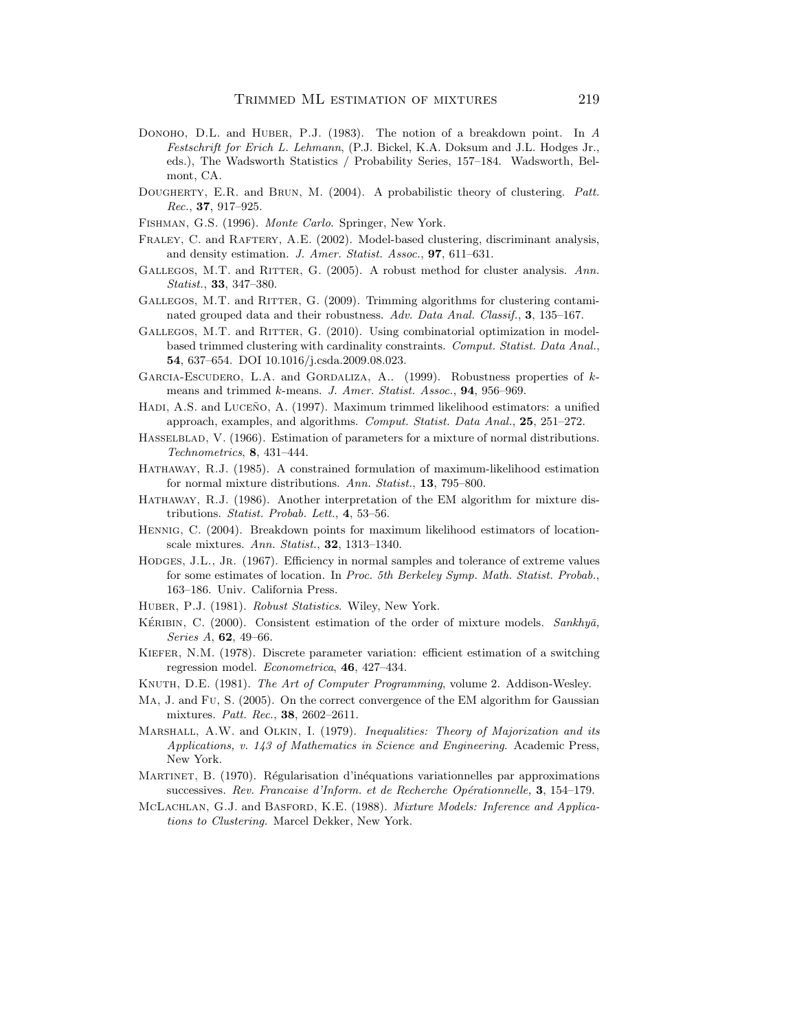Donoho, D.L. and Huber, P.J. (1983). The notion of a breakdown point. In *A Festschrift for Erich L. Lehmann*, (P.J. Bickel, K.A. Doksum and J.L. Hodges Jr., eds.), The Wadsworth Statistics / Probability Series, 157–184. Wadsworth, Belmont, CA.

Dougherty, E.R. and Brun, M. (2004). A probabilistic theory of clustering. *Patt. Rec.*, **37**, 917–925.

Fishman, G.S. (1996). *Monte Carlo*. Springer, New York.

Fraley, C. and Raftery, A.E. (2002). Model-based clustering, discriminant analysis, and density estimation. *J. Amer. Statist. Assoc.*, **97**, 611–631.

Gallegos, M.T. and Ritter, G. (2005). A robust method for cluster analysis. *Ann. Statist.*, **33**, 347–380.

Gallegos, M.T. and Ritter, G. (2009). Trimming algorithms for clustering contaminated grouped data and their robustness. *Adv. Data Anal. Classif.*, **3**, 135–167.

Gallegos, M.T. and Ritter, G. (2010). Using combinatorial optimization in model-based trimmed clustering with cardinality constraints. *Comput. Statist. Data Anal.*, **54**, 637–654. DOI 10.1016/j.csda.2009.08.023.

Garcia-Escudero, L.A. and Gordaliza, A.. (1999). Robustness properties of $k$-means and trimmed $k$-means. *J. Amer. Statist. Assoc.*, **94**, 956–969.

Hadi, A.S. and Luceño, A. (1997). Maximum trimmed likelihood estimators: a unified approach, examples, and algorithms. *Comput. Statist. Data Anal.*, **25**, 251–272.

Hasselblad, V. (1966). Estimation of parameters for a mixture of normal distributions. *Technometrics*, **8**, 431–444.

Hathaway, R.J. (1985). A constrained formulation of maximum-likelihood estimation for normal mixture distributions. *Ann. Statist.*, **13**, 795–800.

Hathaway, R.J. (1986). Another interpretation of the EM algorithm for mixture distributions. *Statist. Probab. Lett.*, **4**, 53–56.

Hennig, C. (2004). Breakdown points for maximum likelihood estimators of location-scale mixtures. *Ann. Statist.*, **32**, 1313–1340.

Hodges, J.L., Jr. (1967). Efficiency in normal samples and tolerance of extreme values for some estimates of location. In *Proc. 5th Berkeley Symp. Math. Statist. Probab.*, 163–186. Univ. California Press.

Huber, P.J. (1981). *Robust Statistics*. Wiley, New York.

Kéribin, C. (2000). Consistent estimation of the order of mixture models. *Sankhyā, Series A*, **62**, 49–66.

Kiefer, N.M. (1978). Discrete parameter variation: efficient estimation of a switching regression model. *Econometrica*, **46**, 427–434.

Knuth, D.E. (1981). *The Art of Computer Programming*, volume 2. Addison-Wesley.

Ma, J. and Fu, S. (2005). On the correct convergence of the EM algorithm for Gaussian mixtures. *Patt. Rec.*, **38**, 2602–2611.

Marshall, A.W. and Olkin, I. (1979). *Inequalities: Theory of Majorization and its Applications, v. 143 of Mathematics in Science and Engineering*. Academic Press, New York.

Martinet, B. (1970). Régularisation d'inéquations variationnelles par approximations successives. *Rev. Francaise d'Inform. et de Recherche Opérationnelle,* **3**, 154–179.

McLachlan, G.J. and Basford, K.E. (1988). *Mixture Models: Inference and Applications to Clustering.* Marcel Dekker, New York.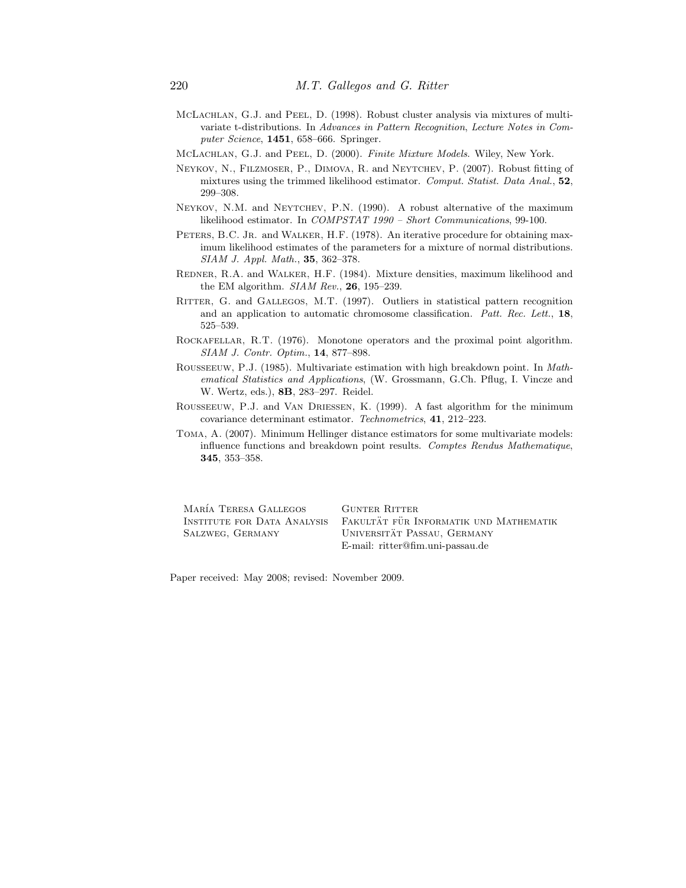McLachlan, G.J. and Peel, D. (1998). Robust cluster analysis via mixtures of multivariate t-distributions. In *Advances in Pattern Recognition*, *Lecture Notes in Computer Science*, **1451**, 658–666. Springer.

McLachlan, G.J. and Peel, D. (2000). *Finite Mixture Models*. Wiley, New York.

Neykov, N., Filzmoser, P., Dimova, R. and Neytchev, P. (2007). Robust fitting of mixtures using the trimmed likelihood estimator. *Comput. Statist. Data Anal.*, **52**, 299–308.

Neykov, N.M. and Neytchev, P.N. (1990). A robust alternative of the maximum likelihood estimator. In *COMPSTAT 1990 – Short Communications*, 99-100.

Peters, B.C. Jr. and Walker, H.F. (1978). An iterative procedure for obtaining maximum likelihood estimates of the parameters for a mixture of normal distributions. *SIAM J. Appl. Math.*, **35**, 362–378.

Redner, R.A. and Walker, H.F. (1984). Mixture densities, maximum likelihood and the EM algorithm. *SIAM Rev.*, **26**, 195–239.

Ritter, G. and Gallegos, M.T. (1997). Outliers in statistical pattern recognition and an application to automatic chromosome classification. *Patt. Rec. Lett.*, **18**, 525–539.

Rockafellar, R.T. (1976). Monotone operators and the proximal point algorithm. *SIAM J. Contr. Optim.*, **14**, 877–898.

Rousseeuw, P.J. (1985). Multivariate estimation with high breakdown point. In *Mathematical Statistics and Applications*, (W. Grossmann, G.Ch. Pflug, I. Vincze and W. Wertz, eds.), **8B**, 283–297. Reidel.

Rousseeuw, P.J. and Van Driessen, K. (1999). A fast algorithm for the minimum covariance determinant estimator. *Technometrics*, **41**, 212–223.

Toma, A. (2007). Minimum Hellinger distance estimators for some multivariate models: influence functions and breakdown point results. *Comptes Rendus Mathematique*, **345**, 353–358.

María Teresa Gallegos
Institute for Data Analysis
Salzweg, Germany

Gunter Ritter
Fakultät für Informatik und Mathematik
Universität Passau, Germany
E-mail: ritter@fim.uni-passau.de

Paper received: May 2008; revised: November 2009.